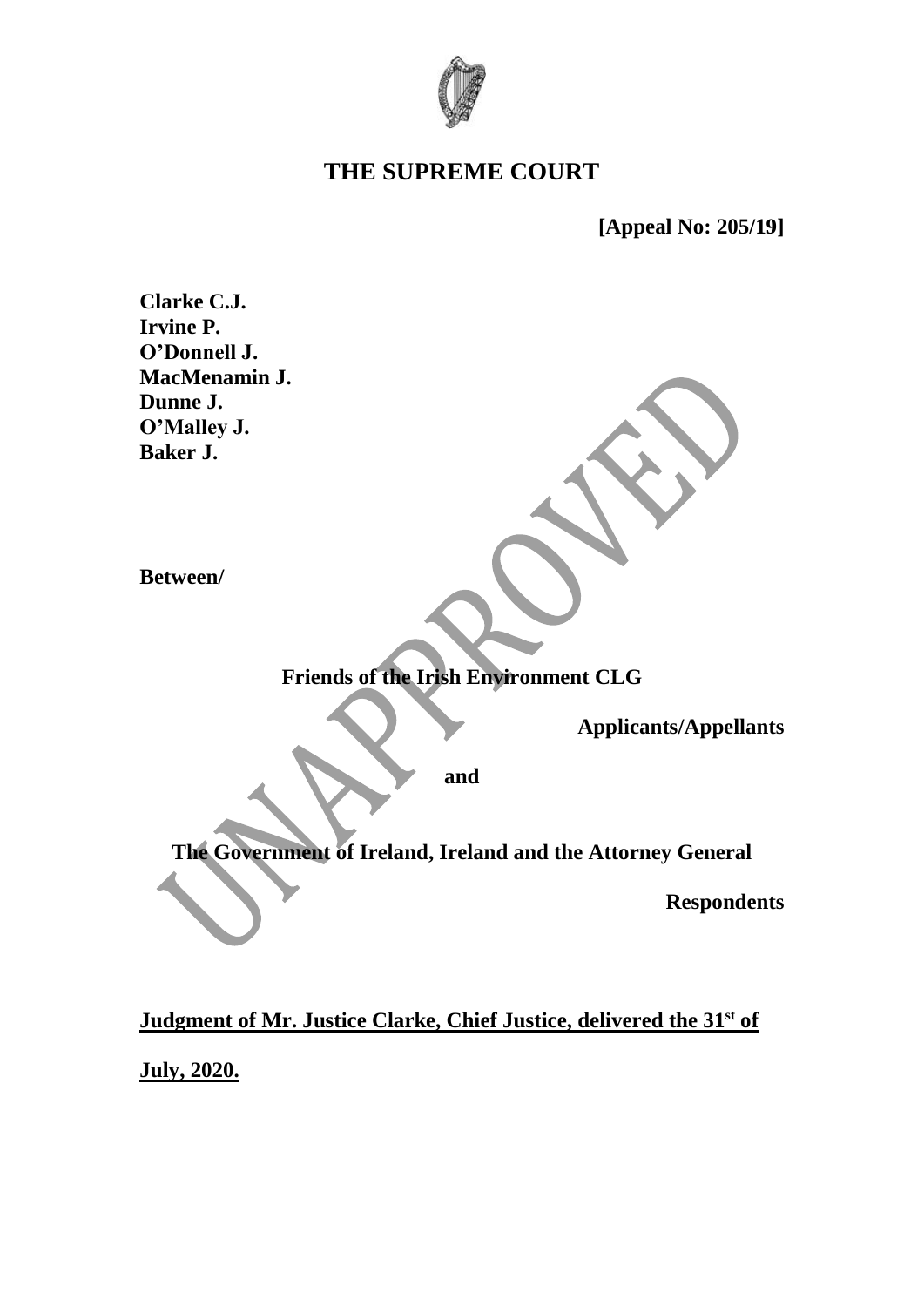# THE SUPREME COURT

**[Appeal No: 205/19]**

**Clarke C.J.**
**Irvine P.**
**O'Donnell J.**
**MacMenamin J.**
**Dunne J.**
**O'Malley J.**
**Baker J.**

**Between/**

**Friends of the Irish Environment CLG**

**Applicants/Appellants**

**and**

**The Government of Ireland, Ireland and the Attorney General**

**Respondents**

**Judgment of Mr. Justice Clarke, Chief Justice, delivered the 31st of July, 2020.**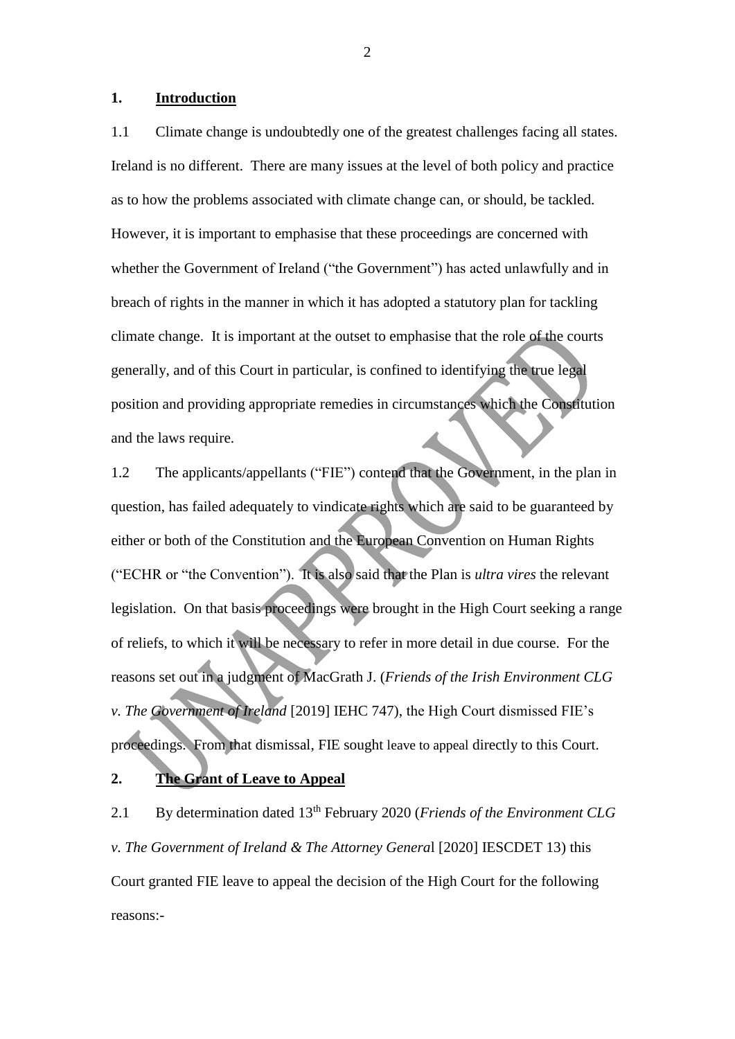## 1. Introduction

1.1 Climate change is undoubtedly one of the greatest challenges facing all states. Ireland is no different. There are many issues at the level of both policy and practice as to how the problems associated with climate change can, or should, be tackled. However, it is important to emphasise that these proceedings are concerned with whether the Government of Ireland ("the Government") has acted unlawfully and in breach of rights in the manner in which it has adopted a statutory plan for tackling climate change. It is important at the outset to emphasise that the role of the courts generally, and of this Court in particular, is confined to identifying the true legal position and providing appropriate remedies in circumstances which the Constitution and the laws require.

1.2 The applicants/appellants ("FIE") contend that the Government, in the plan in question, has failed adequately to vindicate rights which are said to be guaranteed by either or both of the Constitution and the European Convention on Human Rights ("ECHR or "the Convention"). It is also said that the Plan is *ultra vires* the relevant legislation. On that basis proceedings were brought in the High Court seeking a range of reliefs, to which it will be necessary to refer in more detail in due course. For the reasons set out in a judgment of MacGrath J. (*Friends of the Irish Environment CLG v. The Government of Ireland* [2019] IEHC 747), the High Court dismissed FIE's proceedings. From that dismissal, FIE sought leave to appeal directly to this Court.

## 2. The Grant of Leave to Appeal

2.1 By determination dated 13th February 2020 (*Friends of the Environment CLG v. The Government of Ireland & The Attorney Genera*l [2020] IESCDET 13) this Court granted FIE leave to appeal the decision of the High Court for the following reasons:-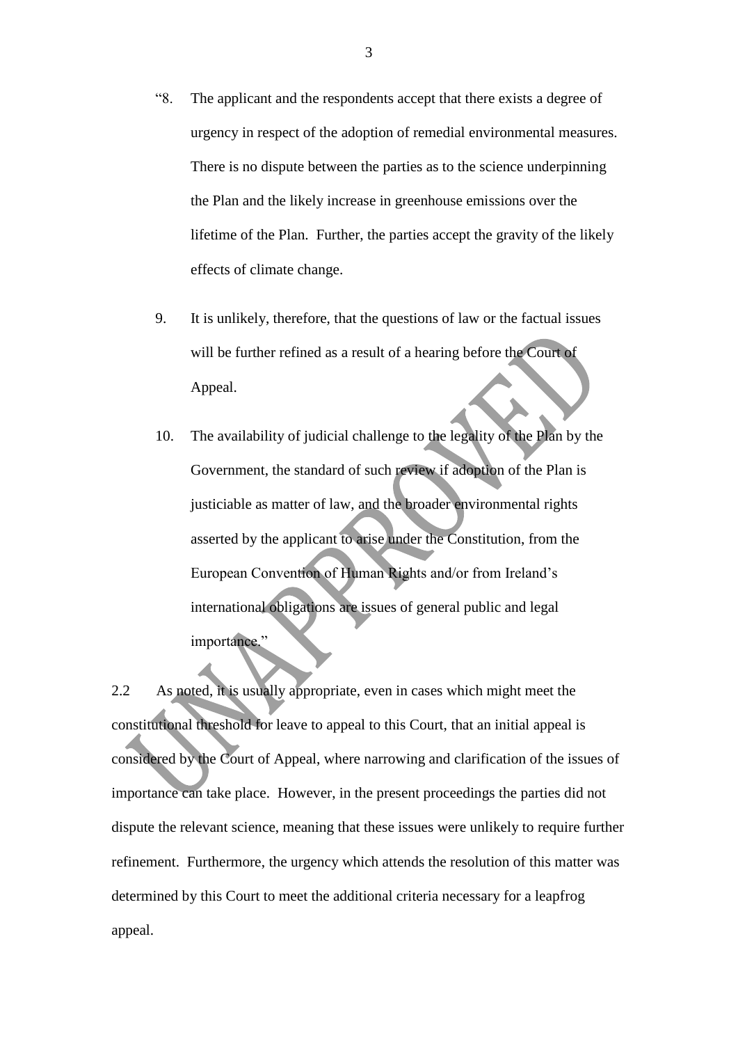"8. The applicant and the respondents accept that there exists a degree of urgency in respect of the adoption of remedial environmental measures. There is no dispute between the parties as to the science underpinning the Plan and the likely increase in greenhouse emissions over the lifetime of the Plan. Further, the parties accept the gravity of the likely effects of climate change.

9. It is unlikely, therefore, that the questions of law or the factual issues will be further refined as a result of a hearing before the Court of Appeal.

10. The availability of judicial challenge to the legality of the Plan by the Government, the standard of such review if adoption of the Plan is justiciable as matter of law, and the broader environmental rights asserted by the applicant to arise under the Constitution, from the European Convention of Human Rights and/or from Ireland's international obligations are issues of general public and legal importance."

2.2 As noted, it is usually appropriate, even in cases which might meet the constitutional threshold for leave to appeal to this Court, that an initial appeal is considered by the Court of Appeal, where narrowing and clarification of the issues of importance can take place. However, in the present proceedings the parties did not dispute the relevant science, meaning that these issues were unlikely to require further refinement. Furthermore, the urgency which attends the resolution of this matter was determined by this Court to meet the additional criteria necessary for a leapfrog appeal.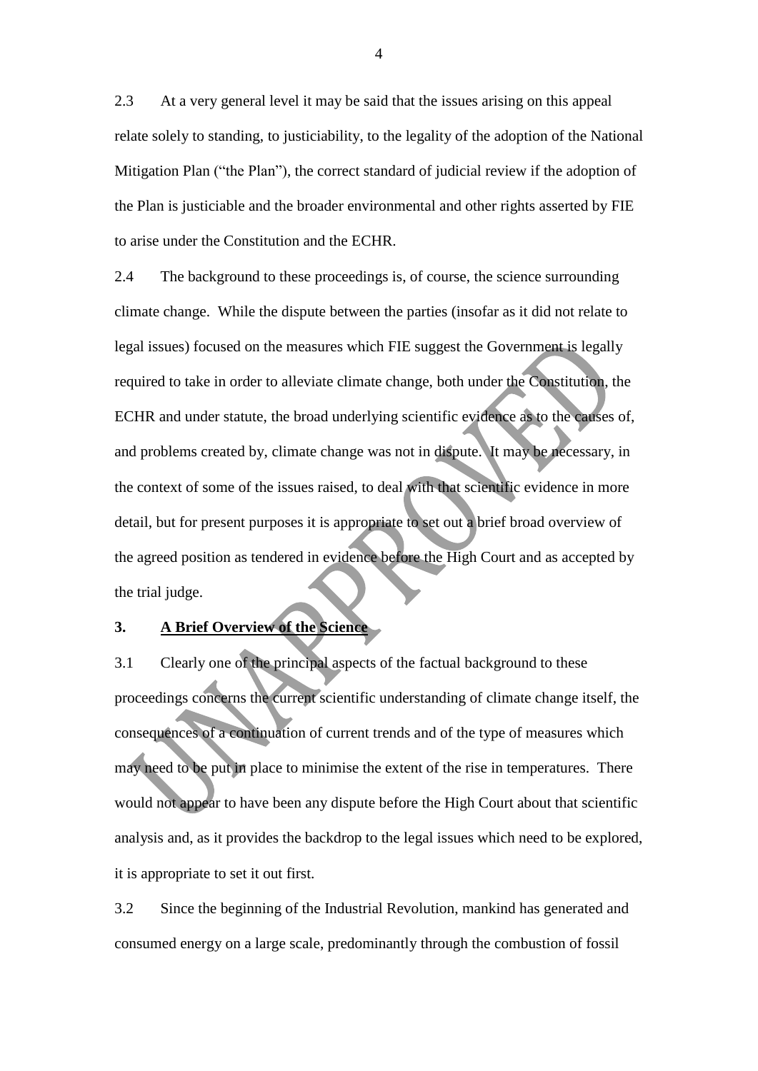2.3 At a very general level it may be said that the issues arising on this appeal relate solely to standing, to justiciability, to the legality of the adoption of the National Mitigation Plan ("the Plan"), the correct standard of judicial review if the adoption of the Plan is justiciable and the broader environmental and other rights asserted by FIE to arise under the Constitution and the ECHR.

2.4 The background to these proceedings is, of course, the science surrounding climate change. While the dispute between the parties (insofar as it did not relate to legal issues) focused on the measures which FIE suggest the Government is legally required to take in order to alleviate climate change, both under the Constitution, the ECHR and under statute, the broad underlying scientific evidence as to the causes of, and problems created by, climate change was not in dispute. It may be necessary, in the context of some of the issues raised, to deal with that scientific evidence in more detail, but for present purposes it is appropriate to set out a brief broad overview of the agreed position as tendered in evidence before the High Court and as accepted by the trial judge.

## 3. A Brief Overview of the Science

3.1 Clearly one of the principal aspects of the factual background to these proceedings concerns the current scientific understanding of climate change itself, the consequences of a continuation of current trends and of the type of measures which may need to be put in place to minimise the extent of the rise in temperatures. There would not appear to have been any dispute before the High Court about that scientific analysis and, as it provides the backdrop to the legal issues which need to be explored, it is appropriate to set it out first.

3.2 Since the beginning of the Industrial Revolution, mankind has generated and consumed energy on a large scale, predominantly through the combustion of fossil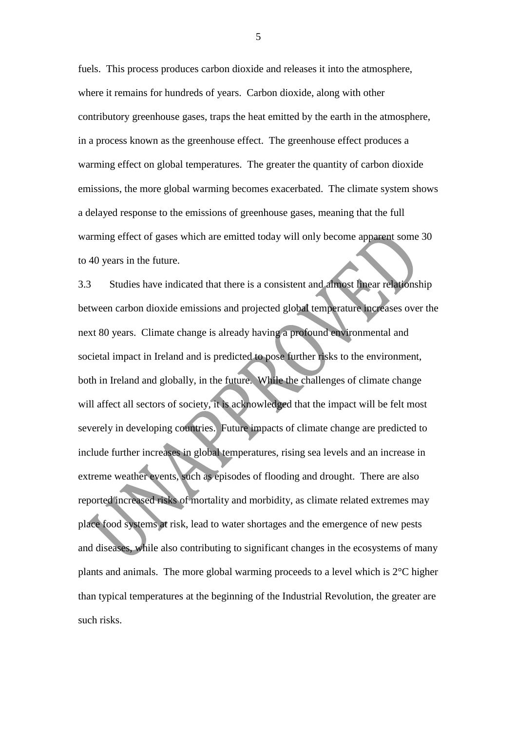fuels. This process produces carbon dioxide and releases it into the atmosphere, where it remains for hundreds of years. Carbon dioxide, along with other contributory greenhouse gases, traps the heat emitted by the earth in the atmosphere, in a process known as the greenhouse effect. The greenhouse effect produces a warming effect on global temperatures. The greater the quantity of carbon dioxide emissions, the more global warming becomes exacerbated. The climate system shows a delayed response to the emissions of greenhouse gases, meaning that the full warming effect of gases which are emitted today will only become apparent some 30 to 40 years in the future.

3.3 Studies have indicated that there is a consistent and almost linear relationship between carbon dioxide emissions and projected global temperature increases over the next 80 years. Climate change is already having a profound environmental and societal impact in Ireland and is predicted to pose further risks to the environment, both in Ireland and globally, in the future. While the challenges of climate change will affect all sectors of society, it is acknowledged that the impact will be felt most severely in developing countries. Future impacts of climate change are predicted to include further increases in global temperatures, rising sea levels and an increase in extreme weather events, such as episodes of flooding and drought. There are also reported increased risks of mortality and morbidity, as climate related extremes may place food systems at risk, lead to water shortages and the emergence of new pests and diseases, while also contributing to significant changes in the ecosystems of many plants and animals. The more global warming proceeds to a level which is 2°C higher than typical temperatures at the beginning of the Industrial Revolution, the greater are such risks.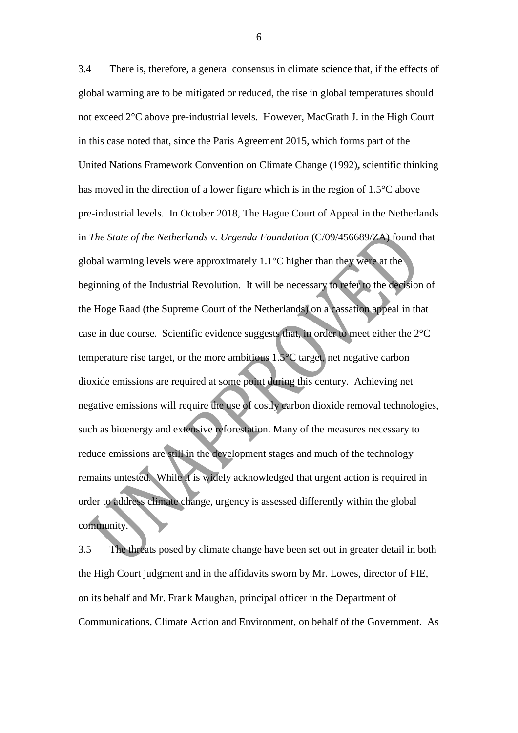3.4 There is, therefore, a general consensus in climate science that, if the effects of global warming are to be mitigated or reduced, the rise in global temperatures should not exceed 2°C above pre-industrial levels. However, MacGrath J. in the High Court in this case noted that, since the Paris Agreement 2015, which forms part of the United Nations Framework Convention on Climate Change (1992)**,** scientific thinking has moved in the direction of a lower figure which is in the region of 1.5°C above pre-industrial levels. In October 2018, The Hague Court of Appeal in the Netherlands in *The State of the Netherlands v. Urgenda Foundation* (C/09/456689/ZA) found that global warming levels were approximately 1.1°C higher than they were at the beginning of the Industrial Revolution. It will be necessary to refer to the decision of the Hoge Raad (the Supreme Court of the Netherlands) on a cassation appeal in that case in due course. Scientific evidence suggests that, in order to meet either the 2°C temperature rise target, or the more ambitious 1.5°C target, net negative carbon dioxide emissions are required at some point during this century. Achieving net negative emissions will require the use of costly carbon dioxide removal technologies, such as bioenergy and extensive reforestation. Many of the measures necessary to reduce emissions are still in the development stages and much of the technology remains untested. While it is widely acknowledged that urgent action is required in order to address climate change, urgency is assessed differently within the global community.

3.5 The threats posed by climate change have been set out in greater detail in both the High Court judgment and in the affidavits sworn by Mr. Lowes, director of FIE, on its behalf and Mr. Frank Maughan, principal officer in the Department of Communications, Climate Action and Environment, on behalf of the Government. As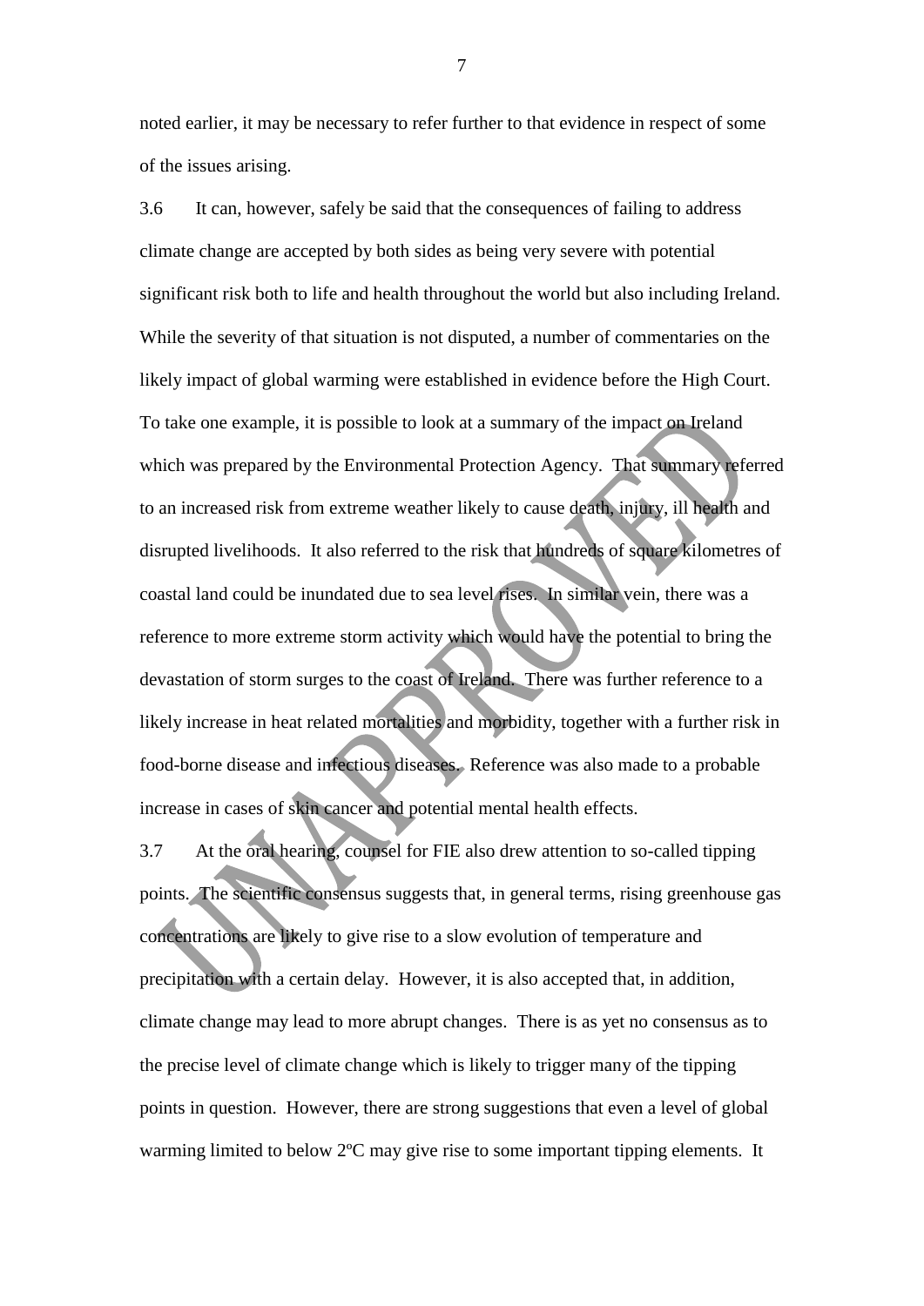noted earlier, it may be necessary to refer further to that evidence in respect of some of the issues arising.

3.6 It can, however, safely be said that the consequences of failing to address climate change are accepted by both sides as being very severe with potential significant risk both to life and health throughout the world but also including Ireland. While the severity of that situation is not disputed, a number of commentaries on the likely impact of global warming were established in evidence before the High Court. To take one example, it is possible to look at a summary of the impact on Ireland which was prepared by the Environmental Protection Agency. That summary referred to an increased risk from extreme weather likely to cause death, injury, ill health and disrupted livelihoods. It also referred to the risk that hundreds of square kilometres of coastal land could be inundated due to sea level rises. In similar vein, there was a reference to more extreme storm activity which would have the potential to bring the devastation of storm surges to the coast of Ireland. There was further reference to a likely increase in heat related mortalities and morbidity, together with a further risk in food-borne disease and infectious diseases. Reference was also made to a probable increase in cases of skin cancer and potential mental health effects.

3.7 At the oral hearing, counsel for FIE also drew attention to so-called tipping points. The scientific consensus suggests that, in general terms, rising greenhouse gas concentrations are likely to give rise to a slow evolution of temperature and precipitation with a certain delay. However, it is also accepted that, in addition, climate change may lead to more abrupt changes. There is as yet no consensus as to the precise level of climate change which is likely to trigger many of the tipping points in question. However, there are strong suggestions that even a level of global warming limited to below 2ºC may give rise to some important tipping elements. It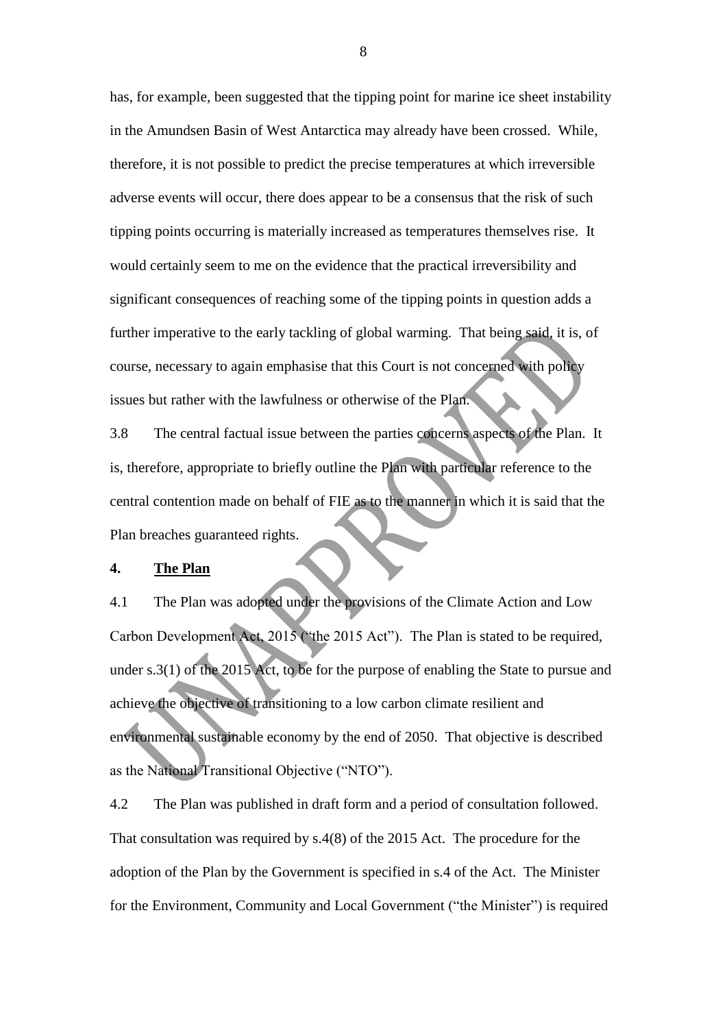has, for example, been suggested that the tipping point for marine ice sheet instability in the Amundsen Basin of West Antarctica may already have been crossed. While, therefore, it is not possible to predict the precise temperatures at which irreversible adverse events will occur, there does appear to be a consensus that the risk of such tipping points occurring is materially increased as temperatures themselves rise. It would certainly seem to me on the evidence that the practical irreversibility and significant consequences of reaching some of the tipping points in question adds a further imperative to the early tackling of global warming. That being said, it is, of course, necessary to again emphasise that this Court is not concerned with policy issues but rather with the lawfulness or otherwise of the Plan.

3.8 The central factual issue between the parties concerns aspects of the Plan. It is, therefore, appropriate to briefly outline the Plan with particular reference to the central contention made on behalf of FIE as to the manner in which it is said that the Plan breaches guaranteed rights.

## 4. The Plan

4.1 The Plan was adopted under the provisions of the Climate Action and Low Carbon Development Act, 2015 ("the 2015 Act"). The Plan is stated to be required, under s.3(1) of the 2015 Act, to be for the purpose of enabling the State to pursue and achieve the objective of transitioning to a low carbon climate resilient and environmental sustainable economy by the end of 2050. That objective is described as the National Transitional Objective ("NTO").

4.2 The Plan was published in draft form and a period of consultation followed. That consultation was required by s.4(8) of the 2015 Act. The procedure for the adoption of the Plan by the Government is specified in s.4 of the Act. The Minister for the Environment, Community and Local Government ("the Minister") is required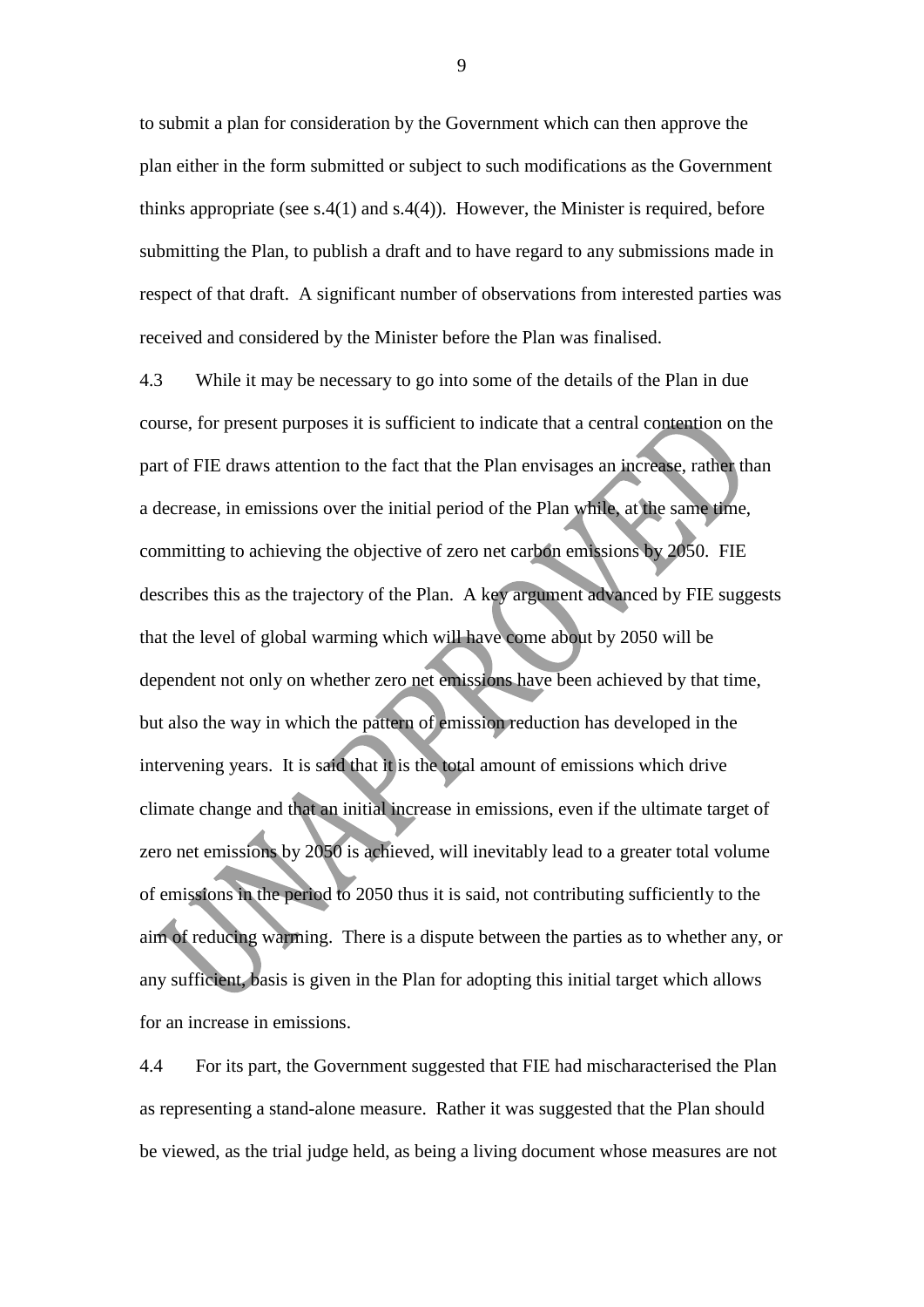to submit a plan for consideration by the Government which can then approve the plan either in the form submitted or subject to such modifications as the Government thinks appropriate (see s.4(1) and s.4(4)). However, the Minister is required, before submitting the Plan, to publish a draft and to have regard to any submissions made in respect of that draft. A significant number of observations from interested parties was received and considered by the Minister before the Plan was finalised.

4.3 While it may be necessary to go into some of the details of the Plan in due course, for present purposes it is sufficient to indicate that a central contention on the part of FIE draws attention to the fact that the Plan envisages an increase, rather than a decrease, in emissions over the initial period of the Plan while, at the same time, committing to achieving the objective of zero net carbon emissions by 2050. FIE describes this as the trajectory of the Plan. A key argument advanced by FIE suggests that the level of global warming which will have come about by 2050 will be dependent not only on whether zero net emissions have been achieved by that time, but also the way in which the pattern of emission reduction has developed in the intervening years. It is said that it is the total amount of emissions which drive climate change and that an initial increase in emissions, even if the ultimate target of zero net emissions by 2050 is achieved, will inevitably lead to a greater total volume of emissions in the period to 2050 thus it is said, not contributing sufficiently to the aim of reducing warming. There is a dispute between the parties as to whether any, or any sufficient, basis is given in the Plan for adopting this initial target which allows for an increase in emissions.

4.4 For its part, the Government suggested that FIE had mischaracterised the Plan as representing a stand-alone measure. Rather it was suggested that the Plan should be viewed, as the trial judge held, as being a living document whose measures are not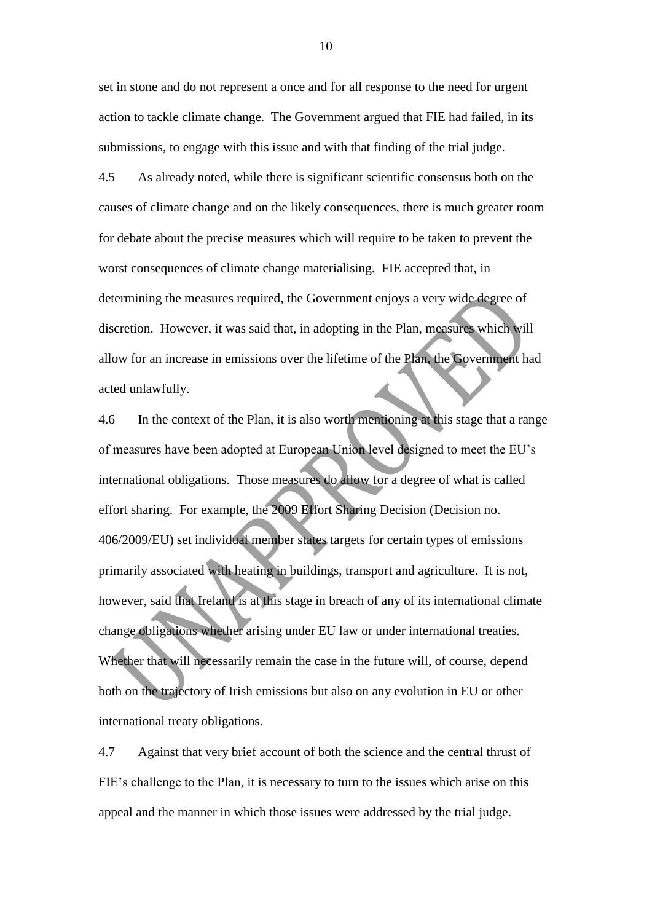set in stone and do not represent a once and for all response to the need for urgent action to tackle climate change. The Government argued that FIE had failed, in its submissions, to engage with this issue and with that finding of the trial judge.

4.5 As already noted, while there is significant scientific consensus both on the causes of climate change and on the likely consequences, there is much greater room for debate about the precise measures which will require to be taken to prevent the worst consequences of climate change materialising. FIE accepted that, in determining the measures required, the Government enjoys a very wide degree of discretion. However, it was said that, in adopting in the Plan, measures which will allow for an increase in emissions over the lifetime of the Plan, the Government had acted unlawfully.

4.6 In the context of the Plan, it is also worth mentioning at this stage that a range of measures have been adopted at European Union level designed to meet the EU's international obligations. Those measures do allow for a degree of what is called effort sharing. For example, the 2009 Effort Sharing Decision (Decision no. 406/2009/EU) set individual member states targets for certain types of emissions primarily associated with heating in buildings, transport and agriculture. It is not, however, said that Ireland is at this stage in breach of any of its international climate change obligations whether arising under EU law or under international treaties. Whether that will necessarily remain the case in the future will, of course, depend both on the trajectory of Irish emissions but also on any evolution in EU or other international treaty obligations.

4.7 Against that very brief account of both the science and the central thrust of FIE's challenge to the Plan, it is necessary to turn to the issues which arise on this appeal and the manner in which those issues were addressed by the trial judge.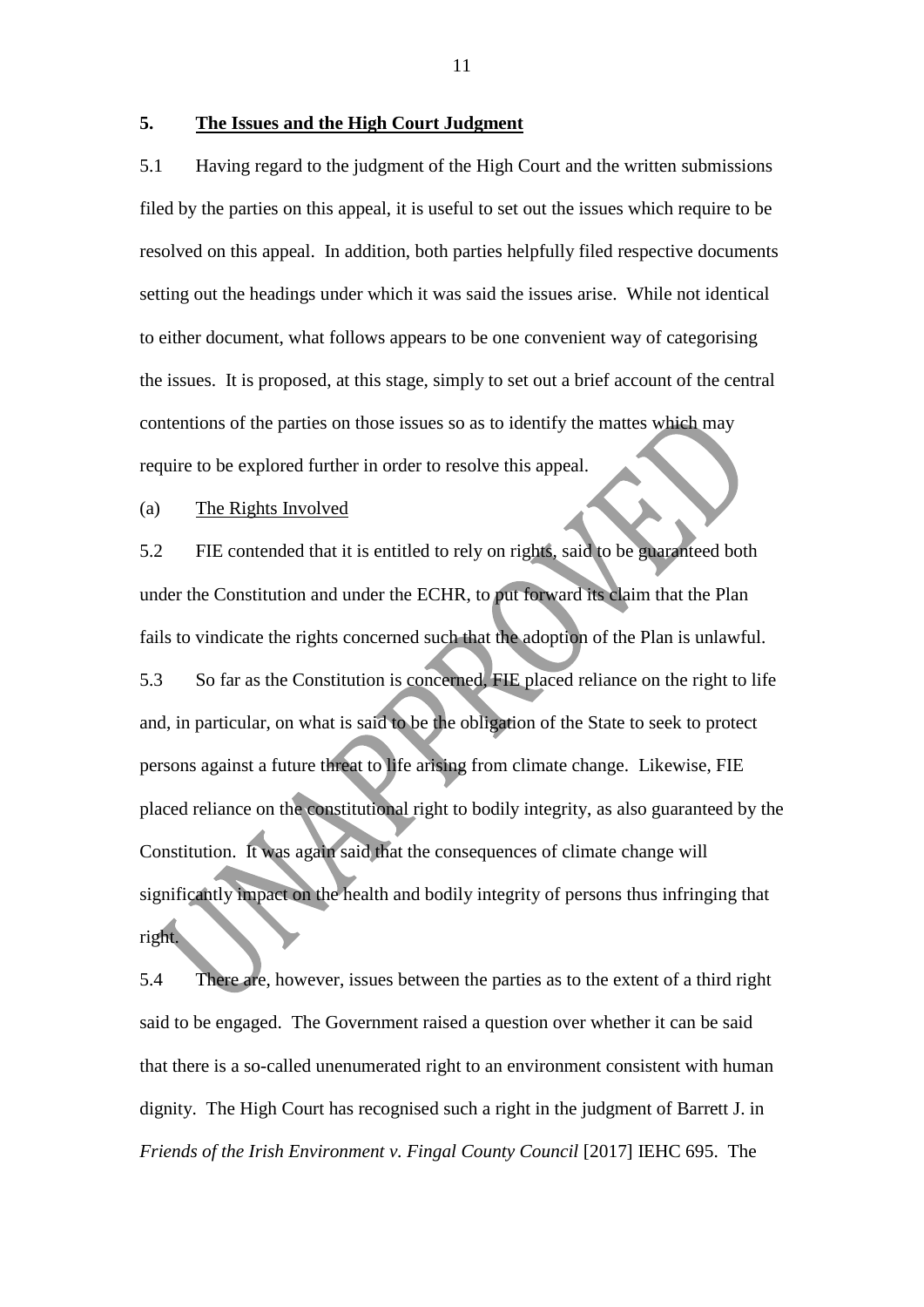## 5. The Issues and the High Court Judgment

5.1 Having regard to the judgment of the High Court and the written submissions filed by the parties on this appeal, it is useful to set out the issues which require to be resolved on this appeal. In addition, both parties helpfully filed respective documents setting out the headings under which it was said the issues arise. While not identical to either document, what follows appears to be one convenient way of categorising the issues. It is proposed, at this stage, simply to set out a brief account of the central contentions of the parties on those issues so as to identify the mattes which may require to be explored further in order to resolve this appeal.

(a) The Rights Involved

5.2 FIE contended that it is entitled to rely on rights, said to be guaranteed both under the Constitution and under the ECHR, to put forward its claim that the Plan fails to vindicate the rights concerned such that the adoption of the Plan is unlawful.

5.3 So far as the Constitution is concerned, FIE placed reliance on the right to life and, in particular, on what is said to be the obligation of the State to seek to protect persons against a future threat to life arising from climate change. Likewise, FIE placed reliance on the constitutional right to bodily integrity, as also guaranteed by the Constitution. It was again said that the consequences of climate change will significantly impact on the health and bodily integrity of persons thus infringing that right.

5.4 There are, however, issues between the parties as to the extent of a third right said to be engaged. The Government raised a question over whether it can be said that there is a so-called unenumerated right to an environment consistent with human dignity. The High Court has recognised such a right in the judgment of Barrett J. in *Friends of the Irish Environment v. Fingal County Council* [2017] IEHC 695. The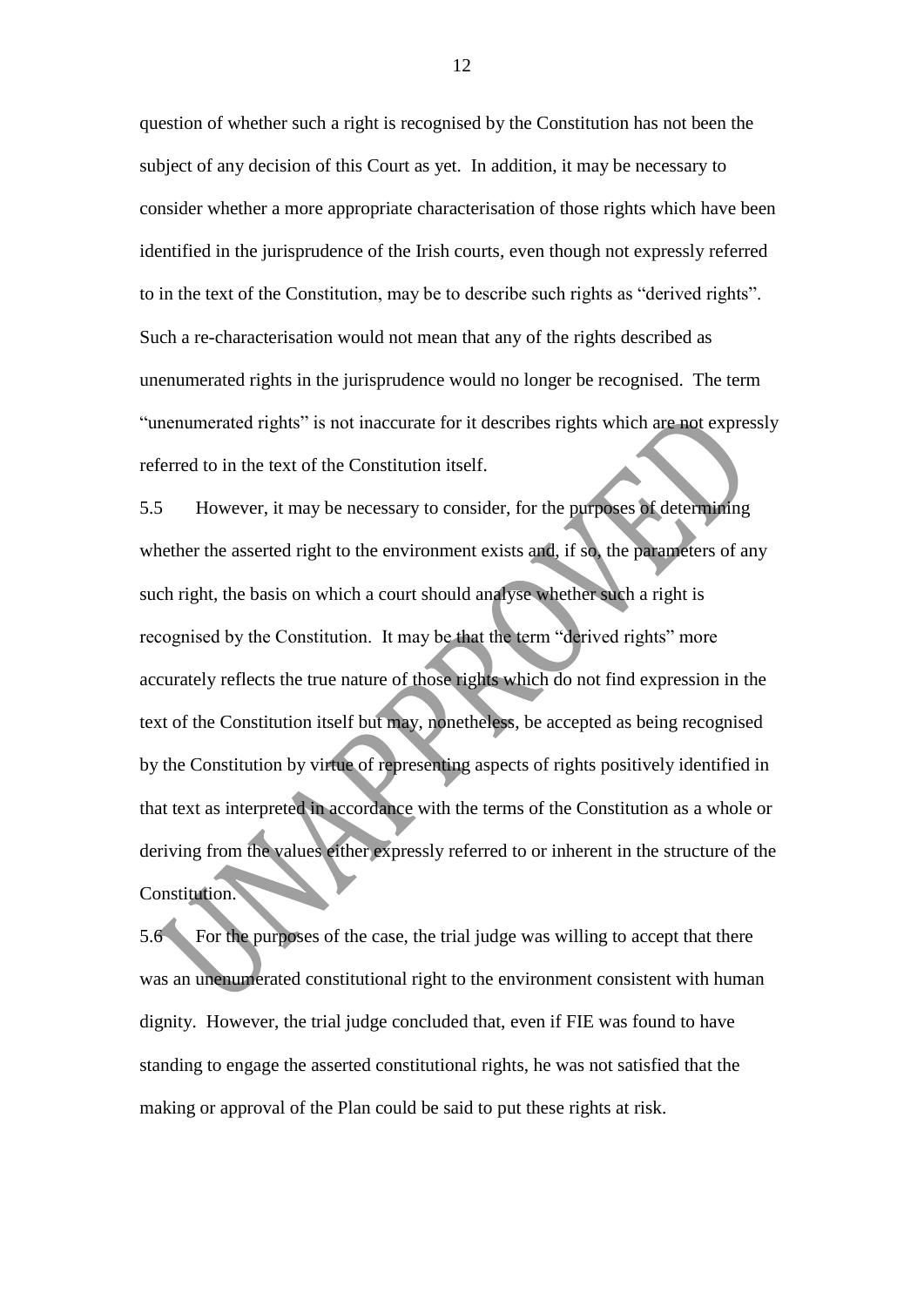question of whether such a right is recognised by the Constitution has not been the subject of any decision of this Court as yet. In addition, it may be necessary to consider whether a more appropriate characterisation of those rights which have been identified in the jurisprudence of the Irish courts, even though not expressly referred to in the text of the Constitution, may be to describe such rights as "derived rights". Such a re-characterisation would not mean that any of the rights described as unenumerated rights in the jurisprudence would no longer be recognised. The term "unenumerated rights" is not inaccurate for it describes rights which are not expressly referred to in the text of the Constitution itself.

5.5 However, it may be necessary to consider, for the purposes of determining whether the asserted right to the environment exists and, if so, the parameters of any such right, the basis on which a court should analyse whether such a right is recognised by the Constitution. It may be that the term "derived rights" more accurately reflects the true nature of those rights which do not find expression in the text of the Constitution itself but may, nonetheless, be accepted as being recognised by the Constitution by virtue of representing aspects of rights positively identified in that text as interpreted in accordance with the terms of the Constitution as a whole or deriving from the values either expressly referred to or inherent in the structure of the Constitution.

5.6 For the purposes of the case, the trial judge was willing to accept that there was an unenumerated constitutional right to the environment consistent with human dignity. However, the trial judge concluded that, even if FIE was found to have standing to engage the asserted constitutional rights, he was not satisfied that the making or approval of the Plan could be said to put these rights at risk.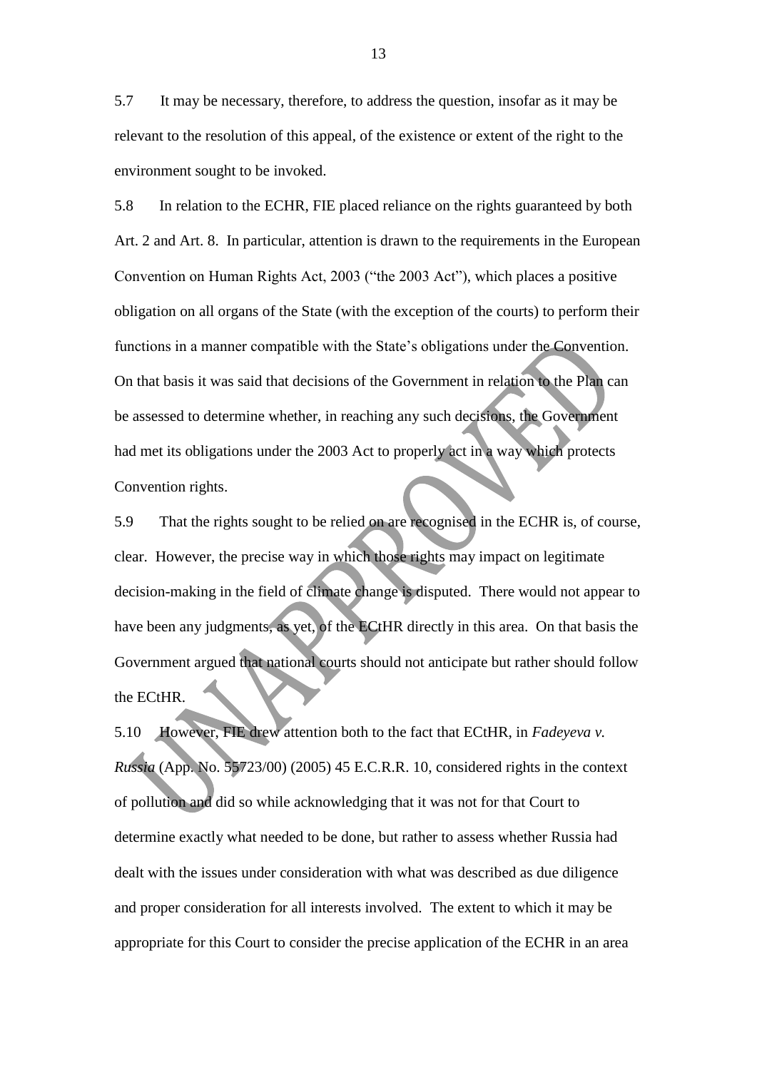5.7 It may be necessary, therefore, to address the question, insofar as it may be relevant to the resolution of this appeal, of the existence or extent of the right to the environment sought to be invoked.

5.8 In relation to the ECHR, FIE placed reliance on the rights guaranteed by both Art. 2 and Art. 8. In particular, attention is drawn to the requirements in the European Convention on Human Rights Act, 2003 ("the 2003 Act"), which places a positive obligation on all organs of the State (with the exception of the courts) to perform their functions in a manner compatible with the State's obligations under the Convention. On that basis it was said that decisions of the Government in relation to the Plan can be assessed to determine whether, in reaching any such decisions, the Government had met its obligations under the 2003 Act to properly act in a way which protects Convention rights.

5.9 That the rights sought to be relied on are recognised in the ECHR is, of course, clear. However, the precise way in which those rights may impact on legitimate decision-making in the field of climate change is disputed. There would not appear to have been any judgments, as yet, of the ECtHR directly in this area. On that basis the Government argued that national courts should not anticipate but rather should follow the ECtHR.

5.10 However, FIE drew attention both to the fact that ECtHR, in *Fadeyeva v. Russia* (App. No. 55723/00) (2005) 45 E.C.R.R. 10, considered rights in the context of pollution and did so while acknowledging that it was not for that Court to determine exactly what needed to be done, but rather to assess whether Russia had dealt with the issues under consideration with what was described as due diligence and proper consideration for all interests involved. The extent to which it may be appropriate for this Court to consider the precise application of the ECHR in an area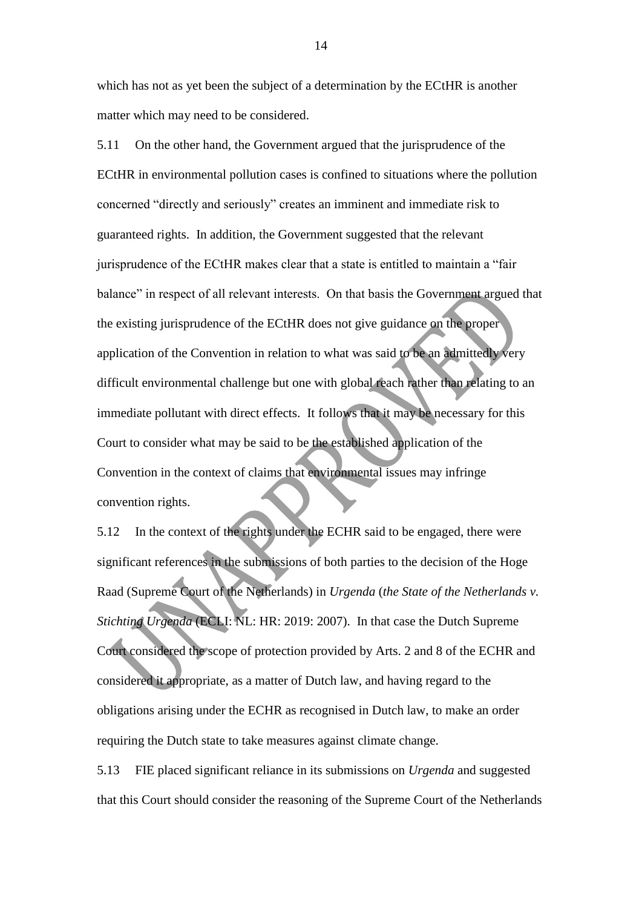which has not as yet been the subject of a determination by the ECtHR is another matter which may need to be considered.

5.11 On the other hand, the Government argued that the jurisprudence of the ECtHR in environmental pollution cases is confined to situations where the pollution concerned "directly and seriously" creates an imminent and immediate risk to guaranteed rights. In addition, the Government suggested that the relevant jurisprudence of the ECtHR makes clear that a state is entitled to maintain a "fair balance" in respect of all relevant interests. On that basis the Government argued that the existing jurisprudence of the ECtHR does not give guidance on the proper application of the Convention in relation to what was said to be an admittedly very difficult environmental challenge but one with global reach rather than relating to an immediate pollutant with direct effects. It follows that it may be necessary for this Court to consider what may be said to be the established application of the Convention in the context of claims that environmental issues may infringe convention rights.

5.12 In the context of the rights under the ECHR said to be engaged, there were significant references in the submissions of both parties to the decision of the Hoge Raad (Supreme Court of the Netherlands) in *Urgenda* (*the State of the Netherlands v. Stichting Urgenda* (ECLI: NL: HR: 2019: 2007). In that case the Dutch Supreme Court considered the scope of protection provided by Arts. 2 and 8 of the ECHR and considered it appropriate, as a matter of Dutch law, and having regard to the obligations arising under the ECHR as recognised in Dutch law, to make an order requiring the Dutch state to take measures against climate change.

5.13 FIE placed significant reliance in its submissions on *Urgenda* and suggested that this Court should consider the reasoning of the Supreme Court of the Netherlands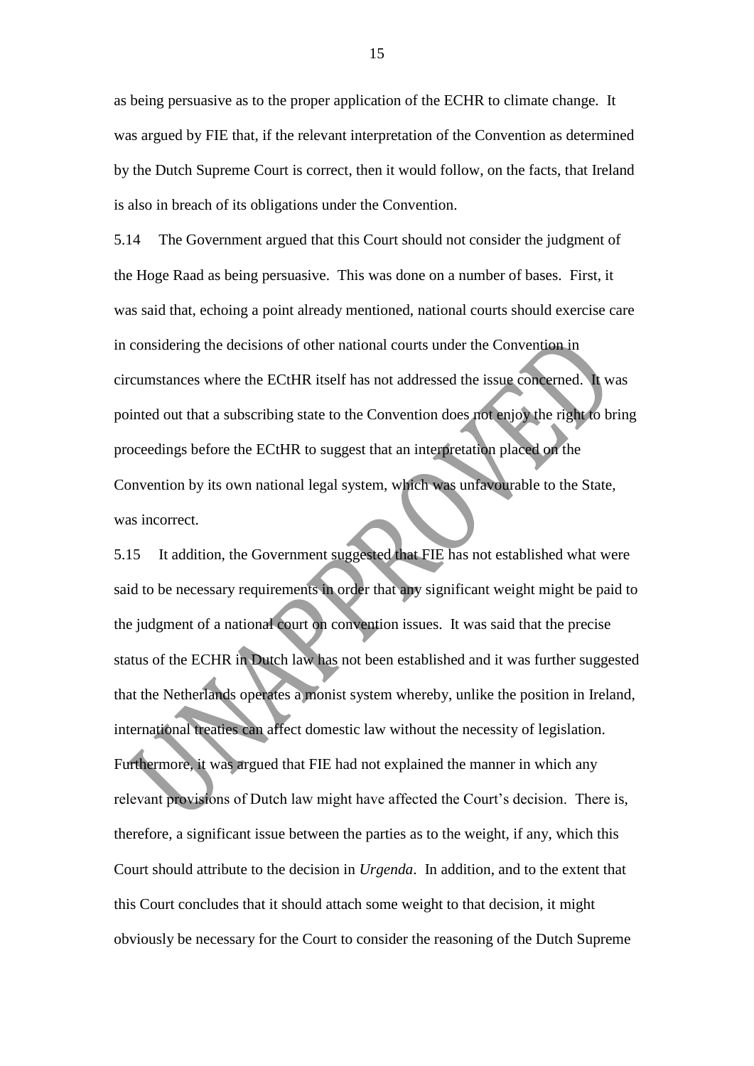as being persuasive as to the proper application of the ECHR to climate change. It was argued by FIE that, if the relevant interpretation of the Convention as determined by the Dutch Supreme Court is correct, then it would follow, on the facts, that Ireland is also in breach of its obligations under the Convention.

5.14 The Government argued that this Court should not consider the judgment of the Hoge Raad as being persuasive. This was done on a number of bases. First, it was said that, echoing a point already mentioned, national courts should exercise care in considering the decisions of other national courts under the Convention in circumstances where the ECtHR itself has not addressed the issue concerned. It was pointed out that a subscribing state to the Convention does not enjoy the right to bring proceedings before the ECtHR to suggest that an interpretation placed on the Convention by its own national legal system, which was unfavourable to the State, was incorrect.

5.15 It addition, the Government suggested that FIE has not established what were said to be necessary requirements in order that any significant weight might be paid to the judgment of a national court on convention issues. It was said that the precise status of the ECHR in Dutch law has not been established and it was further suggested that the Netherlands operates a monist system whereby, unlike the position in Ireland, international treaties can affect domestic law without the necessity of legislation. Furthermore, it was argued that FIE had not explained the manner in which any relevant provisions of Dutch law might have affected the Court's decision. There is, therefore, a significant issue between the parties as to the weight, if any, which this Court should attribute to the decision in *Urgenda*. In addition, and to the extent that this Court concludes that it should attach some weight to that decision, it might obviously be necessary for the Court to consider the reasoning of the Dutch Supreme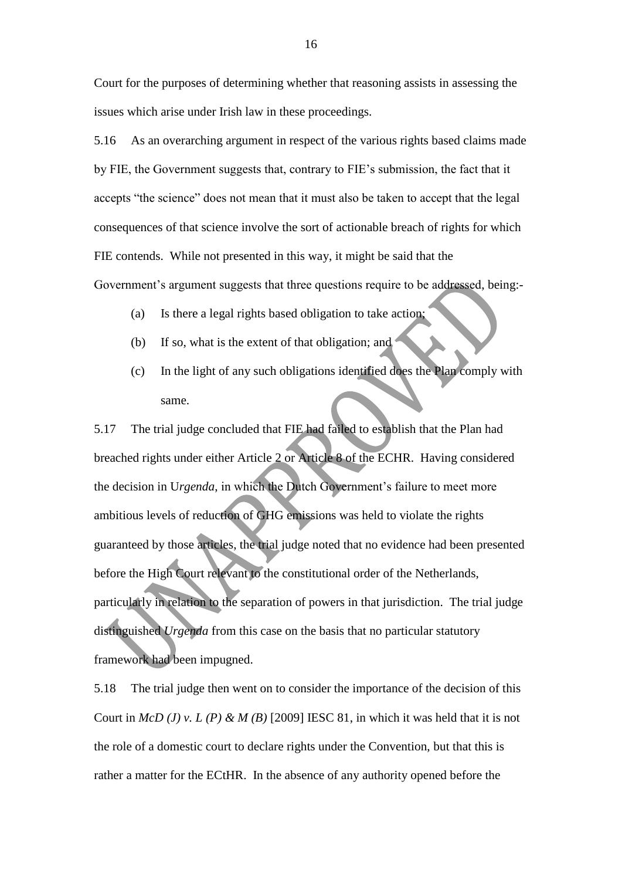Court for the purposes of determining whether that reasoning assists in assessing the issues which arise under Irish law in these proceedings.

5.16 As an overarching argument in respect of the various rights based claims made by FIE, the Government suggests that, contrary to FIE's submission, the fact that it accepts "the science" does not mean that it must also be taken to accept that the legal consequences of that science involve the sort of actionable breach of rights for which FIE contends. While not presented in this way, it might be said that the Government's argument suggests that three questions require to be addressed, being:-

(a) Is there a legal rights based obligation to take action;

(b) If so, what is the extent of that obligation; and

(c) In the light of any such obligations identified does the Plan comply with same.

5.17 The trial judge concluded that FIE had failed to establish that the Plan had breached rights under either Article 2 or Article 8 of the ECHR. Having considered the decision in U*rgenda*, in which the Dutch Government's failure to meet more ambitious levels of reduction of GHG emissions was held to violate the rights guaranteed by those articles, the trial judge noted that no evidence had been presented before the High Court relevant to the constitutional order of the Netherlands, particularly in relation to the separation of powers in that jurisdiction. The trial judge distinguished *Urgenda* from this case on the basis that no particular statutory framework had been impugned.

5.18 The trial judge then went on to consider the importance of the decision of this Court in *McD (J) v. L (P) & M (B)* [2009] IESC 81, in which it was held that it is not the role of a domestic court to declare rights under the Convention, but that this is rather a matter for the ECtHR. In the absence of any authority opened before the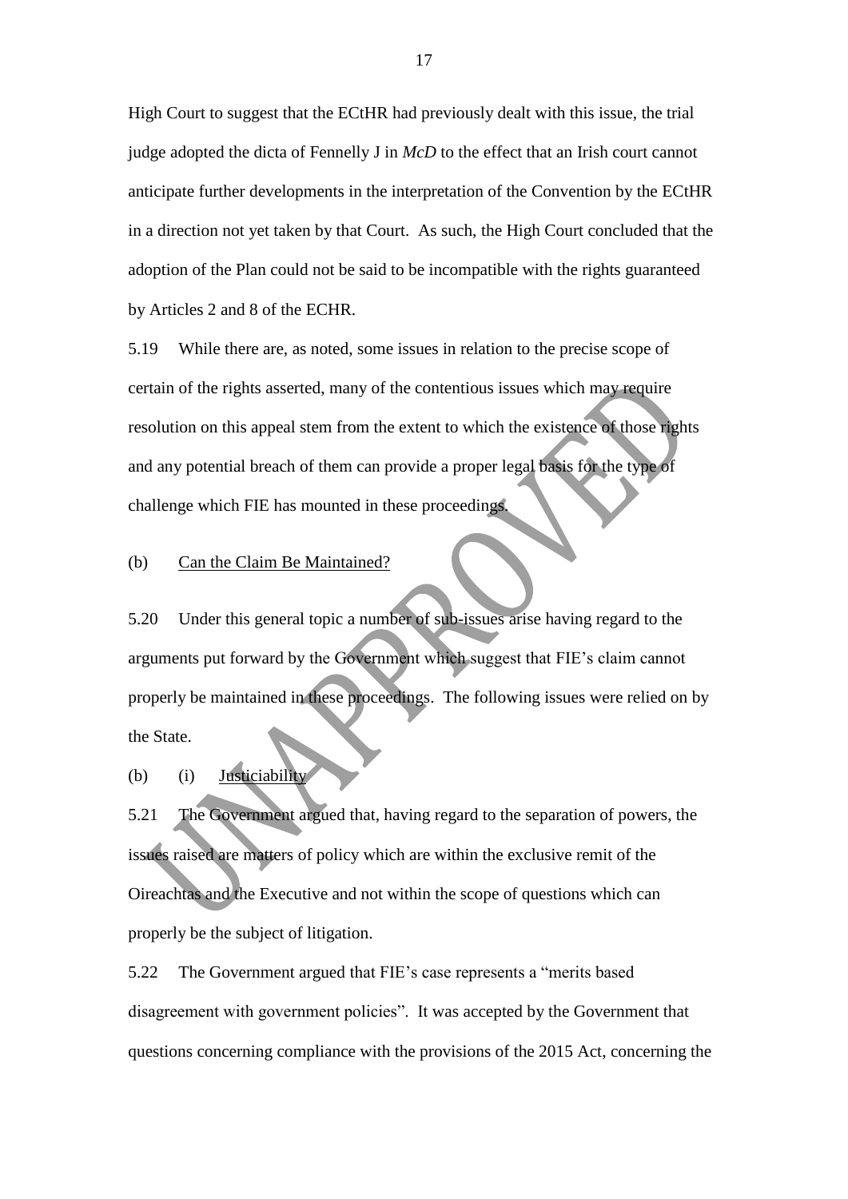High Court to suggest that the ECtHR had previously dealt with this issue, the trial judge adopted the dicta of Fennelly J in *McD* to the effect that an Irish court cannot anticipate further developments in the interpretation of the Convention by the ECtHR in a direction not yet taken by that Court. As such, the High Court concluded that the adoption of the Plan could not be said to be incompatible with the rights guaranteed by Articles 2 and 8 of the ECHR.

5.19 While there are, as noted, some issues in relation to the precise scope of certain of the rights asserted, many of the contentious issues which may require resolution on this appeal stem from the extent to which the existence of those rights and any potential breach of them can provide a proper legal basis for the type of challenge which FIE has mounted in these proceedings.

(b) <u>Can the Claim Be Maintained?</u>

5.20 Under this general topic a number of sub-issues arise having regard to the arguments put forward by the Government which suggest that FIE's claim cannot properly be maintained in these proceedings. The following issues were relied on by the State.

(b) (i) <u>Justiciability</u>

5.21 The Government argued that, having regard to the separation of powers, the issues raised are matters of policy which are within the exclusive remit of the Oireachtas and the Executive and not within the scope of questions which can properly be the subject of litigation.

5.22 The Government argued that FIE's case represents a "merits based disagreement with government policies". It was accepted by the Government that questions concerning compliance with the provisions of the 2015 Act, concerning the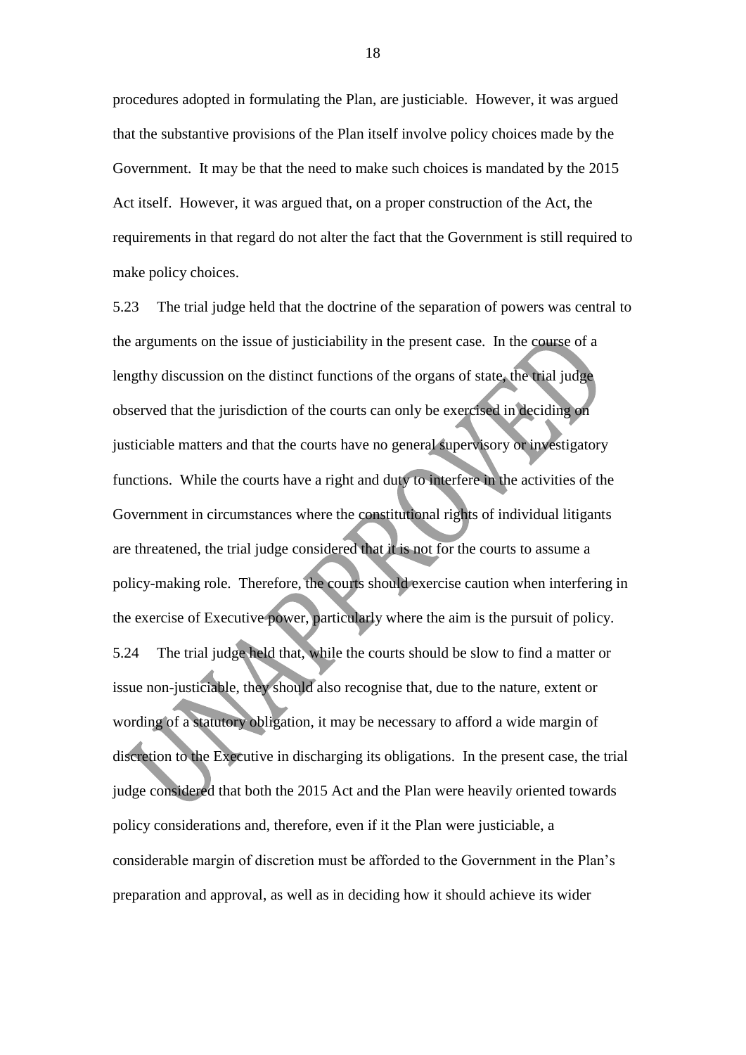procedures adopted in formulating the Plan, are justiciable. However, it was argued that the substantive provisions of the Plan itself involve policy choices made by the Government. It may be that the need to make such choices is mandated by the 2015 Act itself. However, it was argued that, on a proper construction of the Act, the requirements in that regard do not alter the fact that the Government is still required to make policy choices.

5.23 The trial judge held that the doctrine of the separation of powers was central to the arguments on the issue of justiciability in the present case. In the course of a lengthy discussion on the distinct functions of the organs of state, the trial judge observed that the jurisdiction of the courts can only be exercised in deciding on justiciable matters and that the courts have no general supervisory or investigatory functions. While the courts have a right and duty to interfere in the activities of the Government in circumstances where the constitutional rights of individual litigants are threatened, the trial judge considered that it is not for the courts to assume a policy-making role. Therefore, the courts should exercise caution when interfering in the exercise of Executive power, particularly where the aim is the pursuit of policy.

5.24 The trial judge held that, while the courts should be slow to find a matter or issue non-justiciable, they should also recognise that, due to the nature, extent or wording of a statutory obligation, it may be necessary to afford a wide margin of discretion to the Executive in discharging its obligations. In the present case, the trial judge considered that both the 2015 Act and the Plan were heavily oriented towards policy considerations and, therefore, even if it the Plan were justiciable, a considerable margin of discretion must be afforded to the Government in the Plan's preparation and approval, as well as in deciding how it should achieve its wider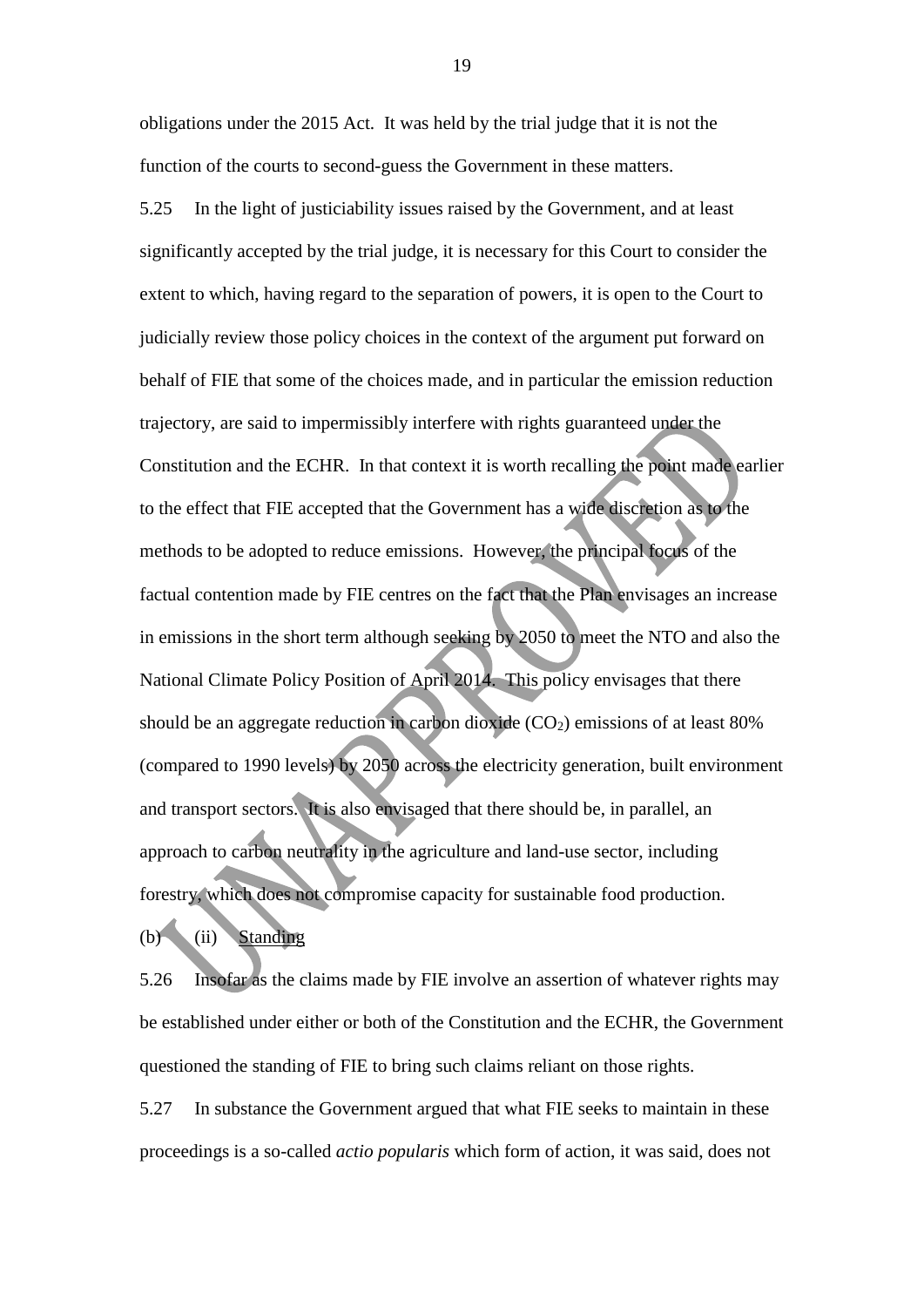obligations under the 2015 Act. It was held by the trial judge that it is not the function of the courts to second-guess the Government in these matters.

5.25 In the light of justiciability issues raised by the Government, and at least significantly accepted by the trial judge, it is necessary for this Court to consider the extent to which, having regard to the separation of powers, it is open to the Court to judicially review those policy choices in the context of the argument put forward on behalf of FIE that some of the choices made, and in particular the emission reduction trajectory, are said to impermissibly interfere with rights guaranteed under the Constitution and the ECHR. In that context it is worth recalling the point made earlier to the effect that FIE accepted that the Government has a wide discretion as to the methods to be adopted to reduce emissions. However, the principal focus of the factual contention made by FIE centres on the fact that the Plan envisages an increase in emissions in the short term although seeking by 2050 to meet the NTO and also the National Climate Policy Position of April 2014. This policy envisages that there should be an aggregate reduction in carbon dioxide ($CO_2$) emissions of at least 80% (compared to 1990 levels) by 2050 across the electricity generation, built environment and transport sectors. It is also envisaged that there should be, in parallel, an approach to carbon neutrality in the agriculture and land-use sector, including forestry, which does not compromise capacity for sustainable food production.

(b) (ii) <u>Standing</u>

5.26 Insofar as the claims made by FIE involve an assertion of whatever rights may be established under either or both of the Constitution and the ECHR, the Government questioned the standing of FIE to bring such claims reliant on those rights.

5.27 In substance the Government argued that what FIE seeks to maintain in these proceedings is a so-called *actio popularis* which form of action, it was said, does not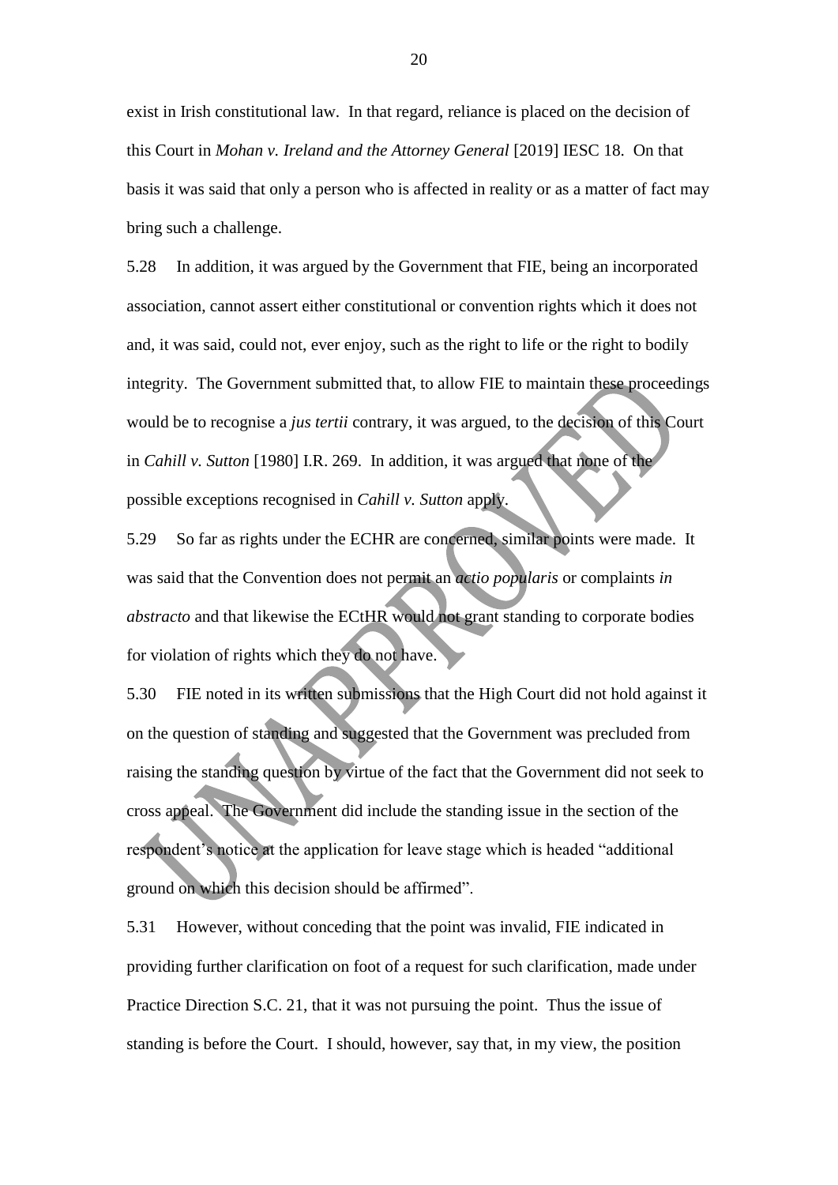exist in Irish constitutional law. In that regard, reliance is placed on the decision of this Court in *Mohan v. Ireland and the Attorney General* [2019] IESC 18. On that basis it was said that only a person who is affected in reality or as a matter of fact may bring such a challenge.

5.28 In addition, it was argued by the Government that FIE, being an incorporated association, cannot assert either constitutional or convention rights which it does not and, it was said, could not, ever enjoy, such as the right to life or the right to bodily integrity. The Government submitted that, to allow FIE to maintain these proceedings would be to recognise a *jus tertii* contrary, it was argued, to the decision of this Court in *Cahill v. Sutton* [1980] I.R. 269. In addition, it was argued that none of the possible exceptions recognised in *Cahill v. Sutton* apply.

5.29 So far as rights under the ECHR are concerned, similar points were made. It was said that the Convention does not permit an *actio popularis* or complaints *in abstracto* and that likewise the ECtHR would not grant standing to corporate bodies for violation of rights which they do not have.

5.30 FIE noted in its written submissions that the High Court did not hold against it on the question of standing and suggested that the Government was precluded from raising the standing question by virtue of the fact that the Government did not seek to cross appeal. The Government did include the standing issue in the section of the respondent's notice at the application for leave stage which is headed "additional ground on which this decision should be affirmed".

5.31 However, without conceding that the point was invalid, FIE indicated in providing further clarification on foot of a request for such clarification, made under Practice Direction S.C. 21, that it was not pursuing the point. Thus the issue of standing is before the Court. I should, however, say that, in my view, the position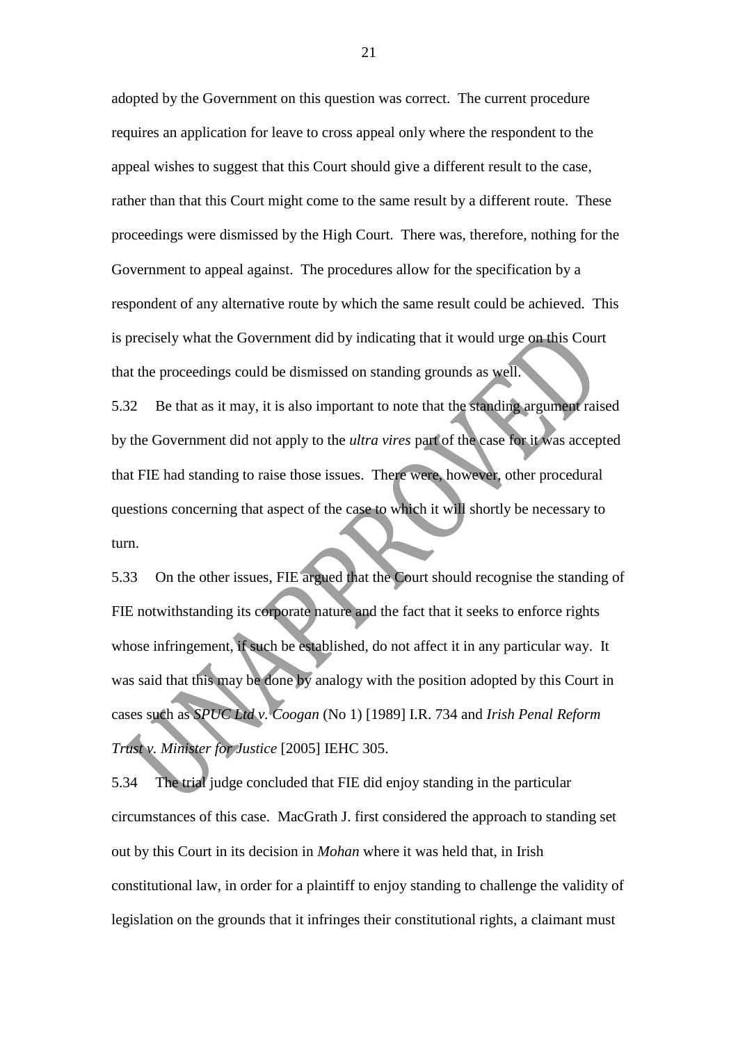adopted by the Government on this question was correct. The current procedure requires an application for leave to cross appeal only where the respondent to the appeal wishes to suggest that this Court should give a different result to the case, rather than that this Court might come to the same result by a different route. These proceedings were dismissed by the High Court. There was, therefore, nothing for the Government to appeal against. The procedures allow for the specification by a respondent of any alternative route by which the same result could be achieved. This is precisely what the Government did by indicating that it would urge on this Court that the proceedings could be dismissed on standing grounds as well.

5.32 Be that as it may, it is also important to note that the standing argument raised by the Government did not apply to the *ultra vires* part of the case for it was accepted that FIE had standing to raise those issues. There were, however, other procedural questions concerning that aspect of the case to which it will shortly be necessary to turn.

5.33 On the other issues, FIE argued that the Court should recognise the standing of FIE notwithstanding its corporate nature and the fact that it seeks to enforce rights whose infringement, if such be established, do not affect it in any particular way. It was said that this may be done by analogy with the position adopted by this Court in cases such as *SPUC Ltd v. Coogan* (No 1) [1989] I.R. 734 and *Irish Penal Reform Trust v. Minister for Justice* [2005] IEHC 305.

5.34 The trial judge concluded that FIE did enjoy standing in the particular circumstances of this case. MacGrath J. first considered the approach to standing set out by this Court in its decision in *Mohan* where it was held that, in Irish constitutional law, in order for a plaintiff to enjoy standing to challenge the validity of legislation on the grounds that it infringes their constitutional rights, a claimant must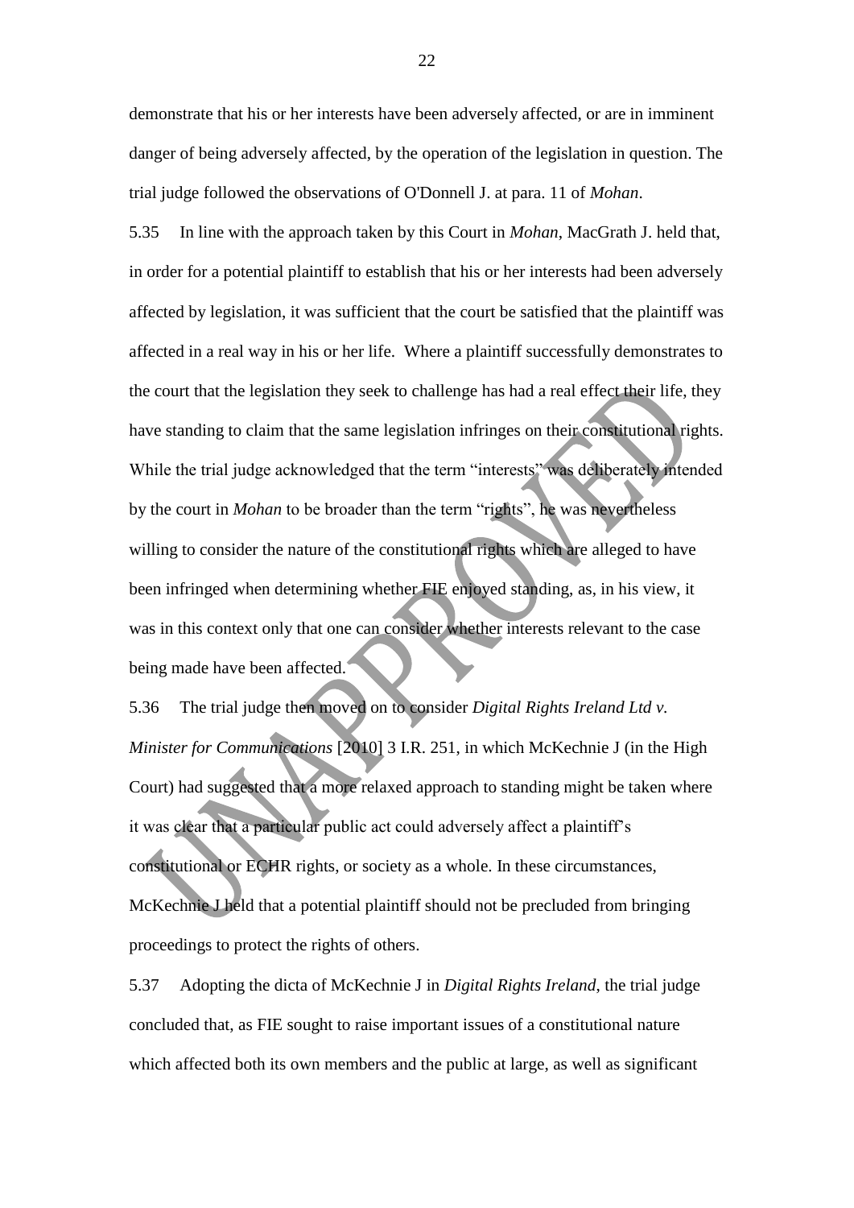demonstrate that his or her interests have been adversely affected, or are in imminent danger of being adversely affected, by the operation of the legislation in question. The trial judge followed the observations of O'Donnell J. at para. 11 of *Mohan*.

5.35 In line with the approach taken by this Court in *Mohan*, MacGrath J. held that, in order for a potential plaintiff to establish that his or her interests had been adversely affected by legislation, it was sufficient that the court be satisfied that the plaintiff was affected in a real way in his or her life. Where a plaintiff successfully demonstrates to the court that the legislation they seek to challenge has had a real effect their life, they have standing to claim that the same legislation infringes on their constitutional rights. While the trial judge acknowledged that the term "interests" was deliberately intended by the court in *Mohan* to be broader than the term "rights", he was nevertheless willing to consider the nature of the constitutional rights which are alleged to have been infringed when determining whether FIE enjoyed standing, as, in his view, it was in this context only that one can consider whether interests relevant to the case being made have been affected.

5.36 The trial judge then moved on to consider *Digital Rights Ireland Ltd v. Minister for Communications* [2010] 3 I.R. 251, in which McKechnie J (in the High Court) had suggested that a more relaxed approach to standing might be taken where it was clear that a particular public act could adversely affect a plaintiff's constitutional or ECHR rights, or society as a whole. In these circumstances, McKechnie J held that a potential plaintiff should not be precluded from bringing proceedings to protect the rights of others.

5.37 Adopting the dicta of McKechnie J in *Digital Rights Ireland*, the trial judge concluded that, as FIE sought to raise important issues of a constitutional nature which affected both its own members and the public at large, as well as significant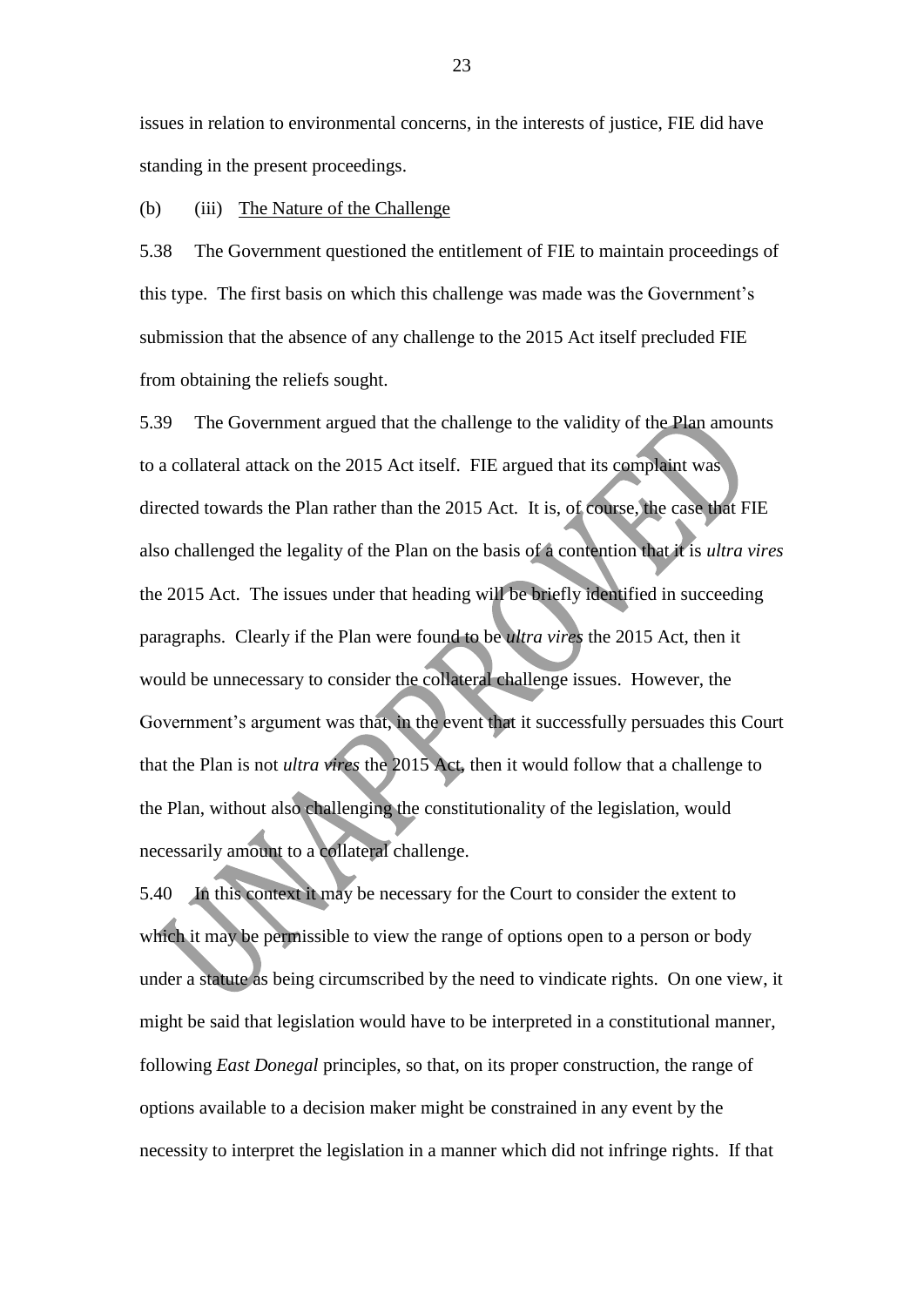issues in relation to environmental concerns, in the interests of justice, FIE did have standing in the present proceedings.

(b) (iii) <u>The Nature of the Challenge</u>

5.38 The Government questioned the entitlement of FIE to maintain proceedings of this type. The first basis on which this challenge was made was the Government's submission that the absence of any challenge to the 2015 Act itself precluded FIE from obtaining the reliefs sought.

5.39 The Government argued that the challenge to the validity of the Plan amounts to a collateral attack on the 2015 Act itself. FIE argued that its complaint was directed towards the Plan rather than the 2015 Act. It is, of course, the case that FIE also challenged the legality of the Plan on the basis of a contention that it is *ultra vires* the 2015 Act. The issues under that heading will be briefly identified in succeeding paragraphs. Clearly if the Plan were found to be *ultra vires* the 2015 Act, then it would be unnecessary to consider the collateral challenge issues. However, the Government's argument was that, in the event that it successfully persuades this Court that the Plan is not *ultra vires* the 2015 Act, then it would follow that a challenge to the Plan, without also challenging the constitutionality of the legislation, would necessarily amount to a collateral challenge.

5.40 In this context it may be necessary for the Court to consider the extent to which it may be permissible to view the range of options open to a person or body under a statute as being circumscribed by the need to vindicate rights. On one view, it might be said that legislation would have to be interpreted in a constitutional manner, following *East Donegal* principles, so that, on its proper construction, the range of options available to a decision maker might be constrained in any event by the necessity to interpret the legislation in a manner which did not infringe rights. If that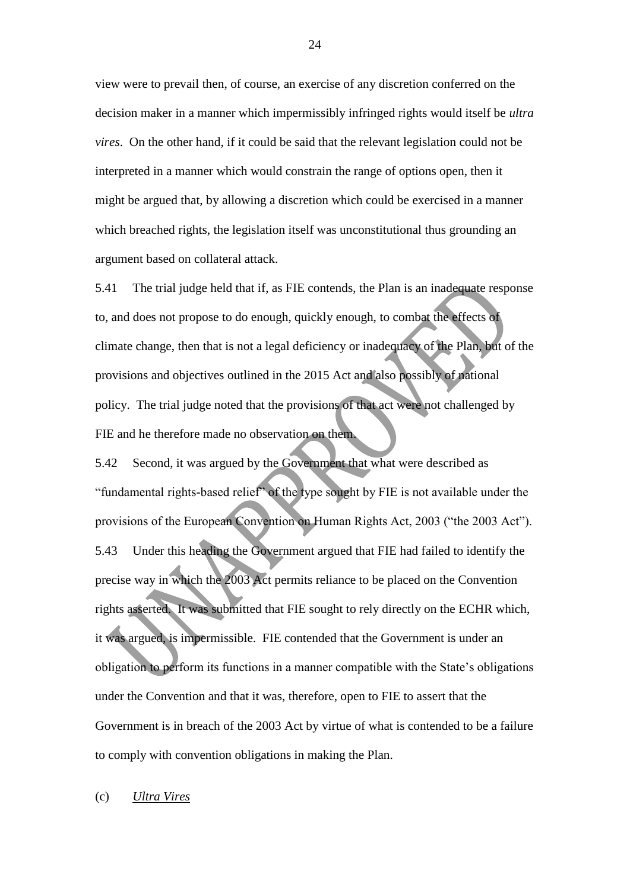view were to prevail then, of course, an exercise of any discretion conferred on the decision maker in a manner which impermissibly infringed rights would itself be *ultra vires*. On the other hand, if it could be said that the relevant legislation could not be interpreted in a manner which would constrain the range of options open, then it might be argued that, by allowing a discretion which could be exercised in a manner which breached rights, the legislation itself was unconstitutional thus grounding an argument based on collateral attack.

5.41 The trial judge held that if, as FIE contends, the Plan is an inadequate response to, and does not propose to do enough, quickly enough, to combat the effects of climate change, then that is not a legal deficiency or inadequacy of the Plan, but of the provisions and objectives outlined in the 2015 Act and also possibly of national policy. The trial judge noted that the provisions of that act were not challenged by FIE and he therefore made no observation on them.

5.42 Second, it was argued by the Government that what were described as "fundamental rights-based relief" of the type sought by FIE is not available under the provisions of the European Convention on Human Rights Act, 2003 ("the 2003 Act").

5.43 Under this heading the Government argued that FIE had failed to identify the precise way in which the 2003 Act permits reliance to be placed on the Convention rights asserted. It was submitted that FIE sought to rely directly on the ECHR which, it was argued, is impermissible. FIE contended that the Government is under an obligation to perform its functions in a manner compatible with the State's obligations under the Convention and that it was, therefore, open to FIE to assert that the Government is in breach of the 2003 Act by virtue of what is contended to be a failure to comply with convention obligations in making the Plan.

(c) *Ultra Vires*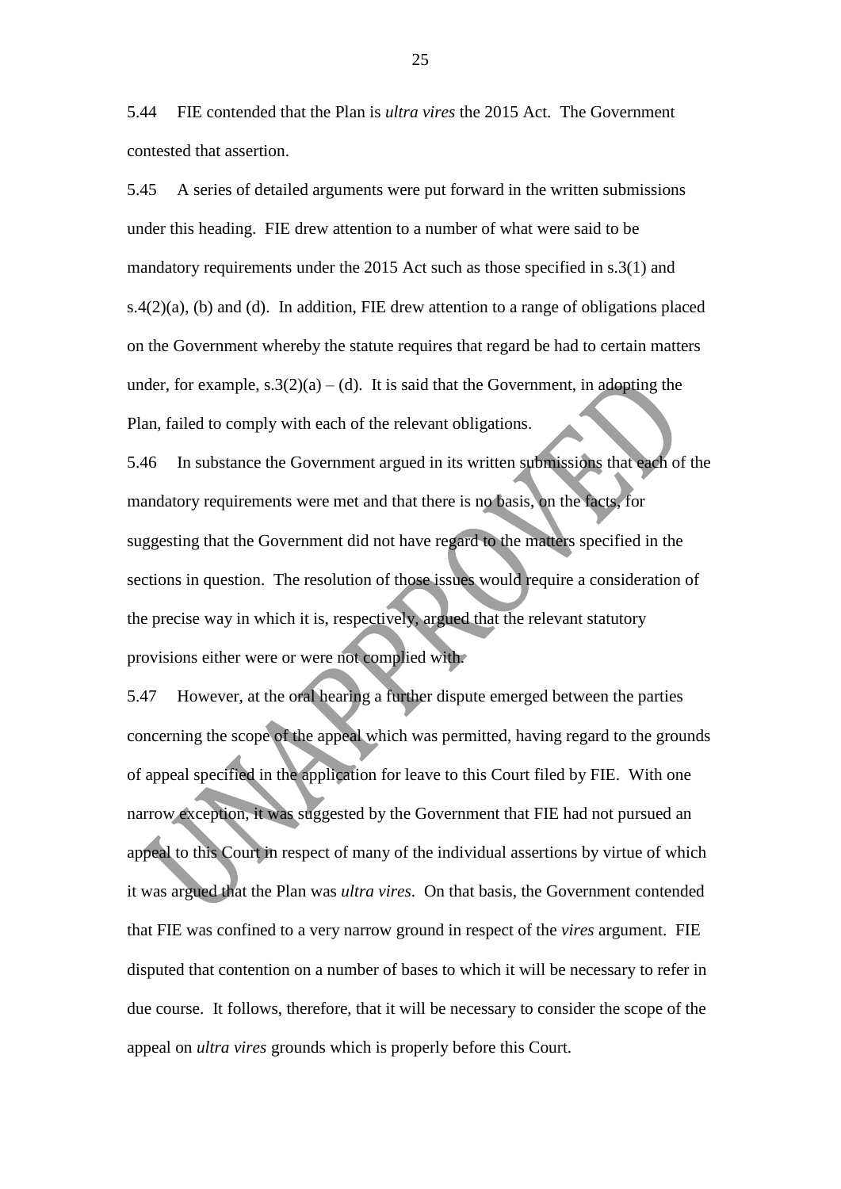5.44 FIE contended that the Plan is *ultra vires* the 2015 Act. The Government contested that assertion.

5.45 A series of detailed arguments were put forward in the written submissions under this heading. FIE drew attention to a number of what were said to be mandatory requirements under the 2015 Act such as those specified in s.3(1) and s.4(2)(a), (b) and (d). In addition, FIE drew attention to a range of obligations placed on the Government whereby the statute requires that regard be had to certain matters under, for example, s.3(2)(a) – (d). It is said that the Government, in adopting the Plan, failed to comply with each of the relevant obligations.

5.46 In substance the Government argued in its written submissions that each of the mandatory requirements were met and that there is no basis, on the facts, for suggesting that the Government did not have regard to the matters specified in the sections in question. The resolution of those issues would require a consideration of the precise way in which it is, respectively, argued that the relevant statutory provisions either were or were not complied with.

5.47 However, at the oral hearing a further dispute emerged between the parties concerning the scope of the appeal which was permitted, having regard to the grounds of appeal specified in the application for leave to this Court filed by FIE. With one narrow exception, it was suggested by the Government that FIE had not pursued an appeal to this Court in respect of many of the individual assertions by virtue of which it was argued that the Plan was *ultra vires*. On that basis, the Government contended that FIE was confined to a very narrow ground in respect of the *vires* argument. FIE disputed that contention on a number of bases to which it will be necessary to refer in due course. It follows, therefore, that it will be necessary to consider the scope of the appeal on *ultra vires* grounds which is properly before this Court.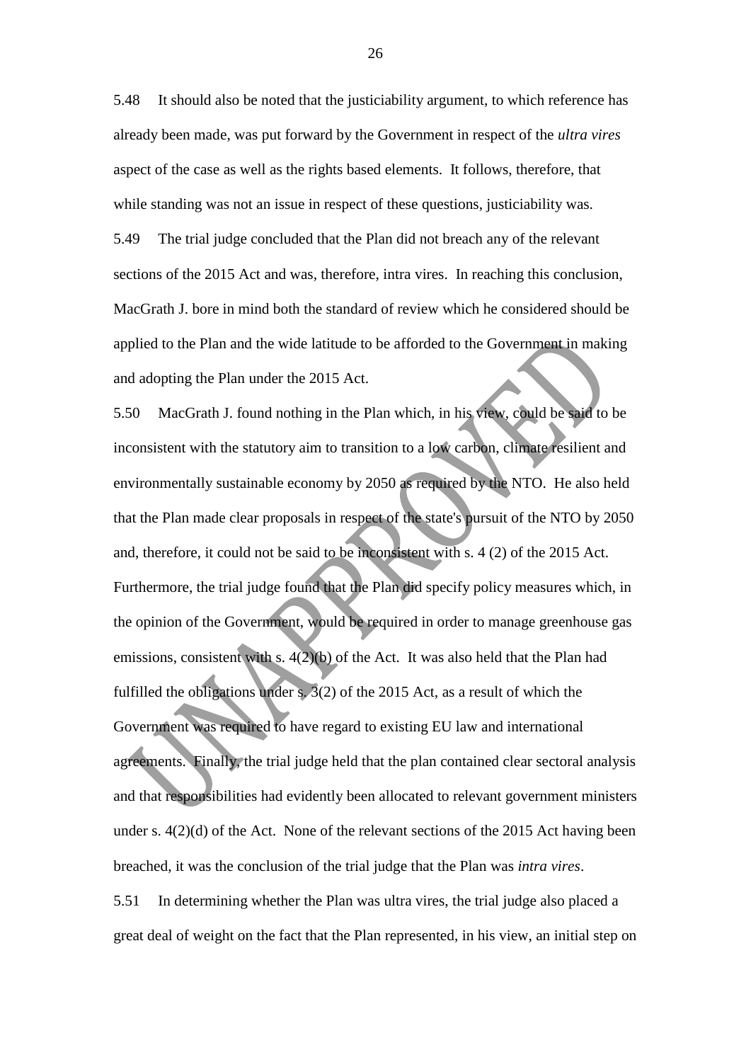5.48 It should also be noted that the justiciability argument, to which reference has already been made, was put forward by the Government in respect of the *ultra vires* aspect of the case as well as the rights based elements. It follows, therefore, that while standing was not an issue in respect of these questions, justiciability was.

5.49 The trial judge concluded that the Plan did not breach any of the relevant sections of the 2015 Act and was, therefore, intra vires. In reaching this conclusion, MacGrath J. bore in mind both the standard of review which he considered should be applied to the Plan and the wide latitude to be afforded to the Government in making and adopting the Plan under the 2015 Act.

5.50 MacGrath J. found nothing in the Plan which, in his view, could be said to be inconsistent with the statutory aim to transition to a low carbon, climate resilient and environmentally sustainable economy by 2050 as required by the NTO. He also held that the Plan made clear proposals in respect of the state's pursuit of the NTO by 2050 and, therefore, it could not be said to be inconsistent with s. 4 (2) of the 2015 Act. Furthermore, the trial judge found that the Plan did specify policy measures which, in the opinion of the Government, would be required in order to manage greenhouse gas emissions, consistent with s. 4(2)(b) of the Act. It was also held that the Plan had fulfilled the obligations under s. 3(2) of the 2015 Act, as a result of which the Government was required to have regard to existing EU law and international agreements. Finally, the trial judge held that the plan contained clear sectoral analysis and that responsibilities had evidently been allocated to relevant government ministers under s. 4(2)(d) of the Act. None of the relevant sections of the 2015 Act having been breached, it was the conclusion of the trial judge that the Plan was *intra vires*.

5.51 In determining whether the Plan was ultra vires, the trial judge also placed a great deal of weight on the fact that the Plan represented, in his view, an initial step on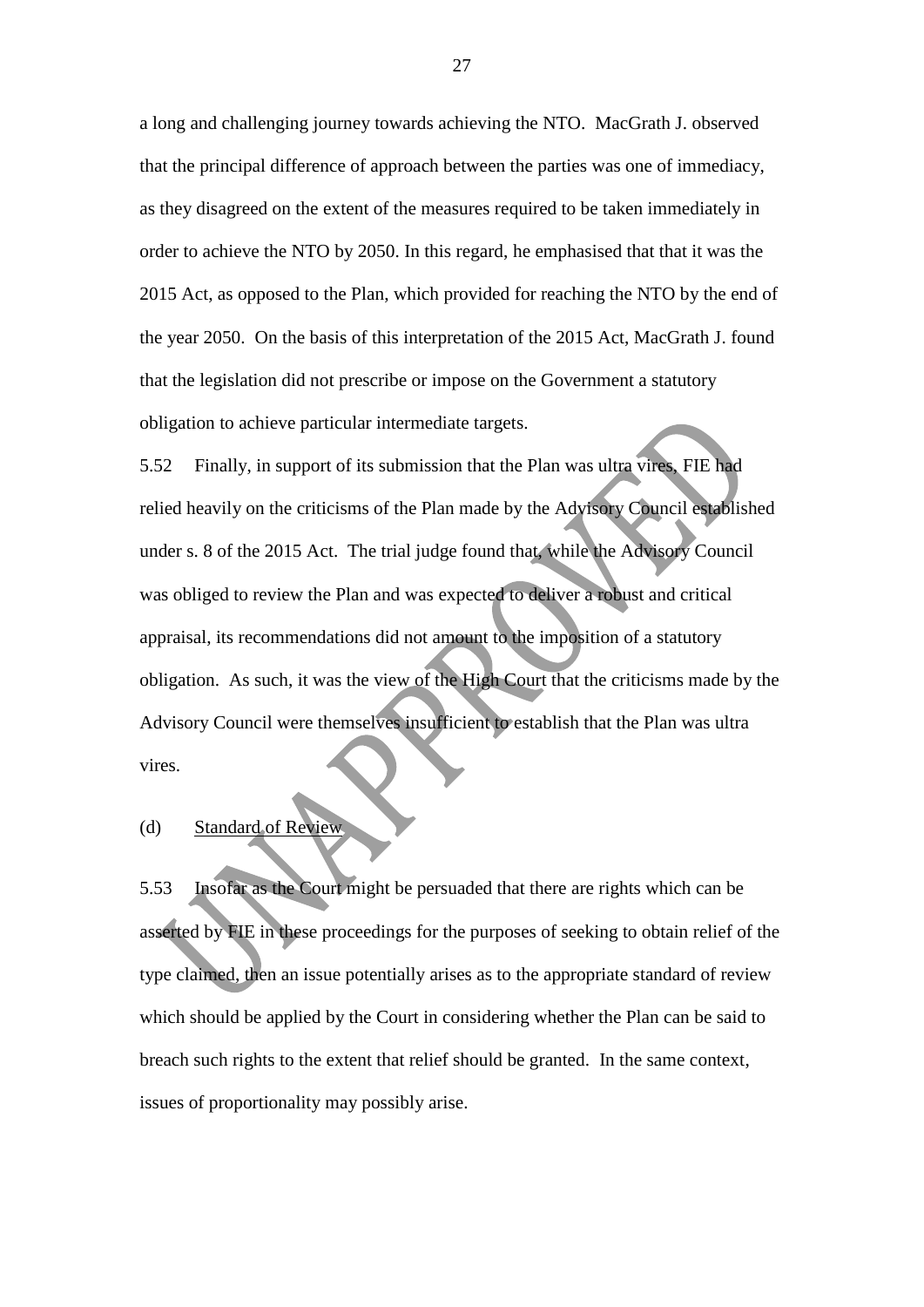a long and challenging journey towards achieving the NTO. MacGrath J. observed that the principal difference of approach between the parties was one of immediacy, as they disagreed on the extent of the measures required to be taken immediately in order to achieve the NTO by 2050. In this regard, he emphasised that that it was the 2015 Act, as opposed to the Plan, which provided for reaching the NTO by the end of the year 2050. On the basis of this interpretation of the 2015 Act, MacGrath J. found that the legislation did not prescribe or impose on the Government a statutory obligation to achieve particular intermediate targets.

5.52 Finally, in support of its submission that the Plan was ultra vires, FIE had relied heavily on the criticisms of the Plan made by the Advisory Council established under s. 8 of the 2015 Act. The trial judge found that, while the Advisory Council was obliged to review the Plan and was expected to deliver a robust and critical appraisal, its recommendations did not amount to the imposition of a statutory obligation. As such, it was the view of the High Court that the criticisms made by the Advisory Council were themselves insufficient to establish that the Plan was ultra vires.

(d) Standard of Review

5.53 Insofar as the Court might be persuaded that there are rights which can be asserted by FIE in these proceedings for the purposes of seeking to obtain relief of the type claimed, then an issue potentially arises as to the appropriate standard of review which should be applied by the Court in considering whether the Plan can be said to breach such rights to the extent that relief should be granted. In the same context, issues of proportionality may possibly arise.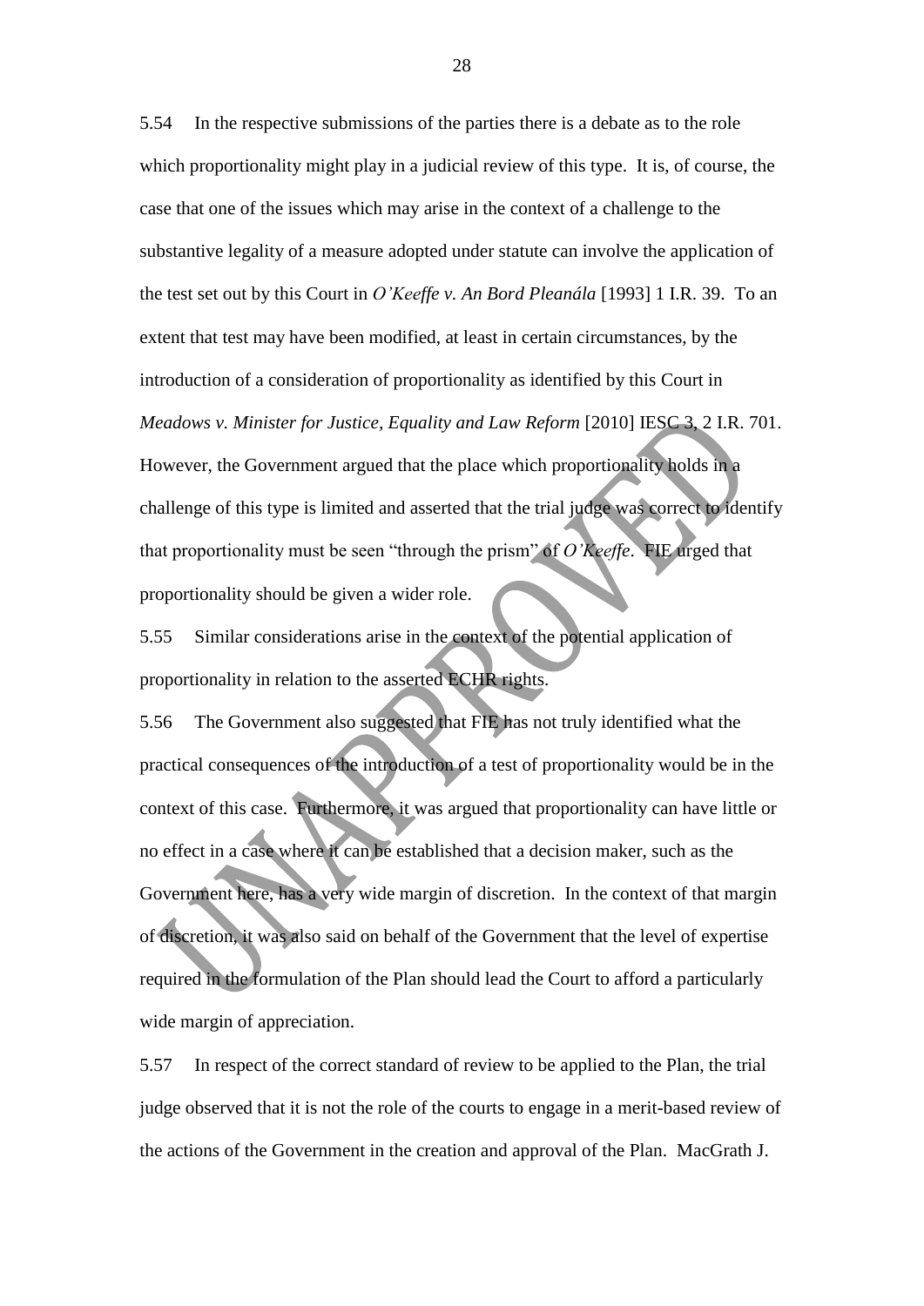5.54 In the respective submissions of the parties there is a debate as to the role which proportionality might play in a judicial review of this type. It is, of course, the case that one of the issues which may arise in the context of a challenge to the substantive legality of a measure adopted under statute can involve the application of the test set out by this Court in *O'Keeffe v. An Bord Pleanála* [1993] 1 I.R. 39. To an extent that test may have been modified, at least in certain circumstances, by the introduction of a consideration of proportionality as identified by this Court in *Meadows v. Minister for Justice, Equality and Law Reform* [2010] IESC 3, 2 I.R. 701. However, the Government argued that the place which proportionality holds in a challenge of this type is limited and asserted that the trial judge was correct to identify that proportionality must be seen "through the prism" of *O'Keeffe*. FIE urged that proportionality should be given a wider role.

5.55 Similar considerations arise in the context of the potential application of proportionality in relation to the asserted ECHR rights.

5.56 The Government also suggested that FIE has not truly identified what the practical consequences of the introduction of a test of proportionality would be in the context of this case. Furthermore, it was argued that proportionality can have little or no effect in a case where it can be established that a decision maker, such as the Government here, has a very wide margin of discretion. In the context of that margin of discretion, it was also said on behalf of the Government that the level of expertise required in the formulation of the Plan should lead the Court to afford a particularly wide margin of appreciation.

5.57 In respect of the correct standard of review to be applied to the Plan, the trial judge observed that it is not the role of the courts to engage in a merit-based review of the actions of the Government in the creation and approval of the Plan. MacGrath J.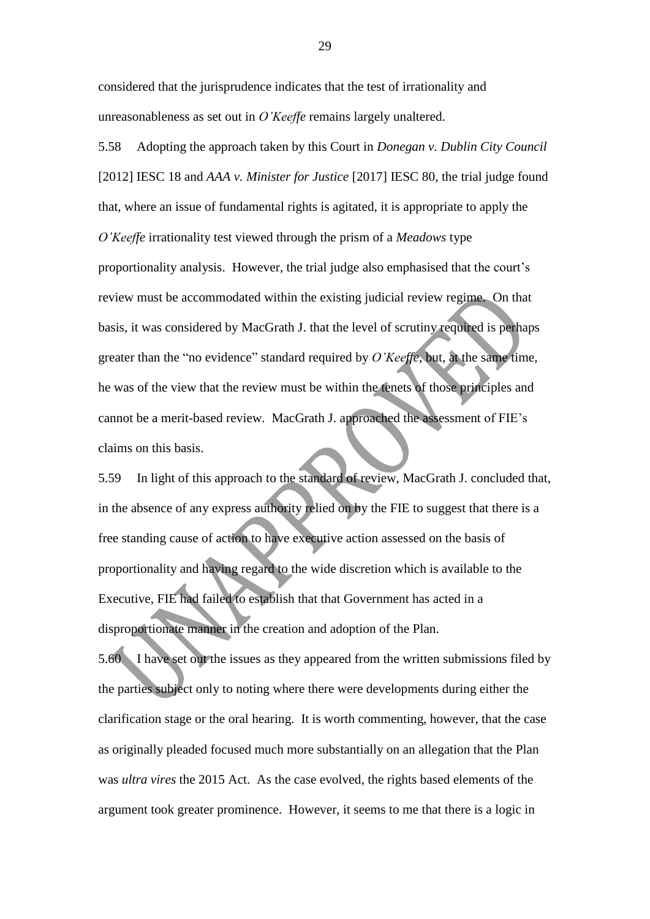considered that the jurisprudence indicates that the test of irrationality and unreasonableness as set out in *O'Keeffe* remains largely unaltered.

5.58 Adopting the approach taken by this Court in *Donegan v. Dublin City Council* [2012] IESC 18 and *AAA v. Minister for Justice* [2017] IESC 80, the trial judge found that, where an issue of fundamental rights is agitated, it is appropriate to apply the *O'Keeffe* irrationality test viewed through the prism of a *Meadows* type proportionality analysis. However, the trial judge also emphasised that the court's review must be accommodated within the existing judicial review regime. On that basis, it was considered by MacGrath J. that the level of scrutiny required is perhaps greater than the "no evidence" standard required by *O'Keeffe*, but, at the same time, he was of the view that the review must be within the tenets of those principles and cannot be a merit-based review. MacGrath J. approached the assessment of FIE's claims on this basis.

5.59 In light of this approach to the standard of review, MacGrath J. concluded that, in the absence of any express authority relied on by the FIE to suggest that there is a free standing cause of action to have executive action assessed on the basis of proportionality and having regard to the wide discretion which is available to the Executive, FIE had failed to establish that that Government has acted in a disproportionate manner in the creation and adoption of the Plan.

5.60 I have set out the issues as they appeared from the written submissions filed by the parties subject only to noting where there were developments during either the clarification stage or the oral hearing. It is worth commenting, however, that the case as originally pleaded focused much more substantially on an allegation that the Plan was *ultra vires* the 2015 Act. As the case evolved, the rights based elements of the argument took greater prominence. However, it seems to me that there is a logic in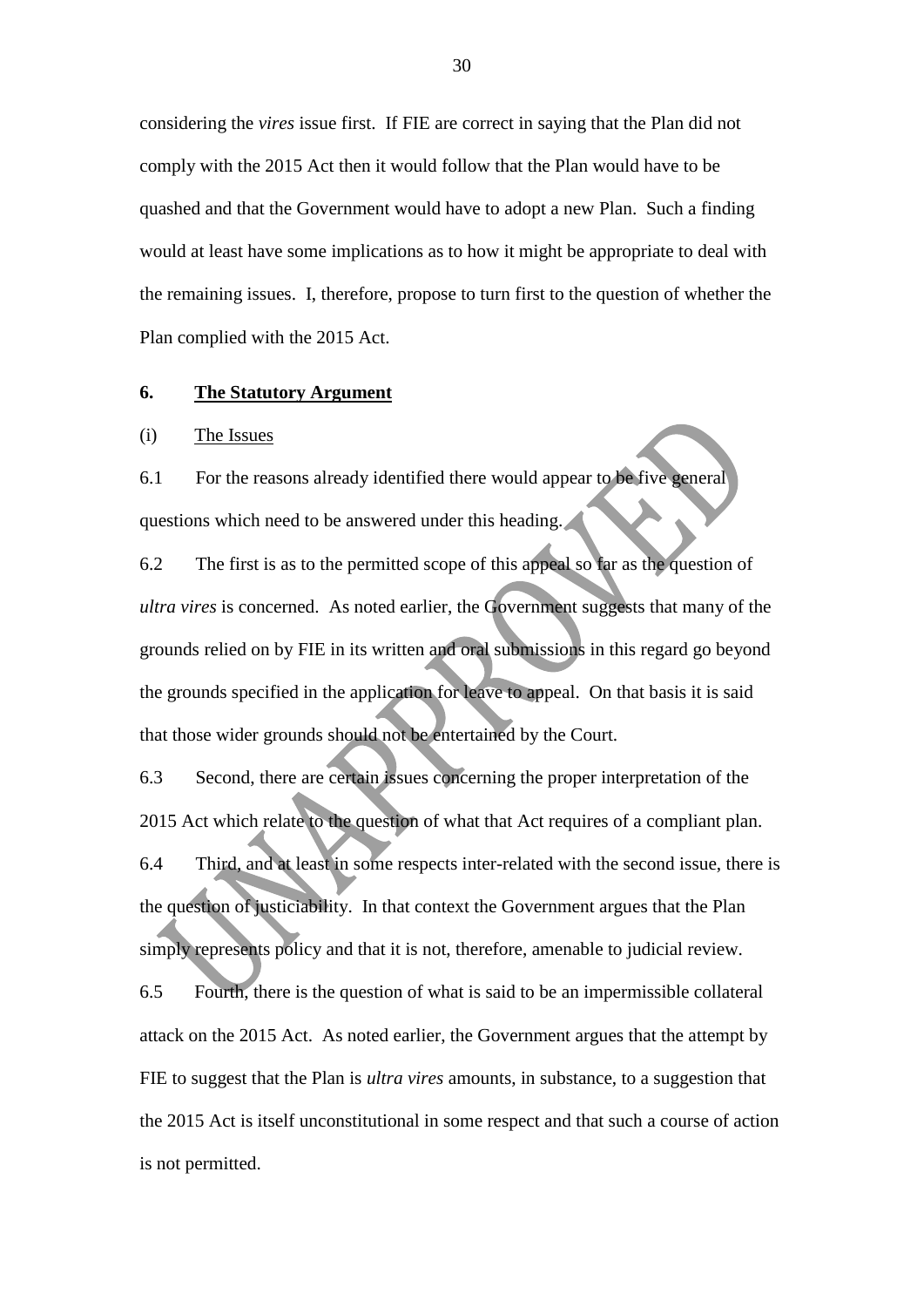considering the *vires* issue first. If FIE are correct in saying that the Plan did not comply with the 2015 Act then it would follow that the Plan would have to be quashed and that the Government would have to adopt a new Plan. Such a finding would at least have some implications as to how it might be appropriate to deal with the remaining issues. I, therefore, propose to turn first to the question of whether the Plan complied with the 2015 Act.

## 6. The Statutory Argument

### (i) The Issues

6.1 For the reasons already identified there would appear to be five general questions which need to be answered under this heading.

6.2 The first is as to the permitted scope of this appeal so far as the question of *ultra vires* is concerned. As noted earlier, the Government suggests that many of the grounds relied on by FIE in its written and oral submissions in this regard go beyond the grounds specified in the application for leave to appeal. On that basis it is said that those wider grounds should not be entertained by the Court.

6.3 Second, there are certain issues concerning the proper interpretation of the 2015 Act which relate to the question of what that Act requires of a compliant plan.

6.4 Third, and at least in some respects inter-related with the second issue, there is the question of justiciability. In that context the Government argues that the Plan simply represents policy and that it is not, therefore, amenable to judicial review.

6.5 Fourth, there is the question of what is said to be an impermissible collateral attack on the 2015 Act. As noted earlier, the Government argues that the attempt by FIE to suggest that the Plan is *ultra vires* amounts, in substance, to a suggestion that the 2015 Act is itself unconstitutional in some respect and that such a course of action is not permitted.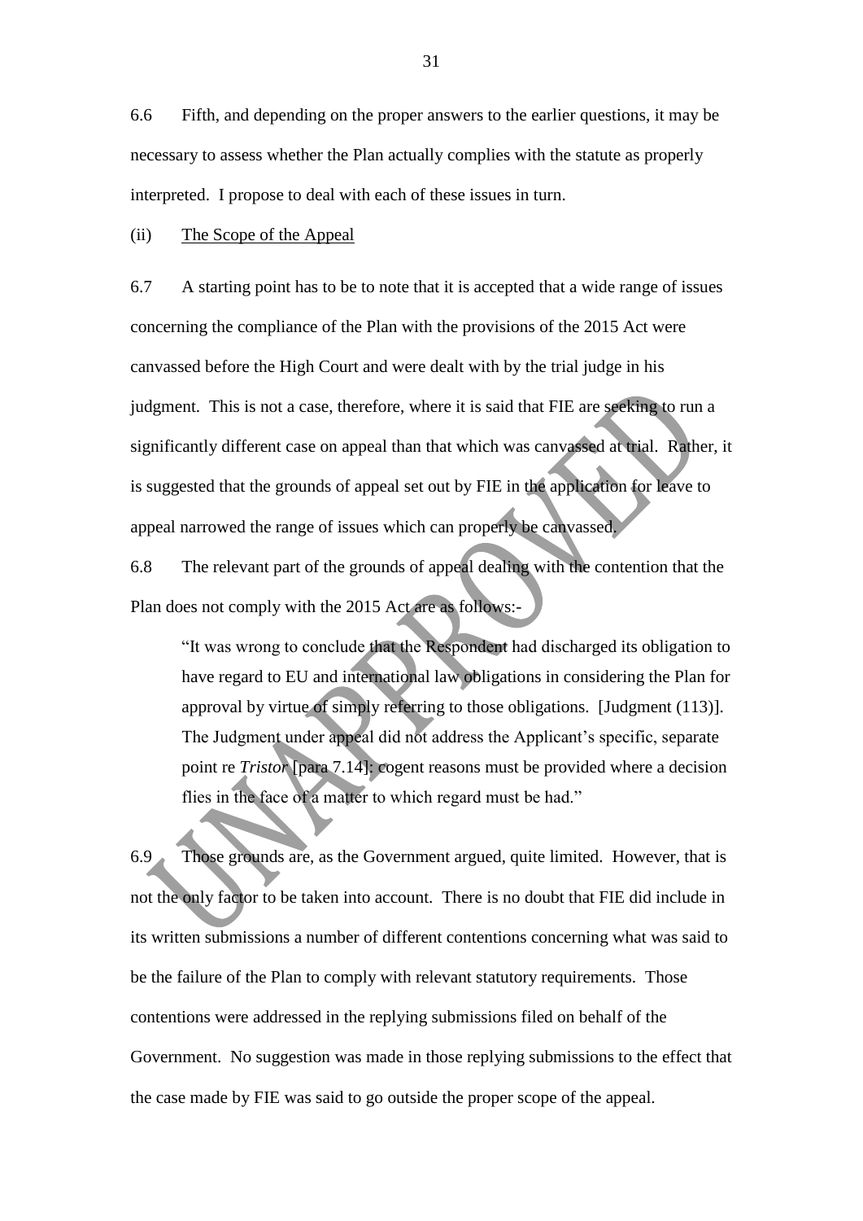6.6 Fifth, and depending on the proper answers to the earlier questions, it may be necessary to assess whether the Plan actually complies with the statute as properly interpreted. I propose to deal with each of these issues in turn.

(ii) The Scope of the Appeal

6.7 A starting point has to be to note that it is accepted that a wide range of issues concerning the compliance of the Plan with the provisions of the 2015 Act were canvassed before the High Court and were dealt with by the trial judge in his judgment. This is not a case, therefore, where it is said that FIE are seeking to run a significantly different case on appeal than that which was canvassed at trial. Rather, it is suggested that the grounds of appeal set out by FIE in the application for leave to appeal narrowed the range of issues which can properly be canvassed.

6.8 The relevant part of the grounds of appeal dealing with the contention that the Plan does not comply with the 2015 Act are as follows:-

> "It was wrong to conclude that the Respondent had discharged its obligation to have regard to EU and international law obligations in considering the Plan for approval by virtue of simply referring to those obligations. [Judgment (113)]. The Judgment under appeal did not address the Applicant's specific, separate point re *Tristor* [para 7.14]: cogent reasons must be provided where a decision flies in the face of a matter to which regard must be had."

6.9 Those grounds are, as the Government argued, quite limited. However, that is not the only factor to be taken into account. There is no doubt that FIE did include in its written submissions a number of different contentions concerning what was said to be the failure of the Plan to comply with relevant statutory requirements. Those contentions were addressed in the replying submissions filed on behalf of the Government. No suggestion was made in those replying submissions to the effect that the case made by FIE was said to go outside the proper scope of the appeal.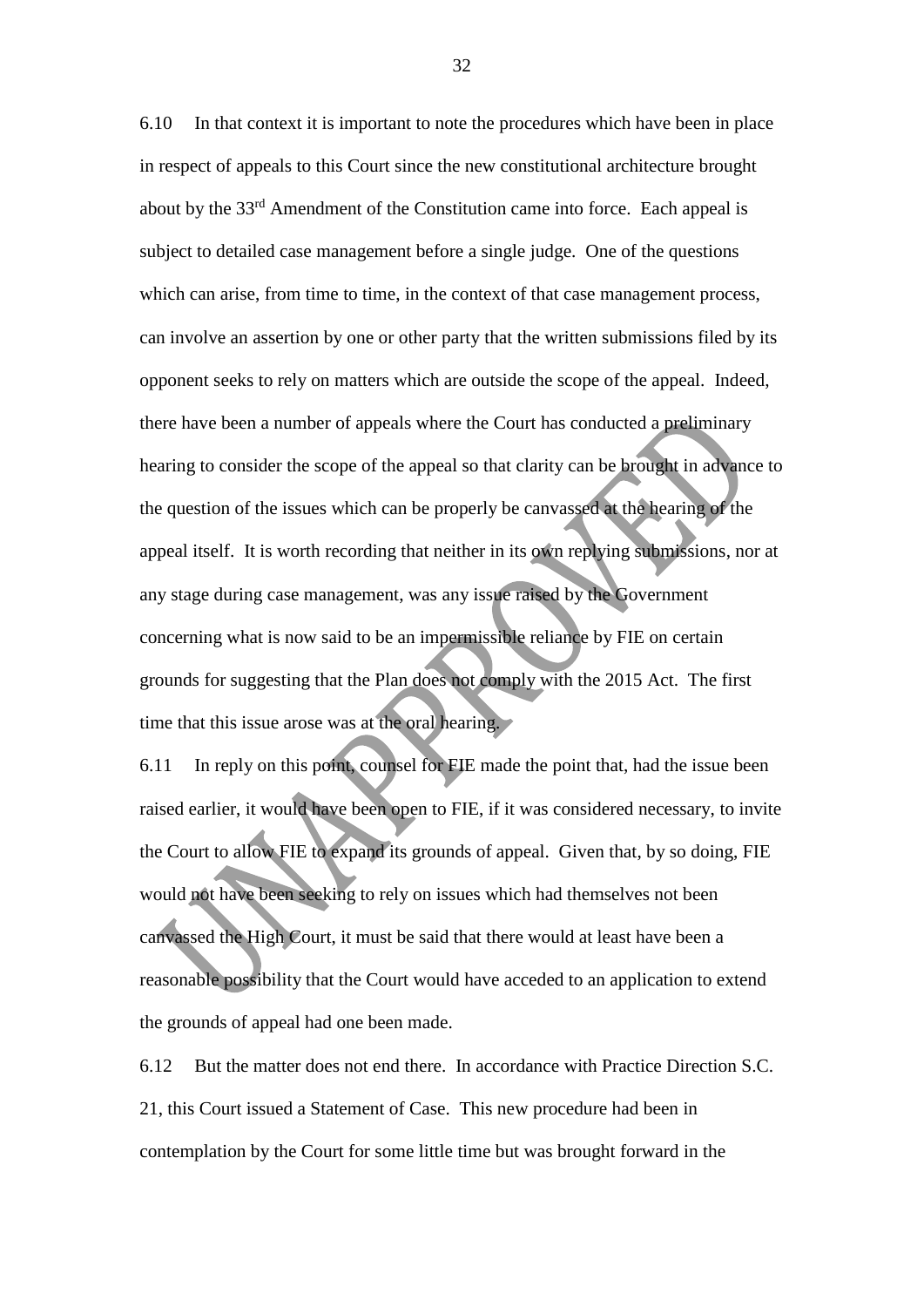6.10 In that context it is important to note the procedures which have been in place in respect of appeals to this Court since the new constitutional architecture brought about by the 33rd Amendment of the Constitution came into force. Each appeal is subject to detailed case management before a single judge. One of the questions which can arise, from time to time, in the context of that case management process, can involve an assertion by one or other party that the written submissions filed by its opponent seeks to rely on matters which are outside the scope of the appeal. Indeed, there have been a number of appeals where the Court has conducted a preliminary hearing to consider the scope of the appeal so that clarity can be brought in advance to the question of the issues which can be properly be canvassed at the hearing of the appeal itself. It is worth recording that neither in its own replying submissions, nor at any stage during case management, was any issue raised by the Government concerning what is now said to be an impermissible reliance by FIE on certain grounds for suggesting that the Plan does not comply with the 2015 Act. The first time that this issue arose was at the oral hearing.

6.11 In reply on this point, counsel for FIE made the point that, had the issue been raised earlier, it would have been open to FIE, if it was considered necessary, to invite the Court to allow FIE to expand its grounds of appeal. Given that, by so doing, FIE would not have been seeking to rely on issues which had themselves not been canvassed the High Court, it must be said that there would at least have been a reasonable possibility that the Court would have acceded to an application to extend the grounds of appeal had one been made.

6.12 But the matter does not end there. In accordance with Practice Direction S.C. 21, this Court issued a Statement of Case. This new procedure had been in contemplation by the Court for some little time but was brought forward in the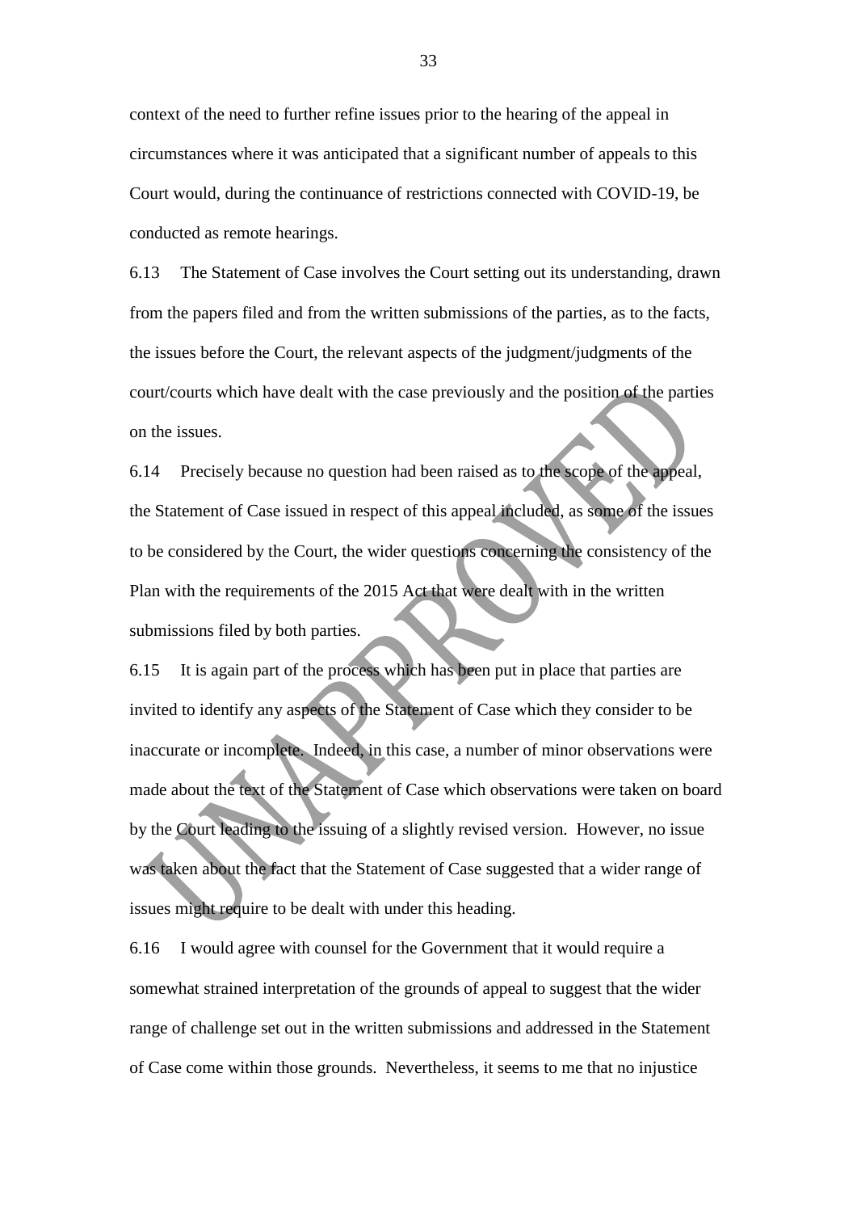context of the need to further refine issues prior to the hearing of the appeal in circumstances where it was anticipated that a significant number of appeals to this Court would, during the continuance of restrictions connected with COVID-19, be conducted as remote hearings.

6.13 The Statement of Case involves the Court setting out its understanding, drawn from the papers filed and from the written submissions of the parties, as to the facts, the issues before the Court, the relevant aspects of the judgment/judgments of the court/courts which have dealt with the case previously and the position of the parties on the issues.

6.14 Precisely because no question had been raised as to the scope of the appeal, the Statement of Case issued in respect of this appeal included, as some of the issues to be considered by the Court, the wider questions concerning the consistency of the Plan with the requirements of the 2015 Act that were dealt with in the written submissions filed by both parties.

6.15 It is again part of the process which has been put in place that parties are invited to identify any aspects of the Statement of Case which they consider to be inaccurate or incomplete. Indeed, in this case, a number of minor observations were made about the text of the Statement of Case which observations were taken on board by the Court leading to the issuing of a slightly revised version. However, no issue was taken about the fact that the Statement of Case suggested that a wider range of issues might require to be dealt with under this heading.

6.16 I would agree with counsel for the Government that it would require a somewhat strained interpretation of the grounds of appeal to suggest that the wider range of challenge set out in the written submissions and addressed in the Statement of Case come within those grounds. Nevertheless, it seems to me that no injustice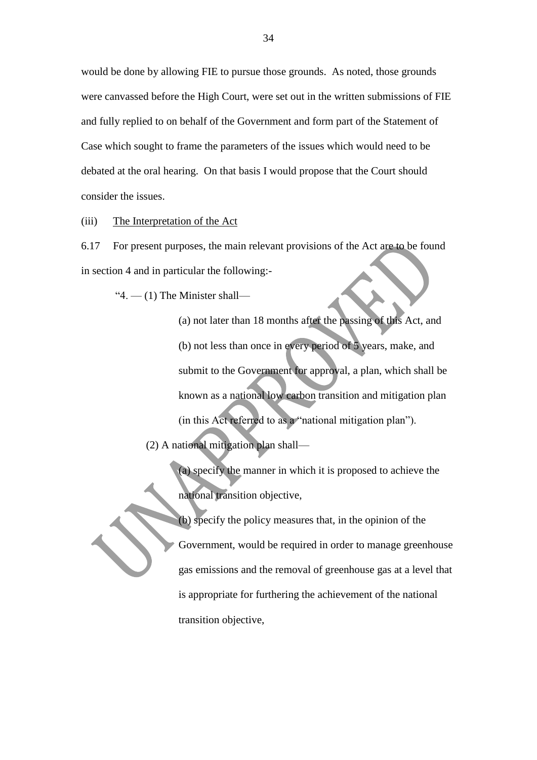would be done by allowing FIE to pursue those grounds. As noted, those grounds were canvassed before the High Court, were set out in the written submissions of FIE and fully replied to on behalf of the Government and form part of the Statement of Case which sought to frame the parameters of the issues which would need to be debated at the oral hearing. On that basis I would propose that the Court should consider the issues.

(iii) <u>The Interpretation of the Act</u>

6.17 For present purposes, the main relevant provisions of the Act are to be found in section 4 and in particular the following:-

> "4. — (1) The Minister shall—
>
> (a) not later than 18 months after the passing of this Act, and
>
> (b) not less than once in every period of 5 years, make, and submit to the Government for approval, a plan, which shall be known as a national low carbon transition and mitigation plan (in this Act referred to as a "national mitigation plan").
>
> (2) A national mitigation plan shall—
>
> (a) specify the manner in which it is proposed to achieve the national transition objective,
>
> (b) specify the policy measures that, in the opinion of the Government, would be required in order to manage greenhouse gas emissions and the removal of greenhouse gas at a level that is appropriate for furthering the achievement of the national transition objective,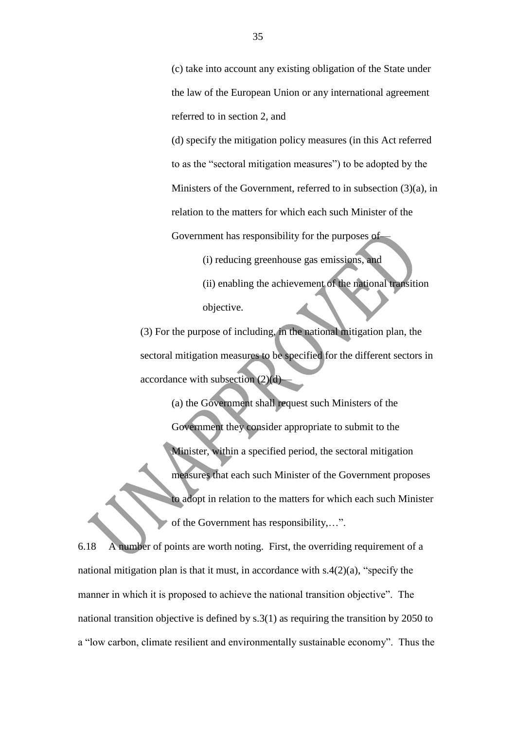(c) take into account any existing obligation of the State under the law of the European Union or any international agreement referred to in section 2, and

(d) specify the mitigation policy measures (in this Act referred to as the "sectoral mitigation measures") to be adopted by the Ministers of the Government, referred to in subsection (3)(a), in relation to the matters for which each such Minister of the Government has responsibility for the purposes of—

(i) reducing greenhouse gas emissions, and

(ii) enabling the achievement of the national transition objective.

(3) For the purpose of including, in the national mitigation plan, the sectoral mitigation measures to be specified for the different sectors in accordance with subsection (2)(d)—

(a) the Government shall request such Ministers of the Government they consider appropriate to submit to the Minister, within a specified period, the sectoral mitigation measures that each such Minister of the Government proposes to adopt in relation to the matters for which each such Minister of the Government has responsibility,…".

6.18 A number of points are worth noting. First, the overriding requirement of a national mitigation plan is that it must, in accordance with s.4(2)(a), "specify the manner in which it is proposed to achieve the national transition objective". The national transition objective is defined by s.3(1) as requiring the transition by 2050 to a "low carbon, climate resilient and environmentally sustainable economy". Thus the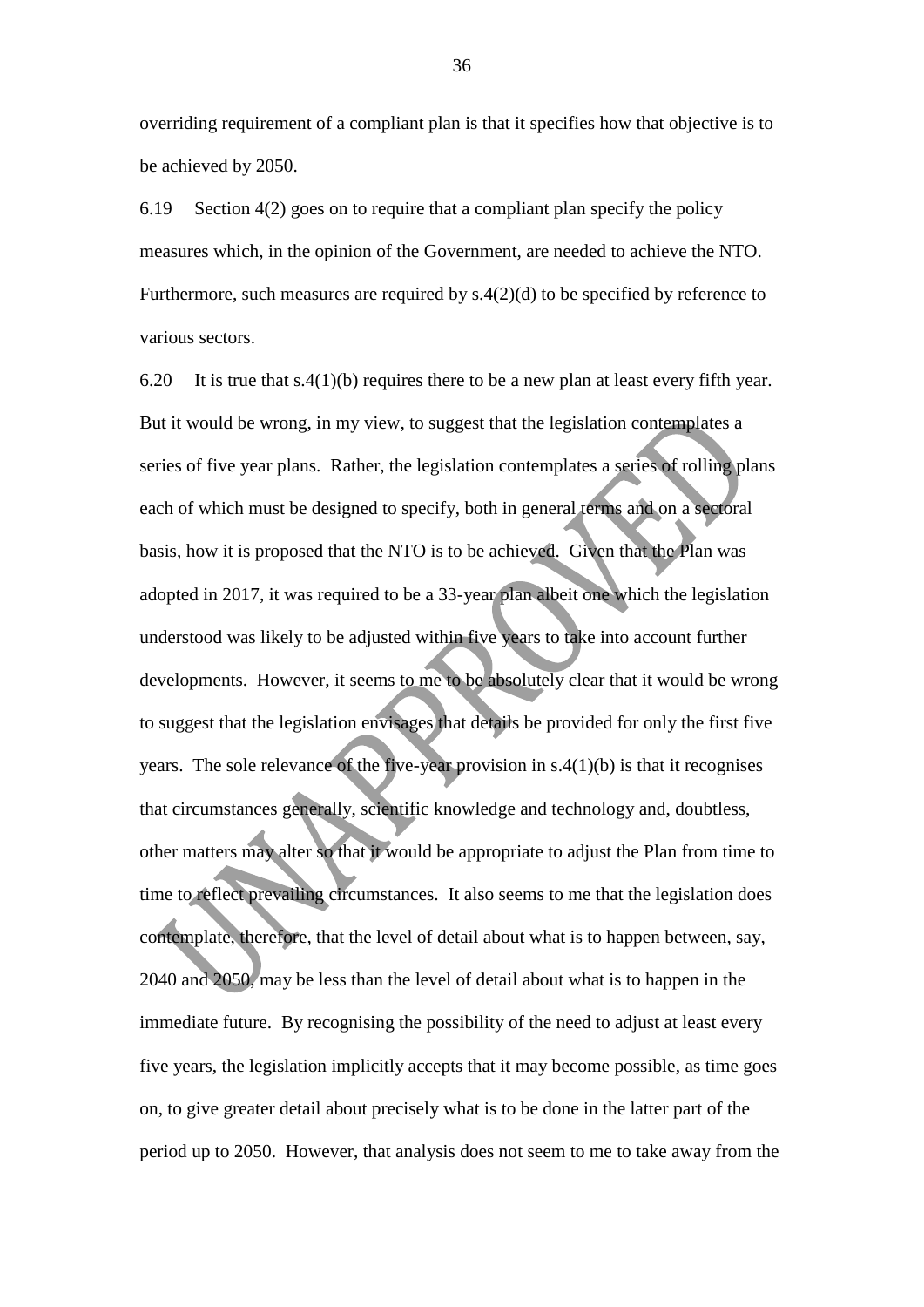overriding requirement of a compliant plan is that it specifies how that objective is to be achieved by 2050.

6.19 Section 4(2) goes on to require that a compliant plan specify the policy measures which, in the opinion of the Government, are needed to achieve the NTO. Furthermore, such measures are required by s.4(2)(d) to be specified by reference to various sectors.

6.20 It is true that s.4(1)(b) requires there to be a new plan at least every fifth year. But it would be wrong, in my view, to suggest that the legislation contemplates a series of five year plans. Rather, the legislation contemplates a series of rolling plans each of which must be designed to specify, both in general terms and on a sectoral basis, how it is proposed that the NTO is to be achieved. Given that the Plan was adopted in 2017, it was required to be a 33-year plan albeit one which the legislation understood was likely to be adjusted within five years to take into account further developments. However, it seems to me to be absolutely clear that it would be wrong to suggest that the legislation envisages that details be provided for only the first five years. The sole relevance of the five-year provision in s.4(1)(b) is that it recognises that circumstances generally, scientific knowledge and technology and, doubtless, other matters may alter so that it would be appropriate to adjust the Plan from time to time to reflect prevailing circumstances. It also seems to me that the legislation does contemplate, therefore, that the level of detail about what is to happen between, say, 2040 and 2050, may be less than the level of detail about what is to happen in the immediate future. By recognising the possibility of the need to adjust at least every five years, the legislation implicitly accepts that it may become possible, as time goes on, to give greater detail about precisely what is to be done in the latter part of the period up to 2050. However, that analysis does not seem to me to take away from the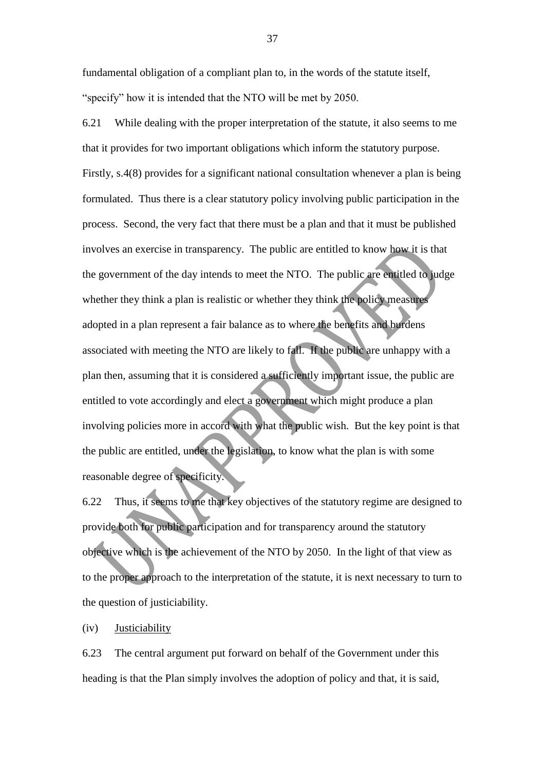fundamental obligation of a compliant plan to, in the words of the statute itself, "specify" how it is intended that the NTO will be met by 2050.

6.21 While dealing with the proper interpretation of the statute, it also seems to me that it provides for two important obligations which inform the statutory purpose. Firstly, s.4(8) provides for a significant national consultation whenever a plan is being formulated. Thus there is a clear statutory policy involving public participation in the process. Second, the very fact that there must be a plan and that it must be published involves an exercise in transparency. The public are entitled to know how it is that the government of the day intends to meet the NTO. The public are entitled to judge whether they think a plan is realistic or whether they think the policy measures adopted in a plan represent a fair balance as to where the benefits and burdens associated with meeting the NTO are likely to fall. If the public are unhappy with a plan then, assuming that it is considered a sufficiently important issue, the public are entitled to vote accordingly and elect a government which might produce a plan involving policies more in accord with what the public wish. But the key point is that the public are entitled, under the legislation, to know what the plan is with some reasonable degree of specificity.

6.22 Thus, it seems to me that key objectives of the statutory regime are designed to provide both for public participation and for transparency around the statutory objective which is the achievement of the NTO by 2050. In the light of that view as to the proper approach to the interpretation of the statute, it is next necessary to turn to the question of justiciability.

(iv) Justiciability

6.23 The central argument put forward on behalf of the Government under this heading is that the Plan simply involves the adoption of policy and that, it is said,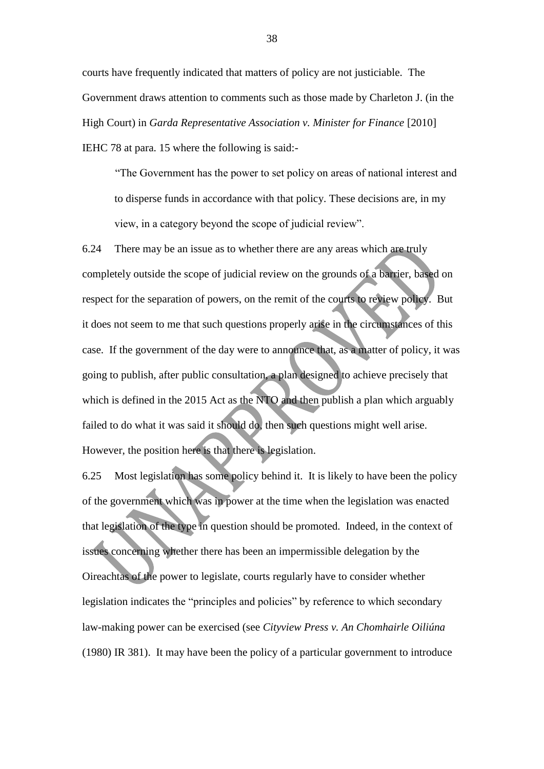courts have frequently indicated that matters of policy are not justiciable. The Government draws attention to comments such as those made by Charleton J. (in the High Court) in *Garda Representative Association v. Minister for Finance* [2010] IEHC 78 at para. 15 where the following is said:-

> "The Government has the power to set policy on areas of national interest and to disperse funds in accordance with that policy. These decisions are, in my view, in a category beyond the scope of judicial review".

6.24 There may be an issue as to whether there are any areas which are truly completely outside the scope of judicial review on the grounds of a barrier, based on respect for the separation of powers, on the remit of the courts to review policy. But it does not seem to me that such questions properly arise in the circumstances of this case. If the government of the day were to announce that, as a matter of policy, it was going to publish, after public consultation, a plan designed to achieve precisely that which is defined in the 2015 Act as the NTO and then publish a plan which arguably failed to do what it was said it should do, then such questions might well arise. However, the position here is that there is legislation.

6.25 Most legislation has some policy behind it. It is likely to have been the policy of the government which was in power at the time when the legislation was enacted that legislation of the type in question should be promoted. Indeed, in the context of issues concerning whether there has been an impermissible delegation by the Oireachtas of the power to legislate, courts regularly have to consider whether legislation indicates the "principles and policies" by reference to which secondary law-making power can be exercised (see *Cityview Press v. An Chomhairle Oiliúna* (1980) IR 381). It may have been the policy of a particular government to introduce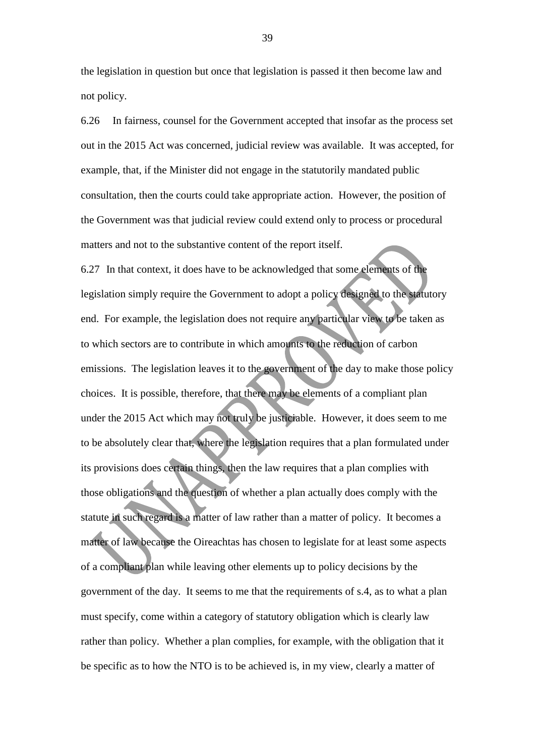the legislation in question but once that legislation is passed it then become law and not policy.

6.26 In fairness, counsel for the Government accepted that insofar as the process set out in the 2015 Act was concerned, judicial review was available. It was accepted, for example, that, if the Minister did not engage in the statutorily mandated public consultation, then the courts could take appropriate action. However, the position of the Government was that judicial review could extend only to process or procedural matters and not to the substantive content of the report itself.

6.27 In that context, it does have to be acknowledged that some elements of the legislation simply require the Government to adopt a policy designed to the statutory end. For example, the legislation does not require any particular view to be taken as to which sectors are to contribute in which amounts to the reduction of carbon emissions. The legislation leaves it to the government of the day to make those policy choices. It is possible, therefore, that there may be elements of a compliant plan under the 2015 Act which may not truly be justiciable. However, it does seem to me to be absolutely clear that, where the legislation requires that a plan formulated under its provisions does certain things, then the law requires that a plan complies with those obligations and the question of whether a plan actually does comply with the statute in such regard is a matter of law rather than a matter of policy. It becomes a matter of law because the Oireachtas has chosen to legislate for at least some aspects of a compliant plan while leaving other elements up to policy decisions by the government of the day. It seems to me that the requirements of s.4, as to what a plan must specify, come within a category of statutory obligation which is clearly law rather than policy. Whether a plan complies, for example, with the obligation that it be specific as to how the NTO is to be achieved is, in my view, clearly a matter of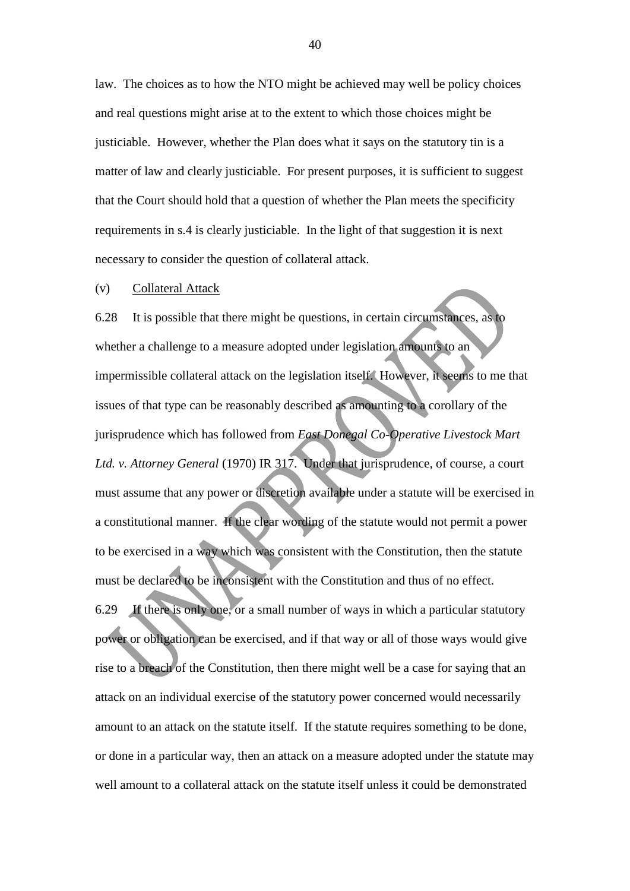law. The choices as to how the NTO might be achieved may well be policy choices and real questions might arise at to the extent to which those choices might be justiciable. However, whether the Plan does what it says on the statutory tin is a matter of law and clearly justiciable. For present purposes, it is sufficient to suggest that the Court should hold that a question of whether the Plan meets the specificity requirements in s.4 is clearly justiciable. In the light of that suggestion it is next necessary to consider the question of collateral attack.

(v) Collateral Attack

6.28 It is possible that there might be questions, in certain circumstances, as to whether a challenge to a measure adopted under legislation amounts to an impermissible collateral attack on the legislation itself. However, it seems to me that issues of that type can be reasonably described as amounting to a corollary of the jurisprudence which has followed from *East Donegal Co-Operative Livestock Mart Ltd. v. Attorney General* (1970) IR 317. Under that jurisprudence, of course, a court must assume that any power or discretion available under a statute will be exercised in a constitutional manner. If the clear wording of the statute would not permit a power to be exercised in a way which was consistent with the Constitution, then the statute must be declared to be inconsistent with the Constitution and thus of no effect.

6.29 If there is only one, or a small number of ways in which a particular statutory power or obligation can be exercised, and if that way or all of those ways would give rise to a breach of the Constitution, then there might well be a case for saying that an attack on an individual exercise of the statutory power concerned would necessarily amount to an attack on the statute itself. If the statute requires something to be done, or done in a particular way, then an attack on a measure adopted under the statute may well amount to a collateral attack on the statute itself unless it could be demonstrated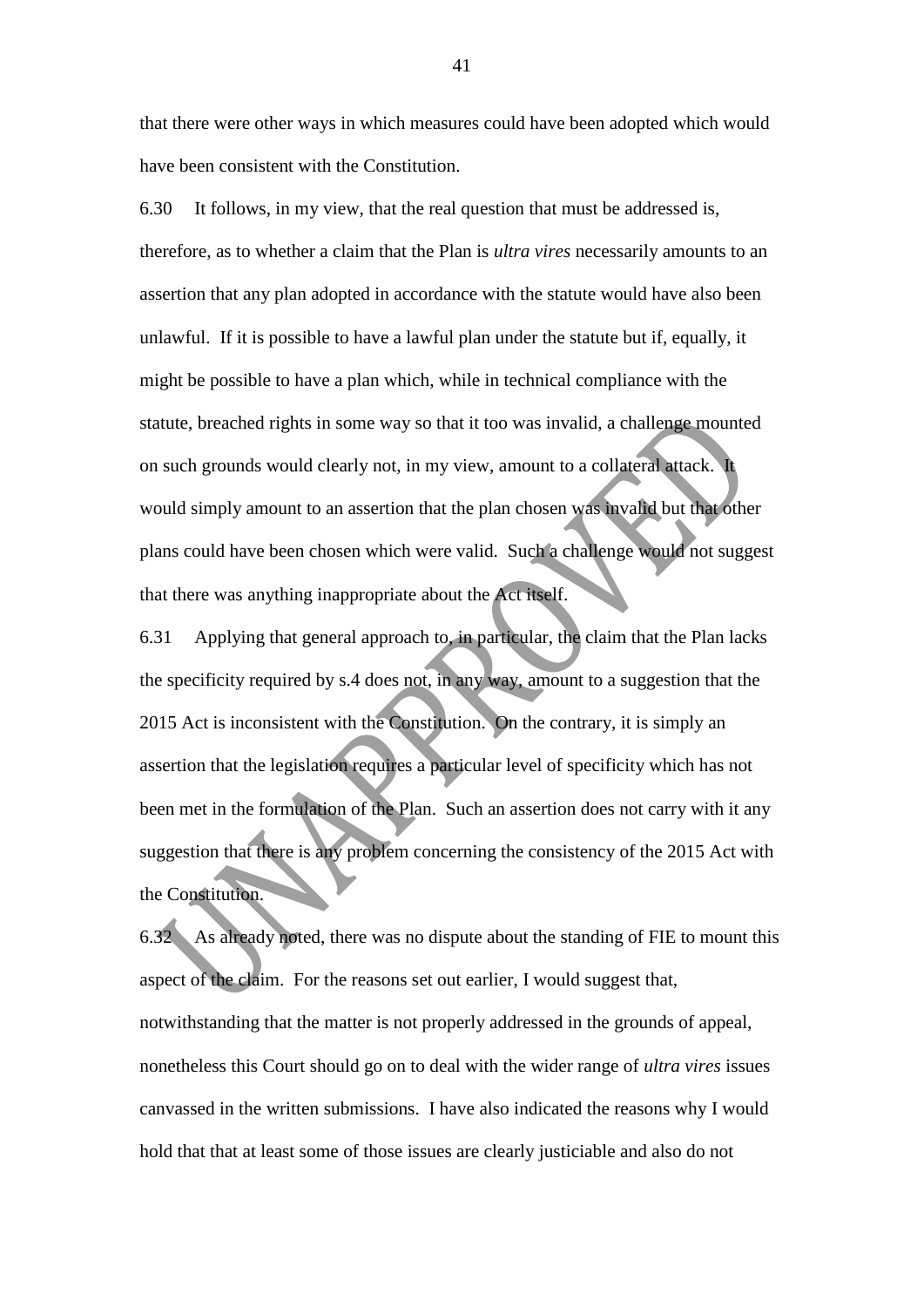that there were other ways in which measures could have been adopted which would have been consistent with the Constitution.

6.30 It follows, in my view, that the real question that must be addressed is, therefore, as to whether a claim that the Plan is *ultra vires* necessarily amounts to an assertion that any plan adopted in accordance with the statute would have also been unlawful. If it is possible to have a lawful plan under the statute but if, equally, it might be possible to have a plan which, while in technical compliance with the statute, breached rights in some way so that it too was invalid, a challenge mounted on such grounds would clearly not, in my view, amount to a collateral attack. It would simply amount to an assertion that the plan chosen was invalid but that other plans could have been chosen which were valid. Such a challenge would not suggest that there was anything inappropriate about the Act itself.

6.31 Applying that general approach to, in particular, the claim that the Plan lacks the specificity required by s.4 does not, in any way, amount to a suggestion that the 2015 Act is inconsistent with the Constitution. On the contrary, it is simply an assertion that the legislation requires a particular level of specificity which has not been met in the formulation of the Plan. Such an assertion does not carry with it any suggestion that there is any problem concerning the consistency of the 2015 Act with the Constitution.

6.32 As already noted, there was no dispute about the standing of FIE to mount this aspect of the claim. For the reasons set out earlier, I would suggest that, notwithstanding that the matter is not properly addressed in the grounds of appeal, nonetheless this Court should go on to deal with the wider range of *ultra vires* issues canvassed in the written submissions. I have also indicated the reasons why I would hold that that at least some of those issues are clearly justiciable and also do not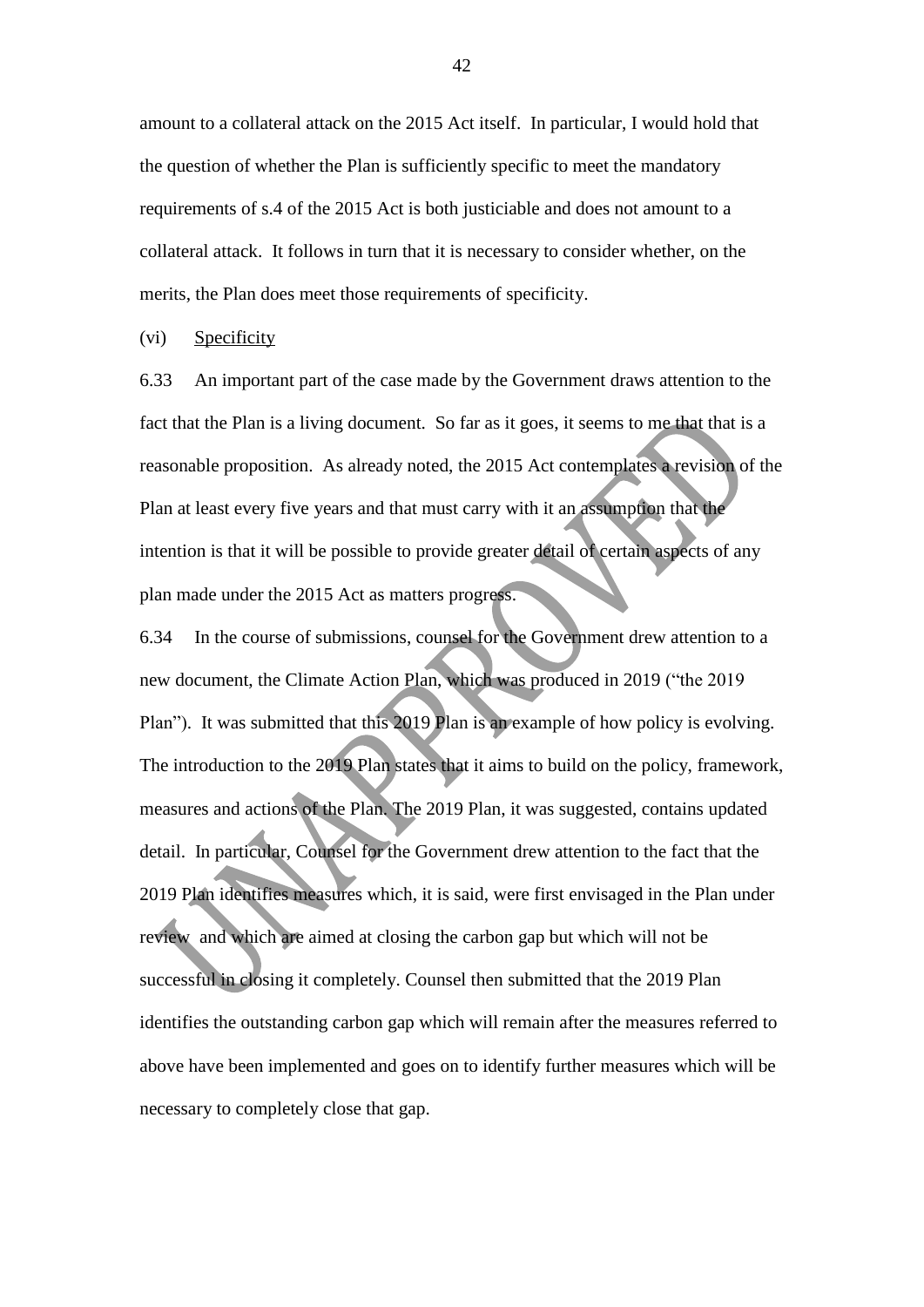amount to a collateral attack on the 2015 Act itself. In particular, I would hold that the question of whether the Plan is sufficiently specific to meet the mandatory requirements of s.4 of the 2015 Act is both justiciable and does not amount to a collateral attack. It follows in turn that it is necessary to consider whether, on the merits, the Plan does meet those requirements of specificity.

(vi) Specificity

6.33 An important part of the case made by the Government draws attention to the fact that the Plan is a living document. So far as it goes, it seems to me that that is a reasonable proposition. As already noted, the 2015 Act contemplates a revision of the Plan at least every five years and that must carry with it an assumption that the intention is that it will be possible to provide greater detail of certain aspects of any plan made under the 2015 Act as matters progress.

6.34 In the course of submissions, counsel for the Government drew attention to a new document, the Climate Action Plan, which was produced in 2019 ("the 2019 Plan"). It was submitted that this 2019 Plan is an example of how policy is evolving. The introduction to the 2019 Plan states that it aims to build on the policy, framework, measures and actions of the Plan. The 2019 Plan, it was suggested, contains updated detail. In particular, Counsel for the Government drew attention to the fact that the 2019 Plan identifies measures which, it is said, were first envisaged in the Plan under review and which are aimed at closing the carbon gap but which will not be successful in closing it completely. Counsel then submitted that the 2019 Plan identifies the outstanding carbon gap which will remain after the measures referred to above have been implemented and goes on to identify further measures which will be necessary to completely close that gap.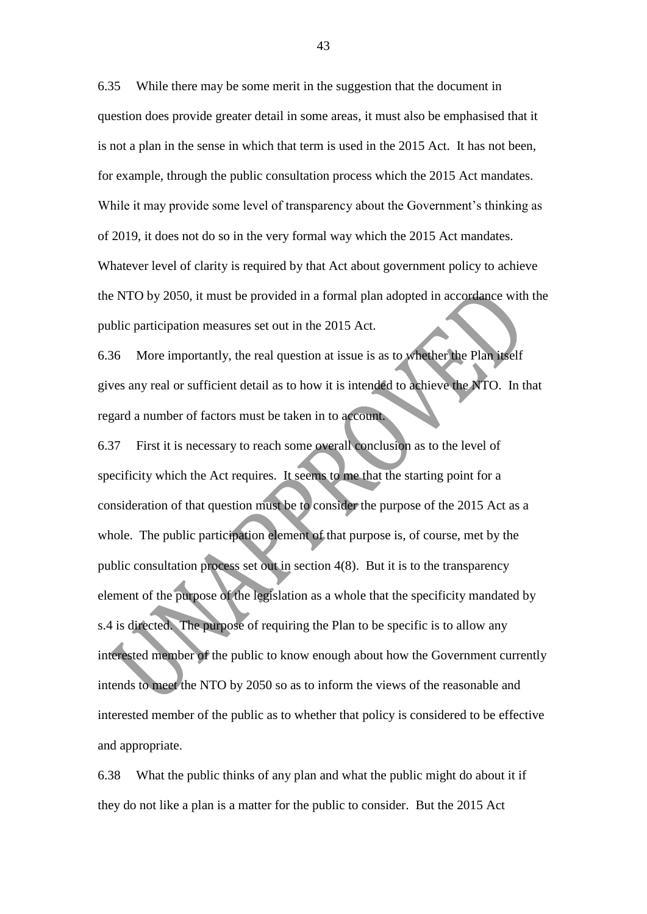6.35 While there may be some merit in the suggestion that the document in question does provide greater detail in some areas, it must also be emphasised that it is not a plan in the sense in which that term is used in the 2015 Act. It has not been, for example, through the public consultation process which the 2015 Act mandates. While it may provide some level of transparency about the Government's thinking as of 2019, it does not do so in the very formal way which the 2015 Act mandates. Whatever level of clarity is required by that Act about government policy to achieve the NTO by 2050, it must be provided in a formal plan adopted in accordance with the public participation measures set out in the 2015 Act.

6.36 More importantly, the real question at issue is as to whether the Plan itself gives any real or sufficient detail as to how it is intended to achieve the NTO. In that regard a number of factors must be taken in to account.

6.37 First it is necessary to reach some overall conclusion as to the level of specificity which the Act requires. It seems to me that the starting point for a consideration of that question must be to consider the purpose of the 2015 Act as a whole. The public participation element of that purpose is, of course, met by the public consultation process set out in section 4(8). But it is to the transparency element of the purpose of the legislation as a whole that the specificity mandated by s.4 is directed. The purpose of requiring the Plan to be specific is to allow any interested member of the public to know enough about how the Government currently intends to meet the NTO by 2050 so as to inform the views of the reasonable and interested member of the public as to whether that policy is considered to be effective and appropriate.

6.38 What the public thinks of any plan and what the public might do about it if they do not like a plan is a matter for the public to consider. But the 2015 Act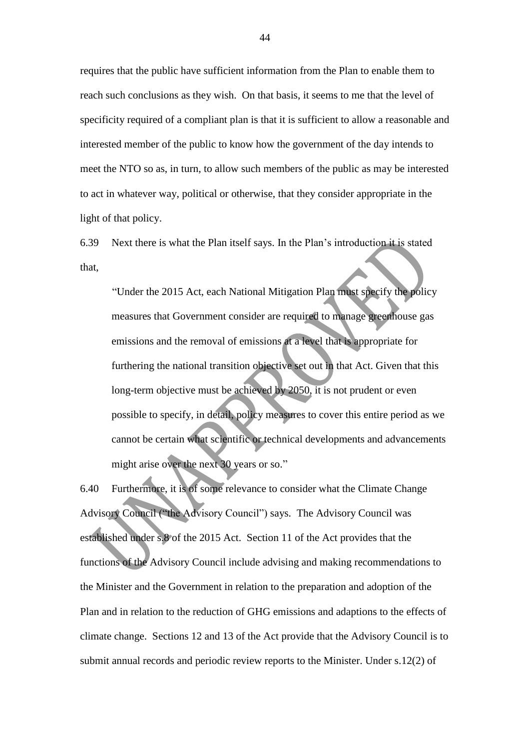requires that the public have sufficient information from the Plan to enable them to reach such conclusions as they wish. On that basis, it seems to me that the level of specificity required of a compliant plan is that it is sufficient to allow a reasonable and interested member of the public to know how the government of the day intends to meet the NTO so as, in turn, to allow such members of the public as may be interested to act in whatever way, political or otherwise, that they consider appropriate in the light of that policy.

6.39 Next there is what the Plan itself says. In the Plan's introduction it is stated that,

> "Under the 2015 Act, each National Mitigation Plan must specify the policy measures that Government consider are required to manage greenhouse gas emissions and the removal of emissions at a level that is appropriate for furthering the national transition objective set out in that Act. Given that this long-term objective must be achieved by 2050, it is not prudent or even possible to specify, in detail, policy measures to cover this entire period as we cannot be certain what scientific or technical developments and advancements might arise over the next 30 years or so."

6.40 Furthermore, it is of some relevance to consider what the Climate Change Advisory Council ("the Advisory Council") says. The Advisory Council was established under s.8 of the 2015 Act. Section 11 of the Act provides that the functions of the Advisory Council include advising and making recommendations to the Minister and the Government in relation to the preparation and adoption of the Plan and in relation to the reduction of GHG emissions and adaptions to the effects of climate change. Sections 12 and 13 of the Act provide that the Advisory Council is to submit annual records and periodic review reports to the Minister. Under s.12(2) of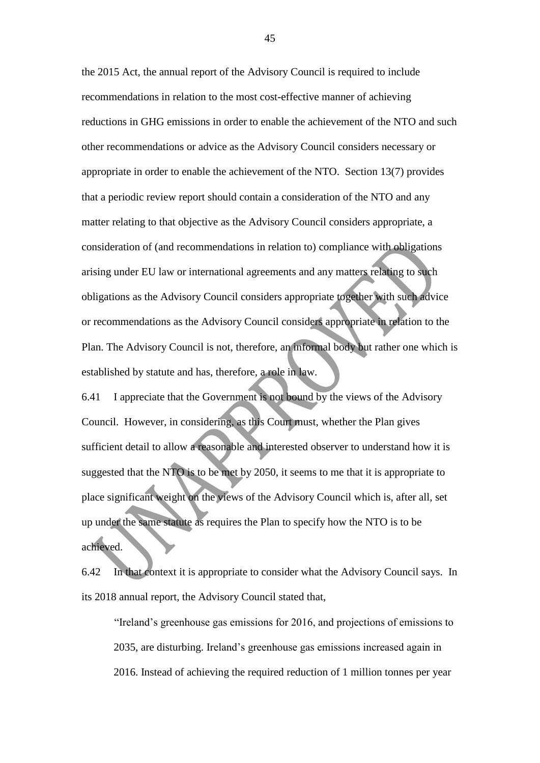the 2015 Act, the annual report of the Advisory Council is required to include recommendations in relation to the most cost-effective manner of achieving reductions in GHG emissions in order to enable the achievement of the NTO and such other recommendations or advice as the Advisory Council considers necessary or appropriate in order to enable the achievement of the NTO. Section 13(7) provides that a periodic review report should contain a consideration of the NTO and any matter relating to that objective as the Advisory Council considers appropriate, a consideration of (and recommendations in relation to) compliance with obligations arising under EU law or international agreements and any matters relating to such obligations as the Advisory Council considers appropriate together with such advice or recommendations as the Advisory Council considers appropriate in relation to the Plan. The Advisory Council is not, therefore, an informal body but rather one which is established by statute and has, therefore, a role in law.

6.41 I appreciate that the Government is not bound by the views of the Advisory Council. However, in considering, as this Court must, whether the Plan gives sufficient detail to allow a reasonable and interested observer to understand how it is suggested that the NTO is to be met by 2050, it seems to me that it is appropriate to place significant weight on the views of the Advisory Council which is, after all, set up under the same statute as requires the Plan to specify how the NTO is to be achieved.

6.42 In that context it is appropriate to consider what the Advisory Council says. In its 2018 annual report, the Advisory Council stated that,

> "Ireland's greenhouse gas emissions for 2016, and projections of emissions to 2035, are disturbing. Ireland's greenhouse gas emissions increased again in 2016. Instead of achieving the required reduction of 1 million tonnes per year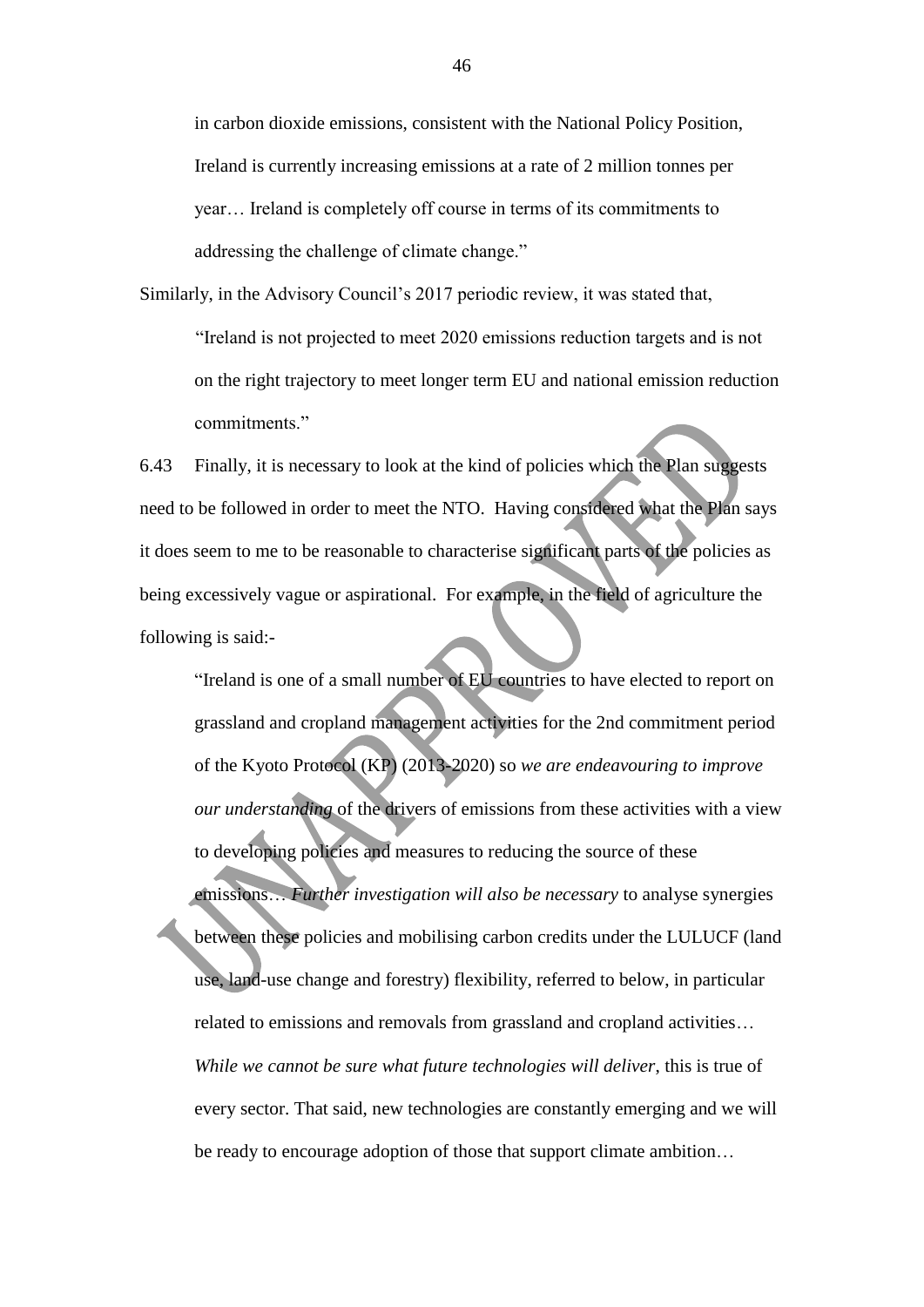in carbon dioxide emissions, consistent with the National Policy Position, Ireland is currently increasing emissions at a rate of 2 million tonnes per year… Ireland is completely off course in terms of its commitments to addressing the challenge of climate change."

Similarly, in the Advisory Council's 2017 periodic review, it was stated that,

> "Ireland is not projected to meet 2020 emissions reduction targets and is not on the right trajectory to meet longer term EU and national emission reduction commitments."

6.43 Finally, it is necessary to look at the kind of policies which the Plan suggests need to be followed in order to meet the NTO. Having considered what the Plan says it does seem to me to be reasonable to characterise significant parts of the policies as being excessively vague or aspirational. For example, in the field of agriculture the following is said:-

> "Ireland is one of a small number of EU countries to have elected to report on grassland and cropland management activities for the 2nd commitment period of the Kyoto Protocol (KP) (2013-2020) so *we are endeavouring to improve our understanding* of the drivers of emissions from these activities with a view to developing policies and measures to reducing the source of these emissions… *Further investigation will also be necessary* to analyse synergies between these policies and mobilising carbon credits under the LULUCF (land use, land-use change and forestry) flexibility, referred to below, in particular related to emissions and removals from grassland and cropland activities… *While we cannot be sure what future technologies will deliver*, this is true of every sector. That said, new technologies are constantly emerging and we will be ready to encourage adoption of those that support climate ambition…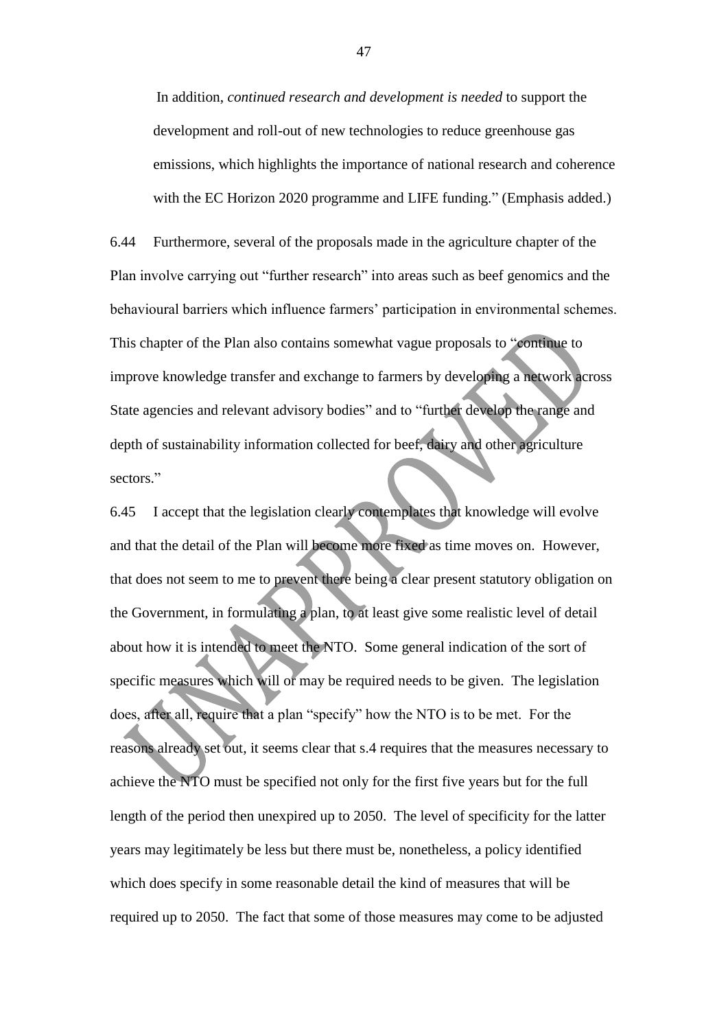In addition, *continued research and development is needed* to support the development and roll-out of new technologies to reduce greenhouse gas emissions, which highlights the importance of national research and coherence with the EC Horizon 2020 programme and LIFE funding." (Emphasis added.)

6.44 Furthermore, several of the proposals made in the agriculture chapter of the Plan involve carrying out "further research" into areas such as beef genomics and the behavioural barriers which influence farmers' participation in environmental schemes. This chapter of the Plan also contains somewhat vague proposals to "continue to improve knowledge transfer and exchange to farmers by developing a network across State agencies and relevant advisory bodies" and to "further develop the range and depth of sustainability information collected for beef, dairy and other agriculture sectors."

6.45 I accept that the legislation clearly contemplates that knowledge will evolve and that the detail of the Plan will become more fixed as time moves on. However, that does not seem to me to prevent there being a clear present statutory obligation on the Government, in formulating a plan, to at least give some realistic level of detail about how it is intended to meet the NTO. Some general indication of the sort of specific measures which will or may be required needs to be given. The legislation does, after all, require that a plan "specify" how the NTO is to be met. For the reasons already set out, it seems clear that s.4 requires that the measures necessary to achieve the NTO must be specified not only for the first five years but for the full length of the period then unexpired up to 2050. The level of specificity for the latter years may legitimately be less but there must be, nonetheless, a policy identified which does specify in some reasonable detail the kind of measures that will be required up to 2050. The fact that some of those measures may come to be adjusted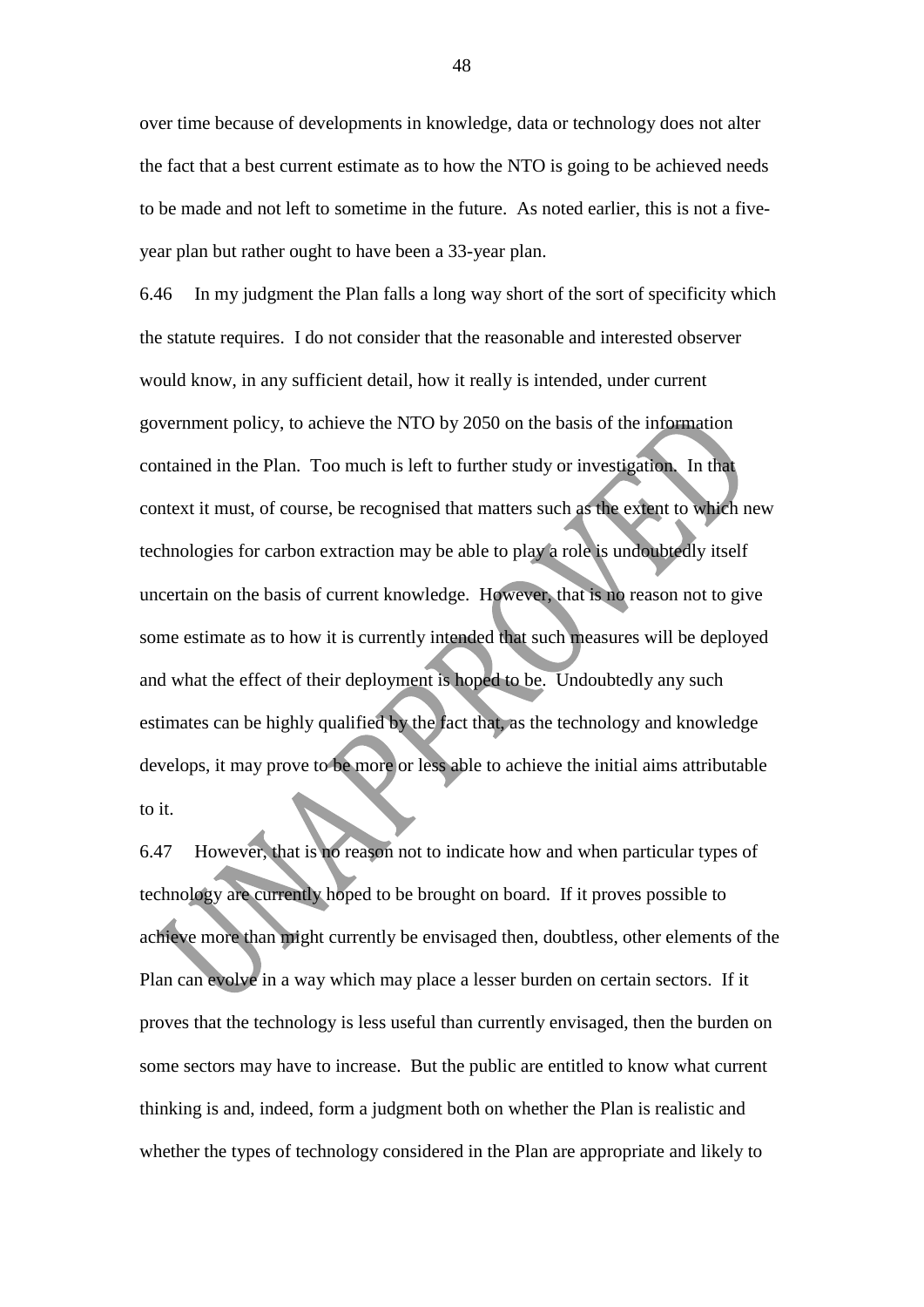over time because of developments in knowledge, data or technology does not alter the fact that a best current estimate as to how the NTO is going to be achieved needs to be made and not left to sometime in the future. As noted earlier, this is not a five-year plan but rather ought to have been a 33-year plan.

6.46 In my judgment the Plan falls a long way short of the sort of specificity which the statute requires. I do not consider that the reasonable and interested observer would know, in any sufficient detail, how it really is intended, under current government policy, to achieve the NTO by 2050 on the basis of the information contained in the Plan. Too much is left to further study or investigation. In that context it must, of course, be recognised that matters such as the extent to which new technologies for carbon extraction may be able to play a role is undoubtedly itself uncertain on the basis of current knowledge. However, that is no reason not to give some estimate as to how it is currently intended that such measures will be deployed and what the effect of their deployment is hoped to be. Undoubtedly any such estimates can be highly qualified by the fact that, as the technology and knowledge develops, it may prove to be more or less able to achieve the initial aims attributable to it.

6.47 However, that is no reason not to indicate how and when particular types of technology are currently hoped to be brought on board. If it proves possible to achieve more than might currently be envisaged then, doubtless, other elements of the Plan can evolve in a way which may place a lesser burden on certain sectors. If it proves that the technology is less useful than currently envisaged, then the burden on some sectors may have to increase. But the public are entitled to know what current thinking is and, indeed, form a judgment both on whether the Plan is realistic and whether the types of technology considered in the Plan are appropriate and likely to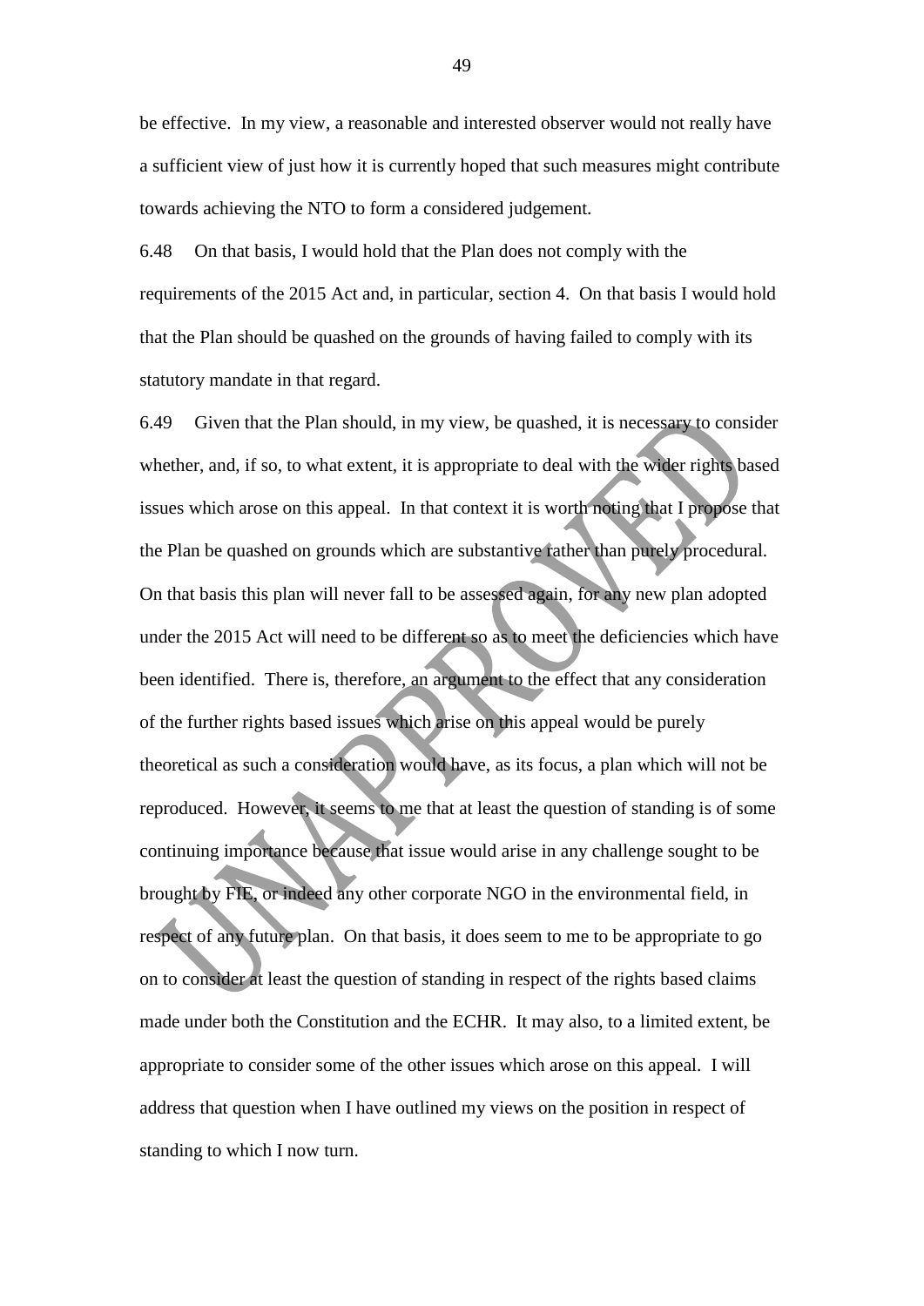be effective. In my view, a reasonable and interested observer would not really have a sufficient view of just how it is currently hoped that such measures might contribute towards achieving the NTO to form a considered judgement.

6.48 On that basis, I would hold that the Plan does not comply with the requirements of the 2015 Act and, in particular, section 4. On that basis I would hold that the Plan should be quashed on the grounds of having failed to comply with its statutory mandate in that regard.

6.49 Given that the Plan should, in my view, be quashed, it is necessary to consider whether, and, if so, to what extent, it is appropriate to deal with the wider rights based issues which arose on this appeal. In that context it is worth noting that I propose that the Plan be quashed on grounds which are substantive rather than purely procedural. On that basis this plan will never fall to be assessed again, for any new plan adopted under the 2015 Act will need to be different so as to meet the deficiencies which have been identified. There is, therefore, an argument to the effect that any consideration of the further rights based issues which arise on this appeal would be purely theoretical as such a consideration would have, as its focus, a plan which will not be reproduced. However, it seems to me that at least the question of standing is of some continuing importance because that issue would arise in any challenge sought to be brought by FIE, or indeed any other corporate NGO in the environmental field, in respect of any future plan. On that basis, it does seem to me to be appropriate to go on to consider at least the question of standing in respect of the rights based claims made under both the Constitution and the ECHR. It may also, to a limited extent, be appropriate to consider some of the other issues which arose on this appeal. I will address that question when I have outlined my views on the position in respect of standing to which I now turn.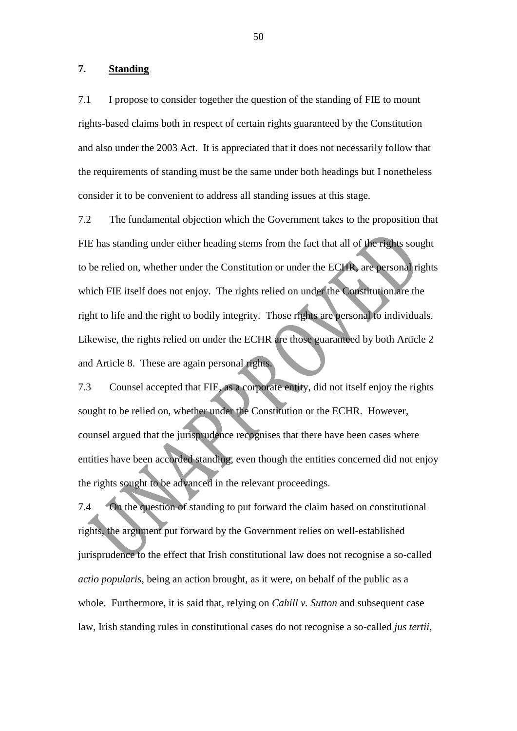## 7. Standing

7.1 I propose to consider together the question of the standing of FIE to mount rights-based claims both in respect of certain rights guaranteed by the Constitution and also under the 2003 Act. It is appreciated that it does not necessarily follow that the requirements of standing must be the same under both headings but I nonetheless consider it to be convenient to address all standing issues at this stage.

7.2 The fundamental objection which the Government takes to the proposition that FIE has standing under either heading stems from the fact that all of the rights sought to be relied on, whether under the Constitution or under the ECHR, are personal rights which FIE itself does not enjoy. The rights relied on under the Constitution are the right to life and the right to bodily integrity. Those rights are personal to individuals. Likewise, the rights relied on under the ECHR are those guaranteed by both Article 2 and Article 8. These are again personal rights.

7.3 Counsel accepted that FIE, as a corporate entity, did not itself enjoy the rights sought to be relied on, whether under the Constitution or the ECHR. However, counsel argued that the jurisprudence recognises that there have been cases where entities have been accorded standing, even though the entities concerned did not enjoy the rights sought to be advanced in the relevant proceedings.

7.4 On the question of standing to put forward the claim based on constitutional rights, the argument put forward by the Government relies on well-established jurisprudence to the effect that Irish constitutional law does not recognise a so-called *actio popularis*, being an action brought, as it were, on behalf of the public as a whole. Furthermore, it is said that, relying on *Cahill v. Sutton* and subsequent case law, Irish standing rules in constitutional cases do not recognise a so-called *jus tertii*,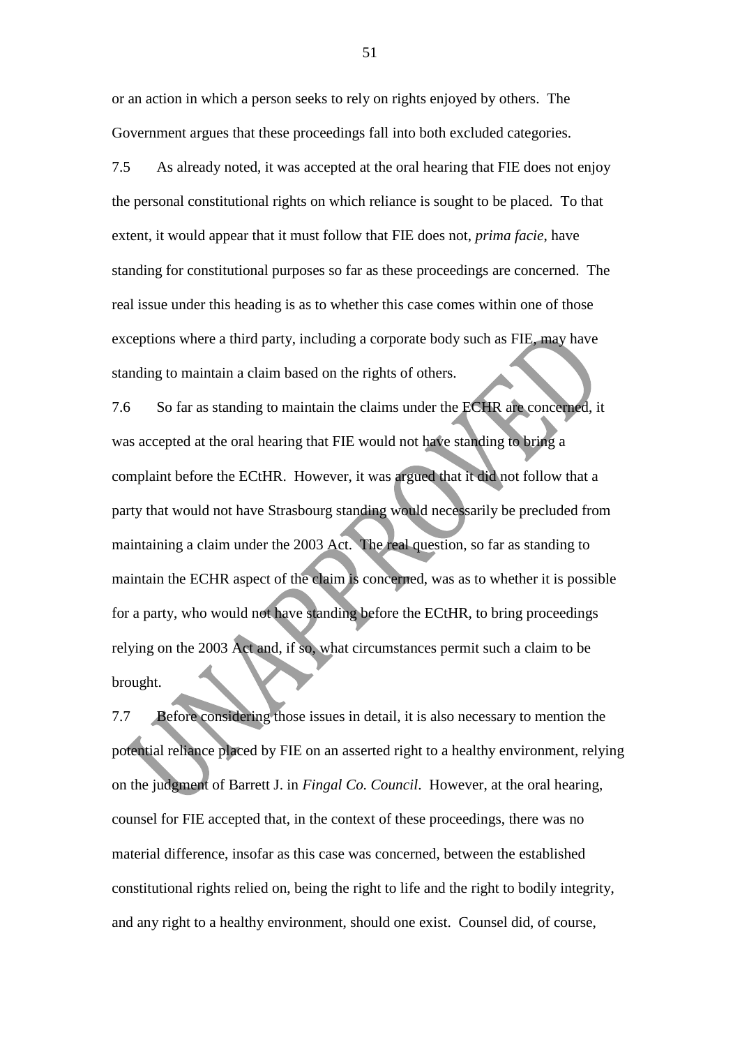or an action in which a person seeks to rely on rights enjoyed by others. The Government argues that these proceedings fall into both excluded categories.

7.5 As already noted, it was accepted at the oral hearing that FIE does not enjoy the personal constitutional rights on which reliance is sought to be placed. To that extent, it would appear that it must follow that FIE does not, *prima facie*, have standing for constitutional purposes so far as these proceedings are concerned. The real issue under this heading is as to whether this case comes within one of those exceptions where a third party, including a corporate body such as FIE, may have standing to maintain a claim based on the rights of others.

7.6 So far as standing to maintain the claims under the ECHR are concerned, it was accepted at the oral hearing that FIE would not have standing to bring a complaint before the ECtHR. However, it was argued that it did not follow that a party that would not have Strasbourg standing would necessarily be precluded from maintaining a claim under the 2003 Act. The real question, so far as standing to maintain the ECHR aspect of the claim is concerned, was as to whether it is possible for a party, who would not have standing before the ECtHR, to bring proceedings relying on the 2003 Act and, if so, what circumstances permit such a claim to be brought.

7.7 Before considering those issues in detail, it is also necessary to mention the potential reliance placed by FIE on an asserted right to a healthy environment, relying on the judgment of Barrett J. in *Fingal Co. Council*. However, at the oral hearing, counsel for FIE accepted that, in the context of these proceedings, there was no material difference, insofar as this case was concerned, between the established constitutional rights relied on, being the right to life and the right to bodily integrity, and any right to a healthy environment, should one exist. Counsel did, of course,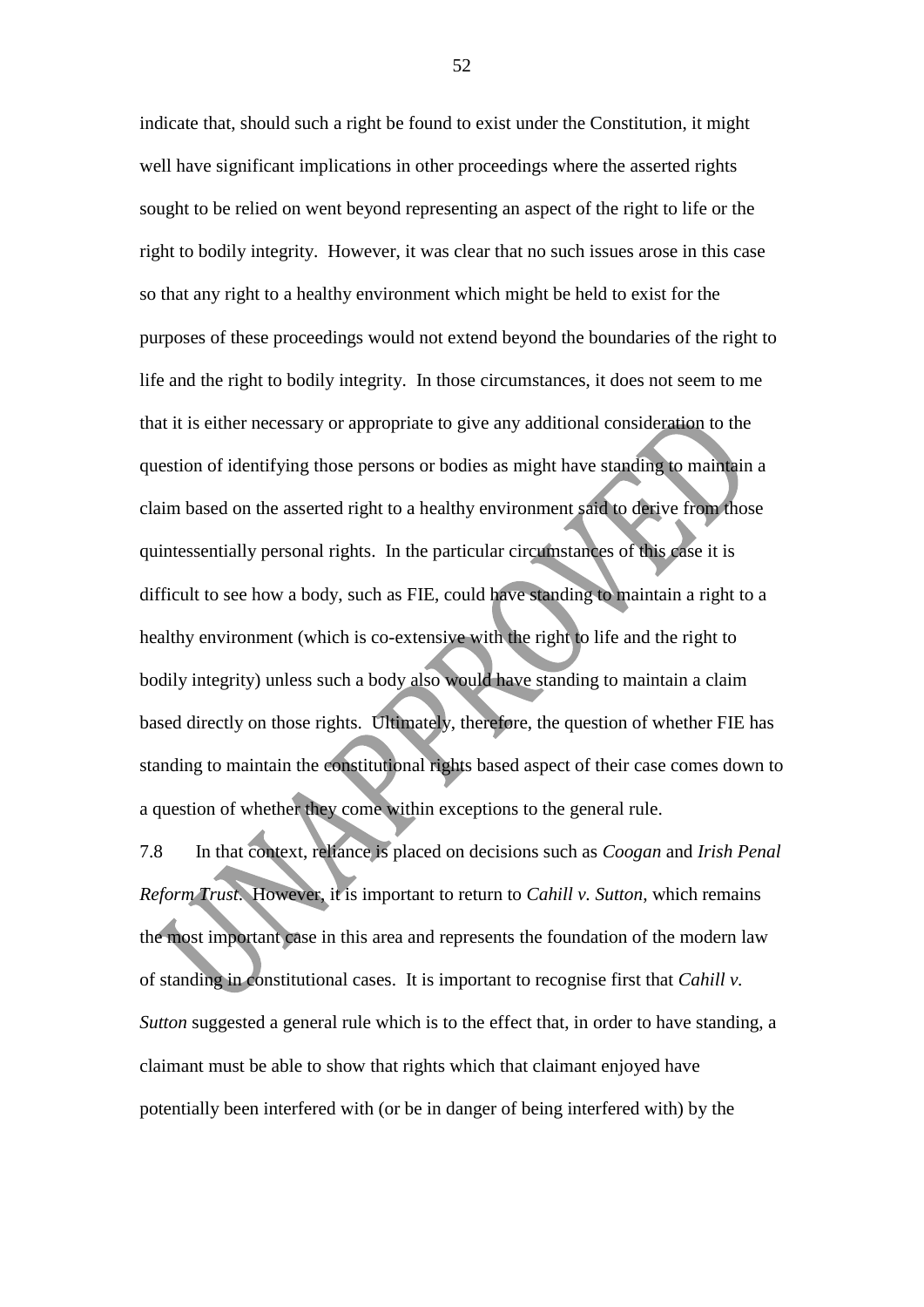indicate that, should such a right be found to exist under the Constitution, it might well have significant implications in other proceedings where the asserted rights sought to be relied on went beyond representing an aspect of the right to life or the right to bodily integrity. However, it was clear that no such issues arose in this case so that any right to a healthy environment which might be held to exist for the purposes of these proceedings would not extend beyond the boundaries of the right to life and the right to bodily integrity. In those circumstances, it does not seem to me that it is either necessary or appropriate to give any additional consideration to the question of identifying those persons or bodies as might have standing to maintain a claim based on the asserted right to a healthy environment said to derive from those quintessentially personal rights. In the particular circumstances of this case it is difficult to see how a body, such as FIE, could have standing to maintain a right to a healthy environment (which is co-extensive with the right to life and the right to bodily integrity) unless such a body also would have standing to maintain a claim based directly on those rights. Ultimately, therefore, the question of whether FIE has standing to maintain the constitutional rights based aspect of their case comes down to a question of whether they come within exceptions to the general rule.

7.8 In that context, reliance is placed on decisions such as *Coogan* and *Irish Penal Reform Trust*. However, it is important to return to *Cahill v. Sutton*, which remains the most important case in this area and represents the foundation of the modern law of standing in constitutional cases. It is important to recognise first that *Cahill v. Sutton* suggested a general rule which is to the effect that, in order to have standing, a claimant must be able to show that rights which that claimant enjoyed have potentially been interfered with (or be in danger of being interfered with) by the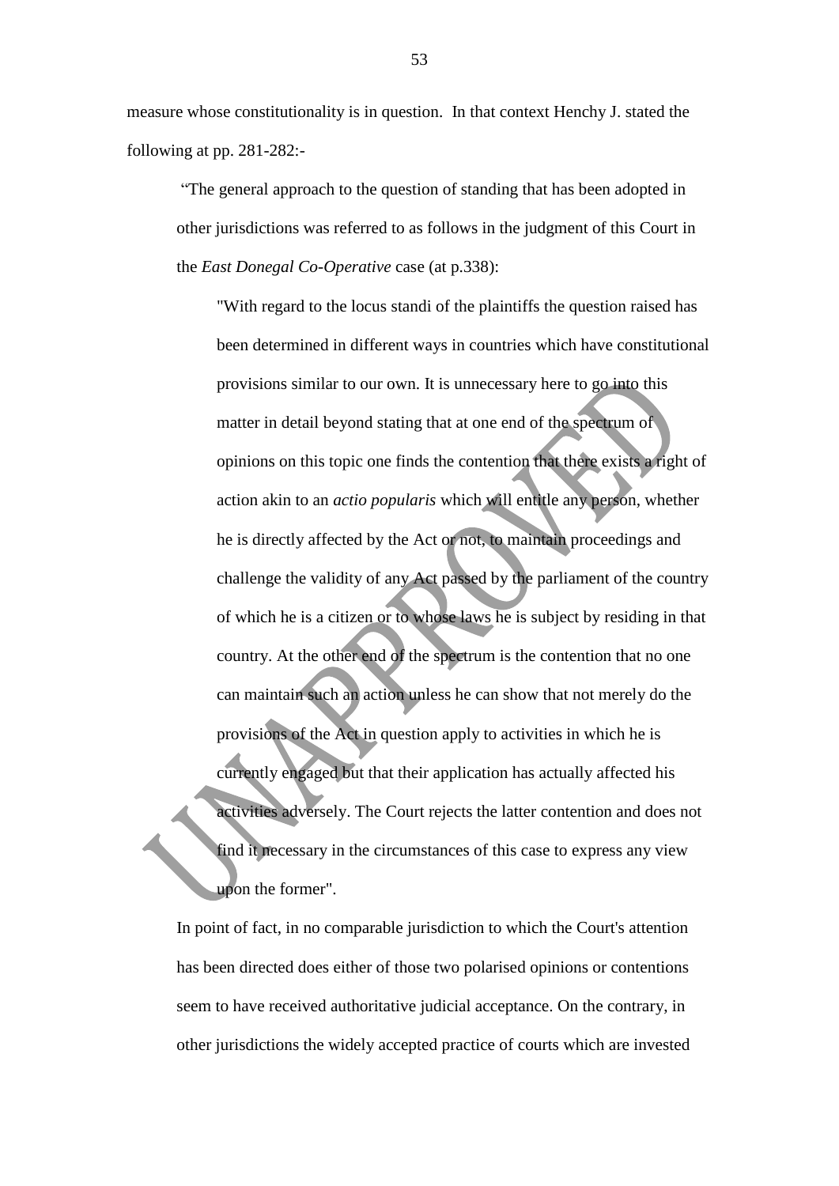measure whose constitutionality is in question. In that context Henchy J. stated the following at pp. 281-282:-

> "The general approach to the question of standing that has been adopted in other jurisdictions was referred to as follows in the judgment of this Court in the *East Donegal Co-Operative* case (at p.338):
>
> > "With regard to the locus standi of the plaintiffs the question raised has been determined in different ways in countries which have constitutional provisions similar to our own. It is unnecessary here to go into this matter in detail beyond stating that at one end of the spectrum of opinions on this topic one finds the contention that there exists a right of action akin to an *actio popularis* which will entitle any person, whether he is directly affected by the Act or not, to maintain proceedings and challenge the validity of any Act passed by the parliament of the country of which he is a citizen or to whose laws he is subject by residing in that country. At the other end of the spectrum is the contention that no one can maintain such an action unless he can show that not merely do the provisions of the Act in question apply to activities in which he is currently engaged but that their application has actually affected his activities adversely. The Court rejects the latter contention and does not find it necessary in the circumstances of this case to express any view upon the former".
>
> In point of fact, in no comparable jurisdiction to which the Court's attention has been directed does either of those two polarised opinions or contentions seem to have received authoritative judicial acceptance. On the contrary, in other jurisdictions the widely accepted practice of courts which are invested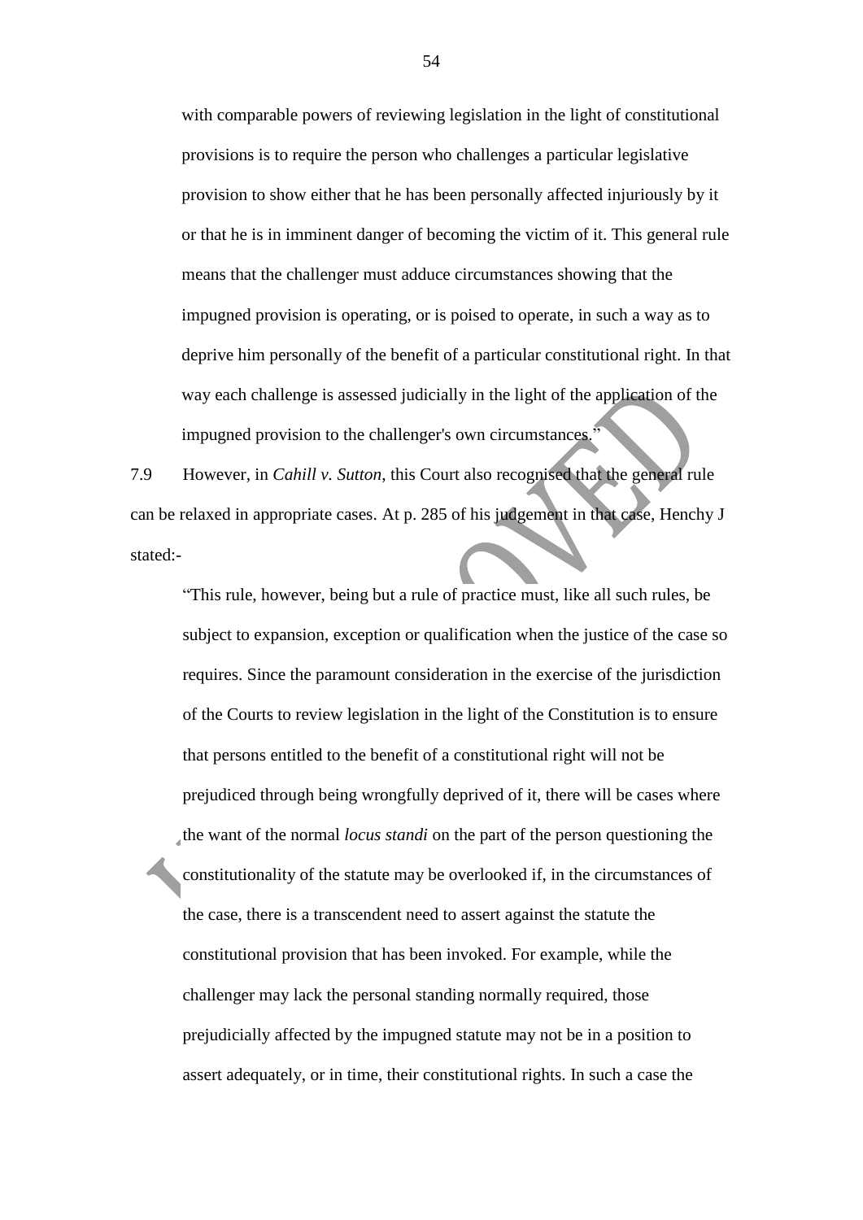> with comparable powers of reviewing legislation in the light of constitutional provisions is to require the person who challenges a particular legislative provision to show either that he has been personally affected injuriously by it or that he is in imminent danger of becoming the victim of it. This general rule means that the challenger must adduce circumstances showing that the impugned provision is operating, or is poised to operate, in such a way as to deprive him personally of the benefit of a particular constitutional right. In that way each challenge is assessed judicially in the light of the application of the impugned provision to the challenger's own circumstances."

7.9 However, in *Cahill v. Sutton*, this Court also recognised that the general rule can be relaxed in appropriate cases. At p. 285 of his judgement in that case, Henchy J stated:-

> "This rule, however, being but a rule of practice must, like all such rules, be subject to expansion, exception or qualification when the justice of the case so requires. Since the paramount consideration in the exercise of the jurisdiction of the Courts to review legislation in the light of the Constitution is to ensure that persons entitled to the benefit of a constitutional right will not be prejudiced through being wrongfully deprived of it, there will be cases where the want of the normal *locus standi* on the part of the person questioning the constitutionality of the statute may be overlooked if, in the circumstances of the case, there is a transcendent need to assert against the statute the constitutional provision that has been invoked. For example, while the challenger may lack the personal standing normally required, those prejudicially affected by the impugned statute may not be in a position to assert adequately, or in time, their constitutional rights. In such a case the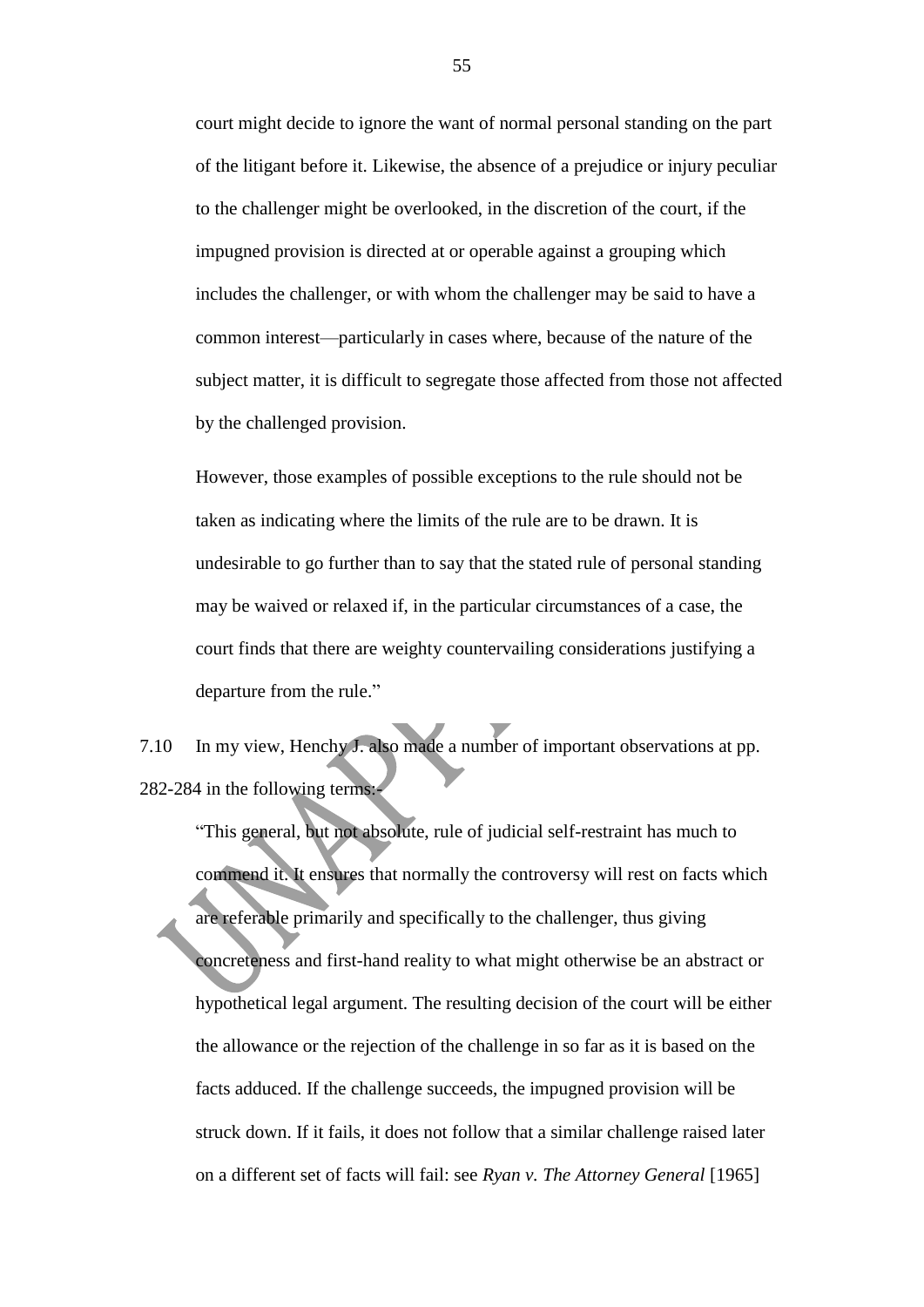court might decide to ignore the want of normal personal standing on the part of the litigant before it. Likewise, the absence of a prejudice or injury peculiar to the challenger might be overlooked, in the discretion of the court, if the impugned provision is directed at or operable against a grouping which includes the challenger, or with whom the challenger may be said to have a common interest—particularly in cases where, because of the nature of the subject matter, it is difficult to segregate those affected from those not affected by the challenged provision.

> However, those examples of possible exceptions to the rule should not be taken as indicating where the limits of the rule are to be drawn. It is undesirable to go further than to say that the stated rule of personal standing may be waived or relaxed if, in the particular circumstances of a case, the court finds that there are weighty countervailing considerations justifying a departure from the rule."

7.10 In my view, Henchy J. also made a number of important observations at pp. 282-284 in the following terms:-

> "This general, but not absolute, rule of judicial self-restraint has much to commend it. It ensures that normally the controversy will rest on facts which are referable primarily and specifically to the challenger, thus giving concreteness and first-hand reality to what might otherwise be an abstract or hypothetical legal argument. The resulting decision of the court will be either the allowance or the rejection of the challenge in so far as it is based on the facts adduced. If the challenge succeeds, the impugned provision will be struck down. If it fails, it does not follow that a similar challenge raised later on a different set of facts will fail: see *Ryan v. The Attorney General* [1965]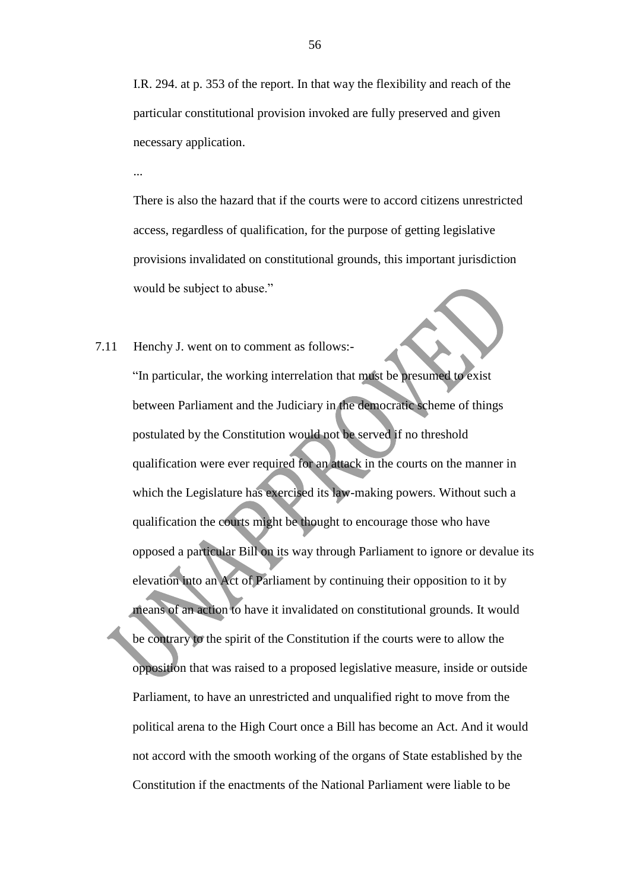I.R. 294. at p. 353 of the report. In that way the flexibility and reach of the particular constitutional provision invoked are fully preserved and given necessary application.

...

There is also the hazard that if the courts were to accord citizens unrestricted access, regardless of qualification, for the purpose of getting legislative provisions invalidated on constitutional grounds, this important jurisdiction would be subject to abuse."

7.11 Henchy J. went on to comment as follows:-

> "In particular, the working interrelation that must be presumed to exist between Parliament and the Judiciary in the democratic scheme of things postulated by the Constitution would not be served if no threshold qualification were ever required for an attack in the courts on the manner in which the Legislature has exercised its law-making powers. Without such a qualification the courts might be thought to encourage those who have opposed a particular Bill on its way through Parliament to ignore or devalue its elevation into an Act of Parliament by continuing their opposition to it by means of an action to have it invalidated on constitutional grounds. It would be contrary to the spirit of the Constitution if the courts were to allow the opposition that was raised to a proposed legislative measure, inside or outside Parliament, to have an unrestricted and unqualified right to move from the political arena to the High Court once a Bill has become an Act. And it would not accord with the smooth working of the organs of State established by the Constitution if the enactments of the National Parliament were liable to be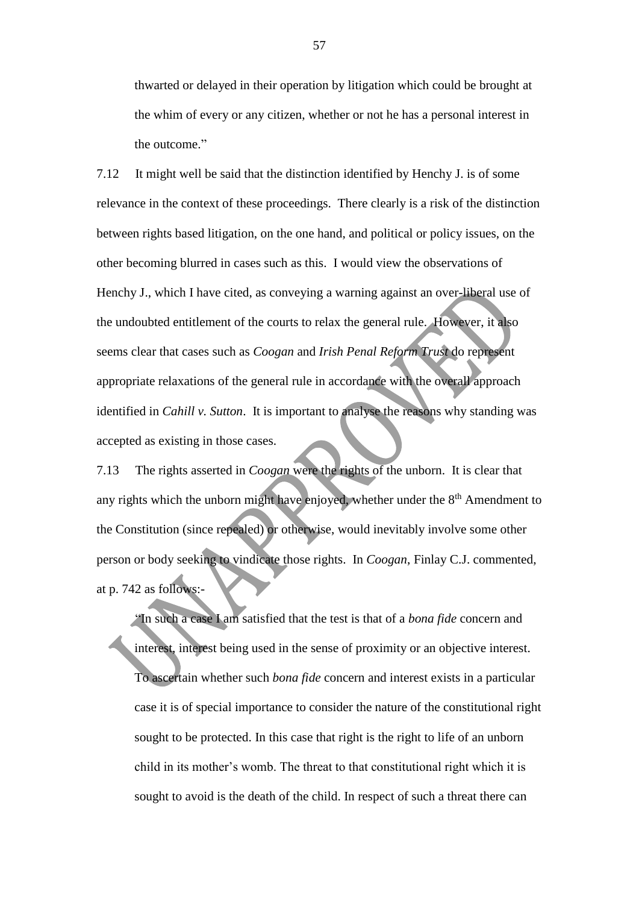thwarted or delayed in their operation by litigation which could be brought at the whim of every or any citizen, whether or not he has a personal interest in the outcome."

7.12 It might well be said that the distinction identified by Henchy J. is of some relevance in the context of these proceedings. There clearly is a risk of the distinction between rights based litigation, on the one hand, and political or policy issues, on the other becoming blurred in cases such as this. I would view the observations of Henchy J., which I have cited, as conveying a warning against an over-liberal use of the undoubted entitlement of the courts to relax the general rule. However, it also seems clear that cases such as *Coogan* and *Irish Penal Reform Trust* do represent appropriate relaxations of the general rule in accordance with the overall approach identified in *Cahill v. Sutton*. It is important to analyse the reasons why standing was accepted as existing in those cases.

7.13 The rights asserted in *Coogan* were the rights of the unborn. It is clear that any rights which the unborn might have enjoyed, whether under the 8th Amendment to the Constitution (since repealed) or otherwise, would inevitably involve some other person or body seeking to vindicate those rights. In *Coogan*, Finlay C.J. commented, at p. 742 as follows:-

> "In such a case I am satisfied that the test is that of a *bona fide* concern and interest, interest being used in the sense of proximity or an objective interest. To ascertain whether such *bona fide* concern and interest exists in a particular case it is of special importance to consider the nature of the constitutional right sought to be protected. In this case that right is the right to life of an unborn child in its mother's womb. The threat to that constitutional right which it is sought to avoid is the death of the child. In respect of such a threat there can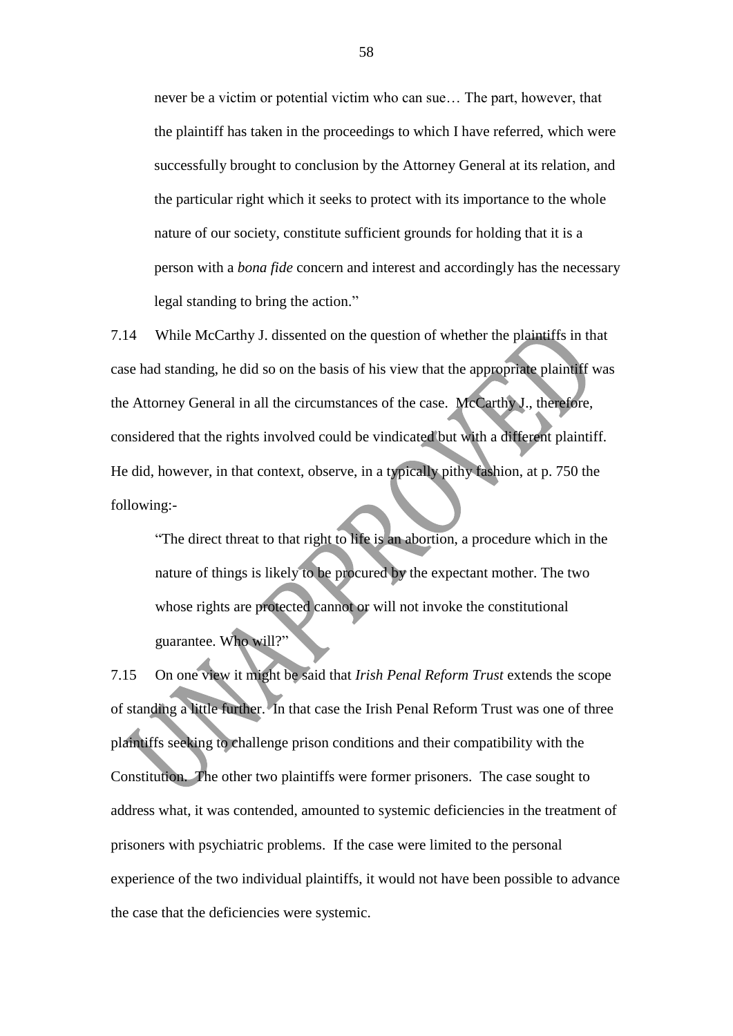> never be a victim or potential victim who can sue… The part, however, that the plaintiff has taken in the proceedings to which I have referred, which were successfully brought to conclusion by the Attorney General at its relation, and the particular right which it seeks to protect with its importance to the whole nature of our society, constitute sufficient grounds for holding that it is a person with a *bona fide* concern and interest and accordingly has the necessary legal standing to bring the action."

7.14 While McCarthy J. dissented on the question of whether the plaintiffs in that case had standing, he did so on the basis of his view that the appropriate plaintiff was the Attorney General in all the circumstances of the case. McCarthy J., therefore, considered that the rights involved could be vindicated but with a different plaintiff. He did, however, in that context, observe, in a typically pithy fashion, at p. 750 the following:-

> "The direct threat to that right to life is an abortion, a procedure which in the nature of things is likely to be procured by the expectant mother. The two whose rights are protected cannot or will not invoke the constitutional guarantee. Who will?"

7.15 On one view it might be said that *Irish Penal Reform Trust* extends the scope of standing a little further. In that case the Irish Penal Reform Trust was one of three plaintiffs seeking to challenge prison conditions and their compatibility with the Constitution. The other two plaintiffs were former prisoners. The case sought to address what, it was contended, amounted to systemic deficiencies in the treatment of prisoners with psychiatric problems. If the case were limited to the personal experience of the two individual plaintiffs, it would not have been possible to advance the case that the deficiencies were systemic.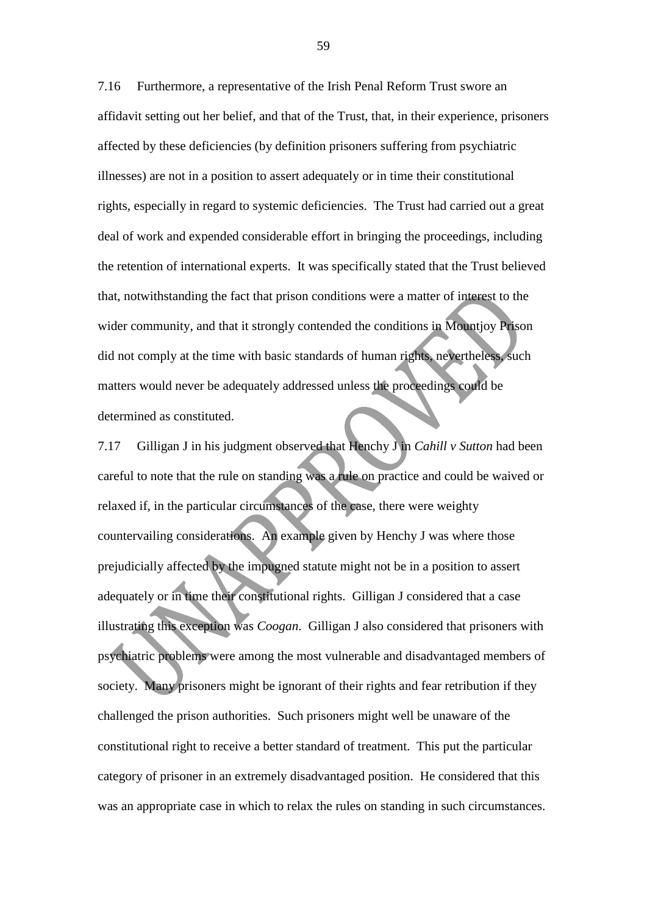7.16 Furthermore, a representative of the Irish Penal Reform Trust swore an affidavit setting out her belief, and that of the Trust, that, in their experience, prisoners affected by these deficiencies (by definition prisoners suffering from psychiatric illnesses) are not in a position to assert adequately or in time their constitutional rights, especially in regard to systemic deficiencies. The Trust had carried out a great deal of work and expended considerable effort in bringing the proceedings, including the retention of international experts. It was specifically stated that the Trust believed that, notwithstanding the fact that prison conditions were a matter of interest to the wider community, and that it strongly contended the conditions in Mountjoy Prison did not comply at the time with basic standards of human rights, nevertheless, such matters would never be adequately addressed unless the proceedings could be determined as constituted.

7.17 Gilligan J in his judgment observed that Henchy J in *Cahill v Sutton* had been careful to note that the rule on standing was a rule on practice and could be waived or relaxed if, in the particular circumstances of the case, there were weighty countervailing considerations. An example given by Henchy J was where those prejudicially affected by the impugned statute might not be in a position to assert adequately or in time their constitutional rights. Gilligan J considered that a case illustrating this exception was *Coogan*. Gilligan J also considered that prisoners with psychiatric problems were among the most vulnerable and disadvantaged members of society. Many prisoners might be ignorant of their rights and fear retribution if they challenged the prison authorities. Such prisoners might well be unaware of the constitutional right to receive a better standard of treatment. This put the particular category of prisoner in an extremely disadvantaged position. He considered that this was an appropriate case in which to relax the rules on standing in such circumstances.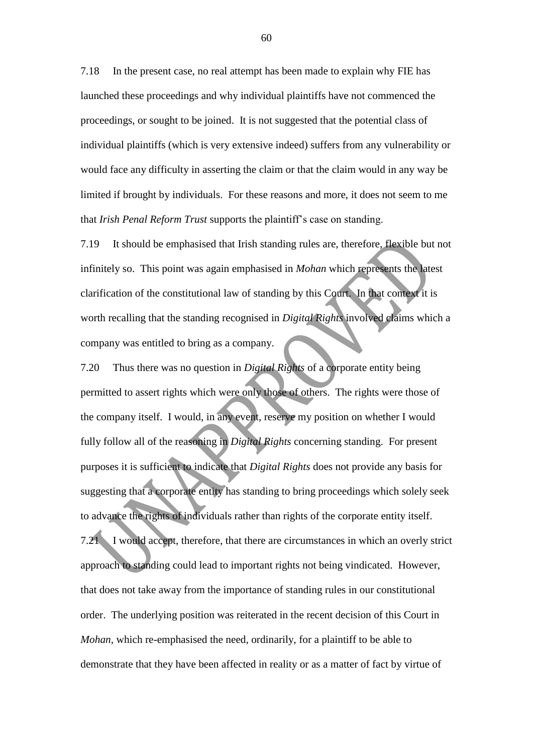7.18 In the present case, no real attempt has been made to explain why FIE has launched these proceedings and why individual plaintiffs have not commenced the proceedings, or sought to be joined. It is not suggested that the potential class of individual plaintiffs (which is very extensive indeed) suffers from any vulnerability or would face any difficulty in asserting the claim or that the claim would in any way be limited if brought by individuals. For these reasons and more, it does not seem to me that *Irish Penal Reform Trust* supports the plaintiff's case on standing.

7.19 It should be emphasised that Irish standing rules are, therefore, flexible but not infinitely so. This point was again emphasised in *Mohan* which represents the latest clarification of the constitutional law of standing by this Court. In that context it is worth recalling that the standing recognised in *Digital Rights* involved claims which a company was entitled to bring as a company.

7.20 Thus there was no question in *Digital Rights* of a corporate entity being permitted to assert rights which were only those of others. The rights were those of the company itself. I would, in any event, reserve my position on whether I would fully follow all of the reasoning in *Digital Rights* concerning standing. For present purposes it is sufficient to indicate that *Digital Rights* does not provide any basis for suggesting that a corporate entity has standing to bring proceedings which solely seek to advance the rights of individuals rather than rights of the corporate entity itself.

7.21 I would accept, therefore, that there are circumstances in which an overly strict approach to standing could lead to important rights not being vindicated. However, that does not take away from the importance of standing rules in our constitutional order. The underlying position was reiterated in the recent decision of this Court in *Mohan*, which re-emphasised the need, ordinarily, for a plaintiff to be able to demonstrate that they have been affected in reality or as a matter of fact by virtue of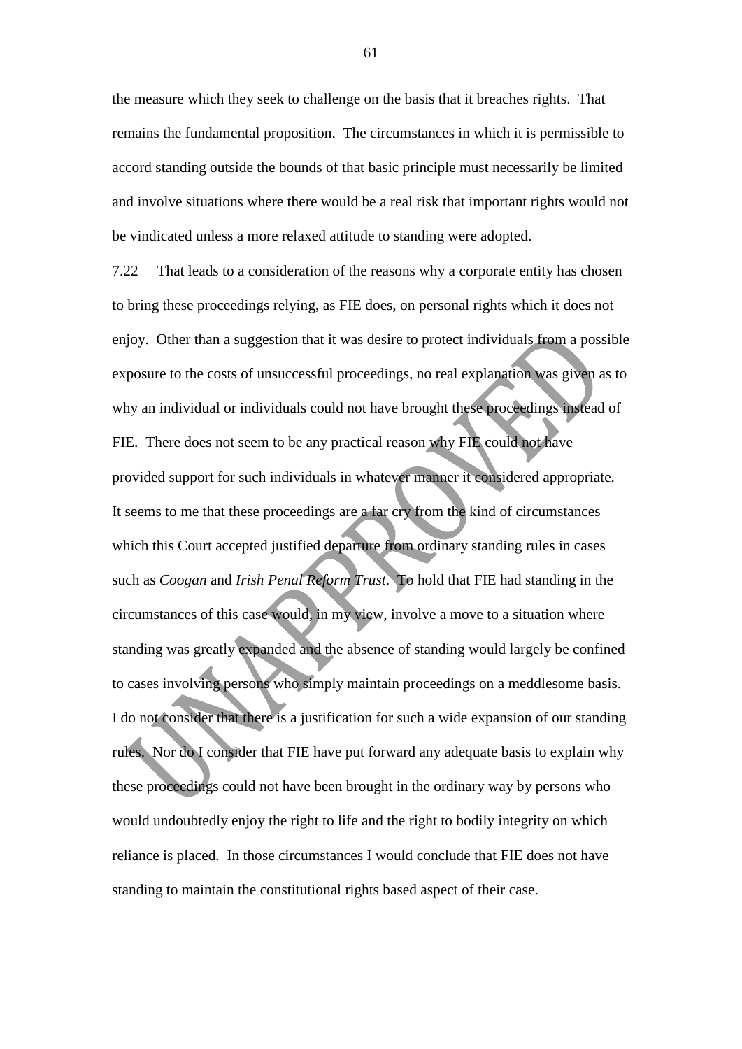the measure which they seek to challenge on the basis that it breaches rights. That remains the fundamental proposition. The circumstances in which it is permissible to accord standing outside the bounds of that basic principle must necessarily be limited and involve situations where there would be a real risk that important rights would not be vindicated unless a more relaxed attitude to standing were adopted.

7.22 That leads to a consideration of the reasons why a corporate entity has chosen to bring these proceedings relying, as FIE does, on personal rights which it does not enjoy. Other than a suggestion that it was desire to protect individuals from a possible exposure to the costs of unsuccessful proceedings, no real explanation was given as to why an individual or individuals could not have brought these proceedings instead of FIE. There does not seem to be any practical reason why FIE could not have provided support for such individuals in whatever manner it considered appropriate. It seems to me that these proceedings are a far cry from the kind of circumstances which this Court accepted justified departure from ordinary standing rules in cases such as *Coogan* and *Irish Penal Reform Trust*. To hold that FIE had standing in the circumstances of this case would, in my view, involve a move to a situation where standing was greatly expanded and the absence of standing would largely be confined to cases involving persons who simply maintain proceedings on a meddlesome basis. I do not consider that there is a justification for such a wide expansion of our standing rules. Nor do I consider that FIE have put forward any adequate basis to explain why these proceedings could not have been brought in the ordinary way by persons who would undoubtedly enjoy the right to life and the right to bodily integrity on which reliance is placed. In those circumstances I would conclude that FIE does not have standing to maintain the constitutional rights based aspect of their case.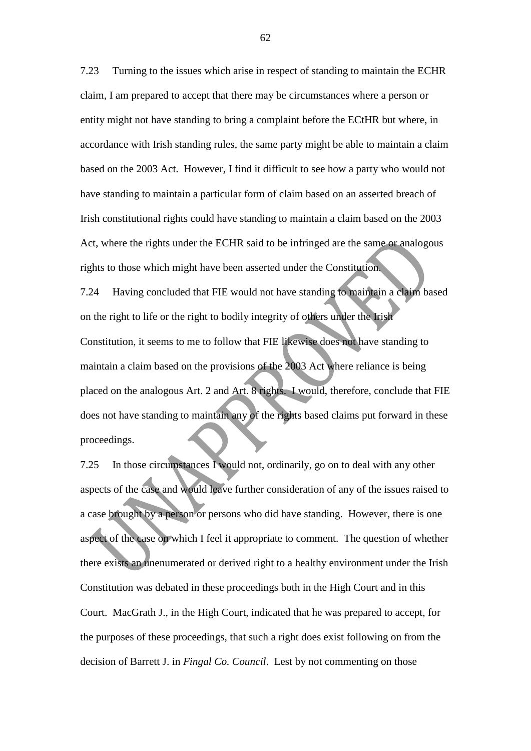7.23 Turning to the issues which arise in respect of standing to maintain the ECHR claim, I am prepared to accept that there may be circumstances where a person or entity might not have standing to bring a complaint before the ECtHR but where, in accordance with Irish standing rules, the same party might be able to maintain a claim based on the 2003 Act. However, I find it difficult to see how a party who would not have standing to maintain a particular form of claim based on an asserted breach of Irish constitutional rights could have standing to maintain a claim based on the 2003 Act, where the rights under the ECHR said to be infringed are the same or analogous rights to those which might have been asserted under the Constitution.

7.24 Having concluded that FIE would not have standing to maintain a claim based on the right to life or the right to bodily integrity of others under the Irish Constitution, it seems to me to follow that FIE likewise does not have standing to maintain a claim based on the provisions of the 2003 Act where reliance is being placed on the analogous Art. 2 and Art. 8 rights. I would, therefore, conclude that FIE does not have standing to maintain any of the rights based claims put forward in these proceedings.

7.25 In those circumstances I would not, ordinarily, go on to deal with any other aspects of the case and would leave further consideration of any of the issues raised to a case brought by a person or persons who did have standing. However, there is one aspect of the case on which I feel it appropriate to comment. The question of whether there exists an unenumerated or derived right to a healthy environment under the Irish Constitution was debated in these proceedings both in the High Court and in this Court. MacGrath J., in the High Court, indicated that he was prepared to accept, for the purposes of these proceedings, that such a right does exist following on from the decision of Barrett J. in *Fingal Co. Council*. Lest by not commenting on those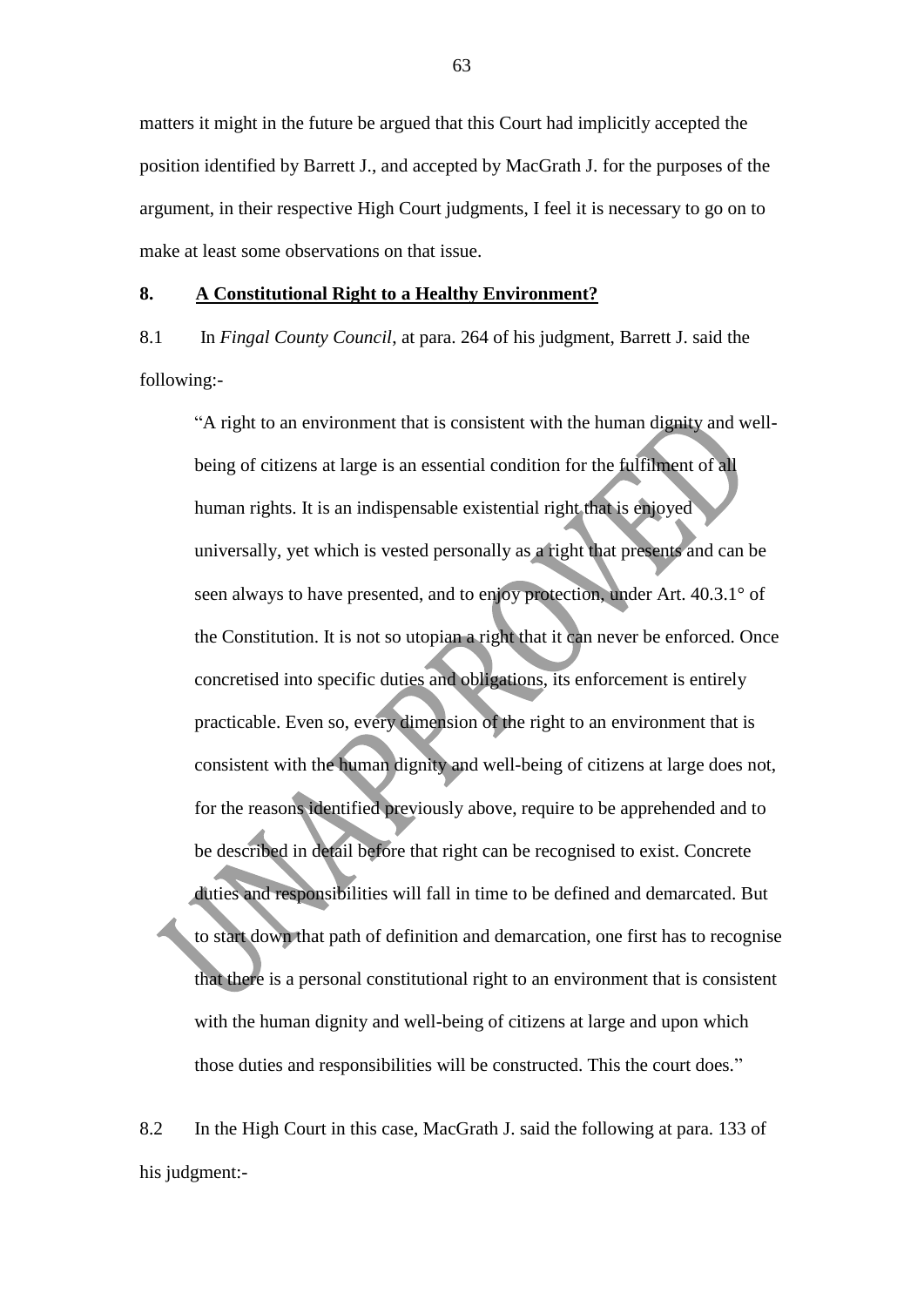matters it might in the future be argued that this Court had implicitly accepted the position identified by Barrett J., and accepted by MacGrath J. for the purposes of the argument, in their respective High Court judgments, I feel it is necessary to go on to make at least some observations on that issue.

## 8. A Constitutional Right to a Healthy Environment?

8.1 In *Fingal County Council*, at para. 264 of his judgment, Barrett J. said the following:-

> "A right to an environment that is consistent with the human dignity and well-being of citizens at large is an essential condition for the fulfilment of all human rights. It is an indispensable existential right that is enjoyed universally, yet which is vested personally as a right that presents and can be seen always to have presented, and to enjoy protection, under Art. 40.3.1° of the Constitution. It is not so utopian a right that it can never be enforced. Once concretised into specific duties and obligations, its enforcement is entirely practicable. Even so, every dimension of the right to an environment that is consistent with the human dignity and well-being of citizens at large does not, for the reasons identified previously above, require to be apprehended and to be described in detail before that right can be recognised to exist. Concrete duties and responsibilities will fall in time to be defined and demarcated. But to start down that path of definition and demarcation, one first has to recognise that there is a personal constitutional right to an environment that is consistent with the human dignity and well-being of citizens at large and upon which those duties and responsibilities will be constructed. This the court does."

8.2 In the High Court in this case, MacGrath J. said the following at para. 133 of his judgment:-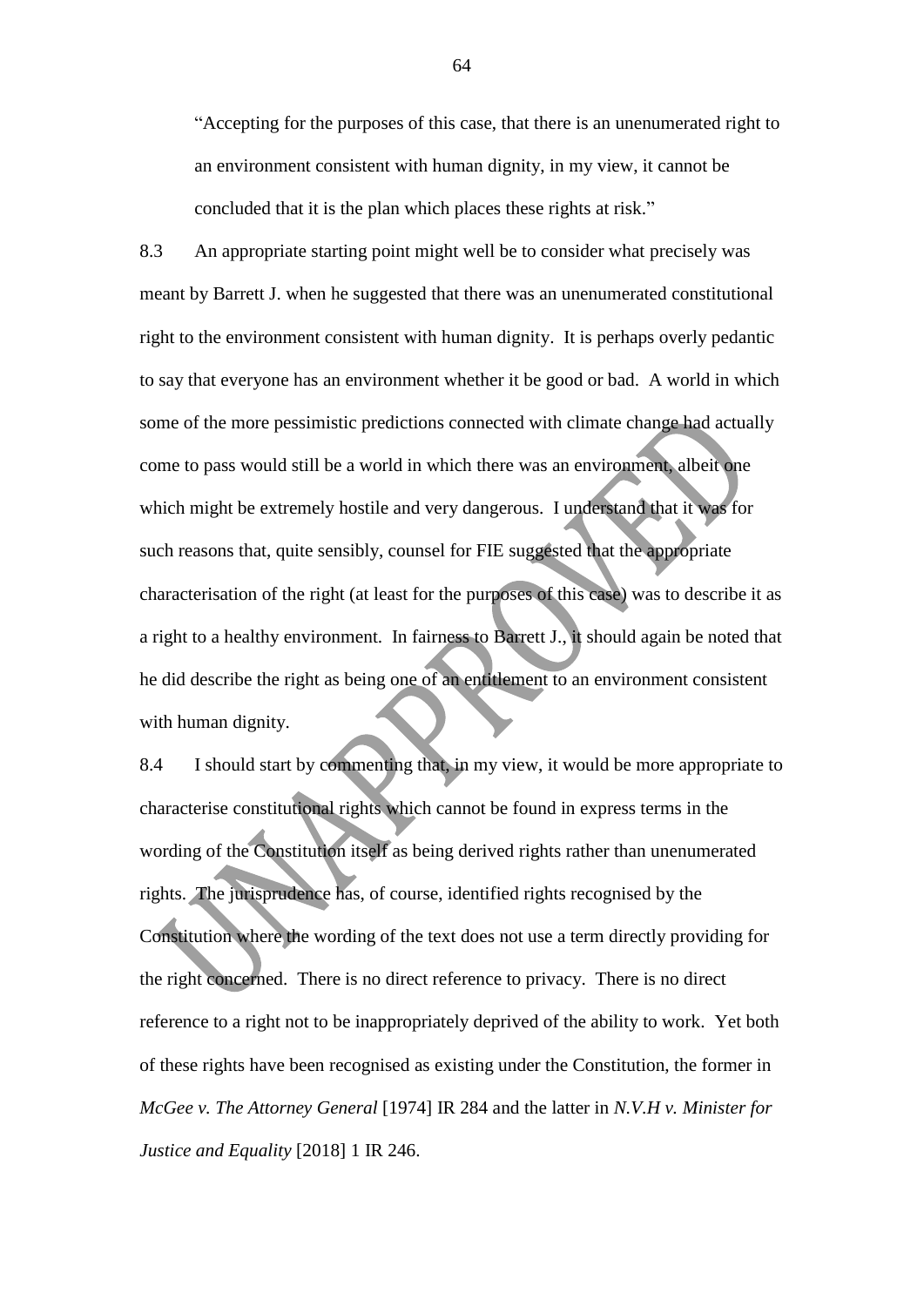> "Accepting for the purposes of this case, that there is an unenumerated right to an environment consistent with human dignity, in my view, it cannot be concluded that it is the plan which places these rights at risk."

8.3 An appropriate starting point might well be to consider what precisely was meant by Barrett J. when he suggested that there was an unenumerated constitutional right to the environment consistent with human dignity. It is perhaps overly pedantic to say that everyone has an environment whether it be good or bad. A world in which some of the more pessimistic predictions connected with climate change had actually come to pass would still be a world in which there was an environment, albeit one which might be extremely hostile and very dangerous. I understand that it was for such reasons that, quite sensibly, counsel for FIE suggested that the appropriate characterisation of the right (at least for the purposes of this case) was to describe it as a right to a healthy environment. In fairness to Barrett J., it should again be noted that he did describe the right as being one of an entitlement to an environment consistent with human dignity.

8.4 I should start by commenting that, in my view, it would be more appropriate to characterise constitutional rights which cannot be found in express terms in the wording of the Constitution itself as being derived rights rather than unenumerated rights. The jurisprudence has, of course, identified rights recognised by the Constitution where the wording of the text does not use a term directly providing for the right concerned. There is no direct reference to privacy. There is no direct reference to a right not to be inappropriately deprived of the ability to work. Yet both of these rights have been recognised as existing under the Constitution, the former in *McGee v. The Attorney General* [1974] IR 284 and the latter in *N.V.H v. Minister for Justice and Equality* [2018] 1 IR 246.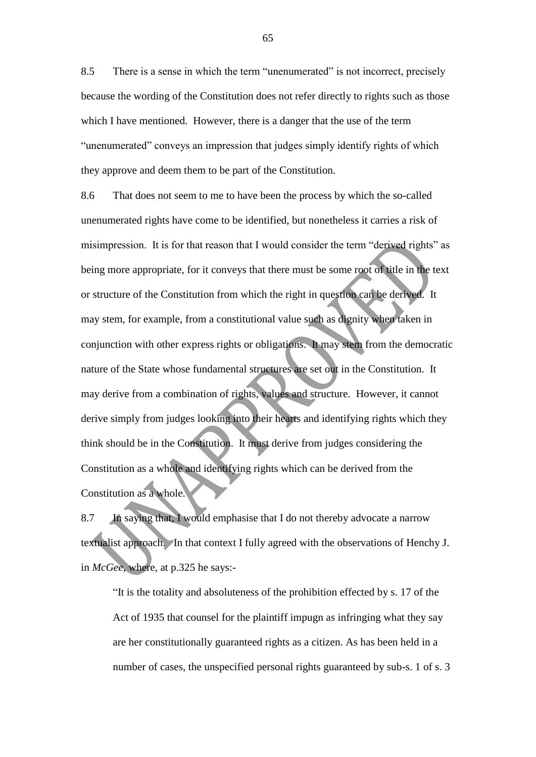8.5 There is a sense in which the term "unenumerated" is not incorrect, precisely because the wording of the Constitution does not refer directly to rights such as those which I have mentioned. However, there is a danger that the use of the term "unenumerated" conveys an impression that judges simply identify rights of which they approve and deem them to be part of the Constitution.

8.6 That does not seem to me to have been the process by which the so-called unenumerated rights have come to be identified, but nonetheless it carries a risk of misimpression. It is for that reason that I would consider the term "derived rights" as being more appropriate, for it conveys that there must be some root of title in the text or structure of the Constitution from which the right in question can be derived. It may stem, for example, from a constitutional value such as dignity when taken in conjunction with other express rights or obligations. It may stem from the democratic nature of the State whose fundamental structures are set out in the Constitution. It may derive from a combination of rights, values and structure. However, it cannot derive simply from judges looking into their hearts and identifying rights which they think should be in the Constitution. It must derive from judges considering the Constitution as a whole and identifying rights which can be derived from the Constitution as a whole.

8.7 In saying that, I would emphasise that I do not thereby advocate a narrow textualist approach. In that context I fully agreed with the observations of Henchy J. in *McGee*, where, at p.325 he says:-

> "It is the totality and absoluteness of the prohibition effected by s. 17 of the Act of 1935 that counsel for the plaintiff impugn as infringing what they say are her constitutionally guaranteed rights as a citizen. As has been held in a number of cases, the unspecified personal rights guaranteed by sub-s. 1 of s. 3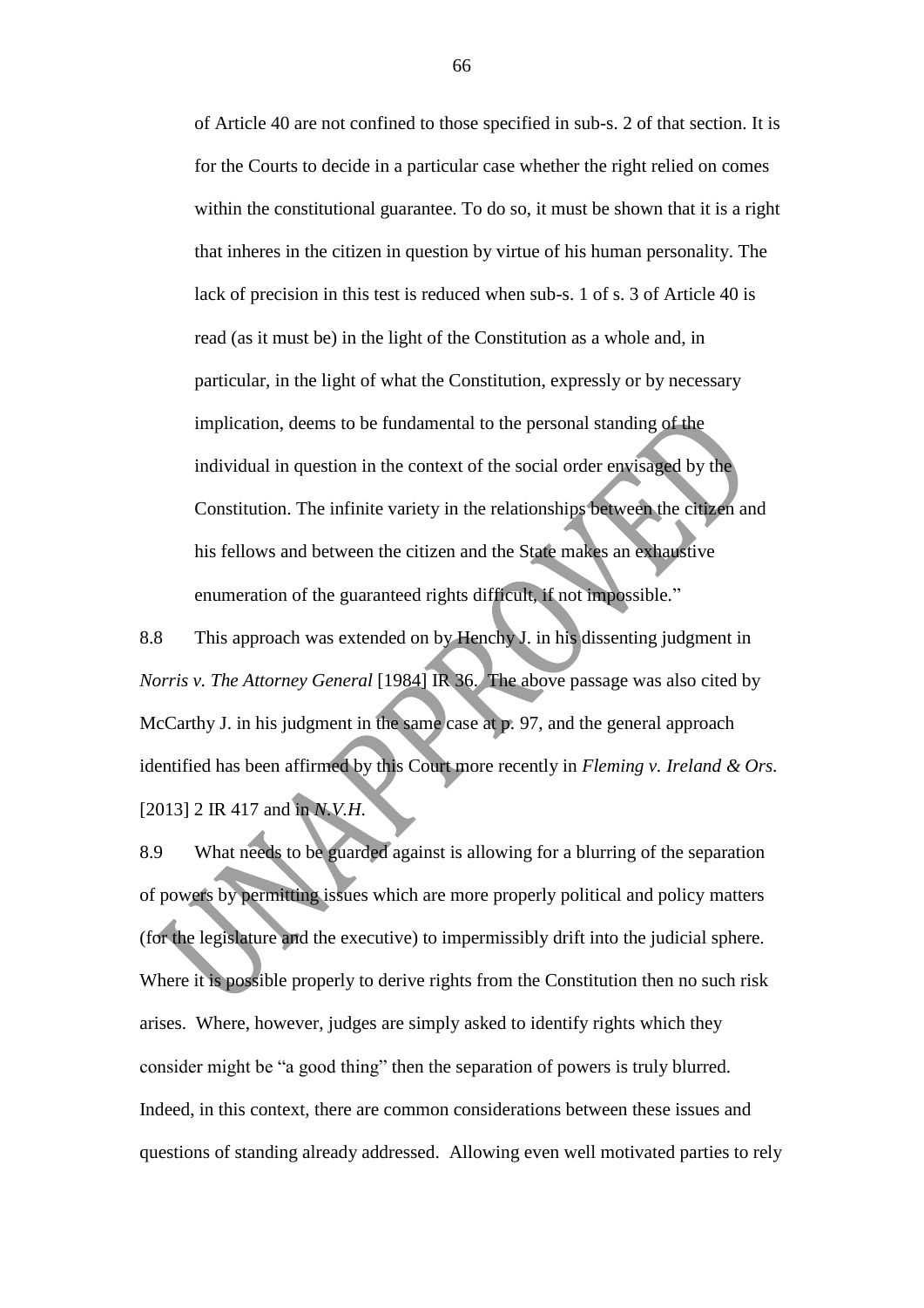of Article 40 are not confined to those specified in sub-s. 2 of that section. It is for the Courts to decide in a particular case whether the right relied on comes within the constitutional guarantee. To do so, it must be shown that it is a right that inheres in the citizen in question by virtue of his human personality. The lack of precision in this test is reduced when sub-s. 1 of s. 3 of Article 40 is read (as it must be) in the light of the Constitution as a whole and, in particular, in the light of what the Constitution, expressly or by necessary implication, deems to be fundamental to the personal standing of the individual in question in the context of the social order envisaged by the Constitution. The infinite variety in the relationships between the citizen and his fellows and between the citizen and the State makes an exhaustive enumeration of the guaranteed rights difficult, if not impossible."

8.8 This approach was extended on by Henchy J. in his dissenting judgment in *Norris v. The Attorney General* [1984] IR 36. The above passage was also cited by McCarthy J. in his judgment in the same case at p. 97, and the general approach identified has been affirmed by this Court more recently in *Fleming v. Ireland & Ors.* [2013] 2 IR 417 and in *N.V.H.*

8.9 What needs to be guarded against is allowing for a blurring of the separation of powers by permitting issues which are more properly political and policy matters (for the legislature and the executive) to impermissibly drift into the judicial sphere. Where it is possible properly to derive rights from the Constitution then no such risk arises. Where, however, judges are simply asked to identify rights which they consider might be "a good thing" then the separation of powers is truly blurred. Indeed, in this context, there are common considerations between these issues and questions of standing already addressed. Allowing even well motivated parties to rely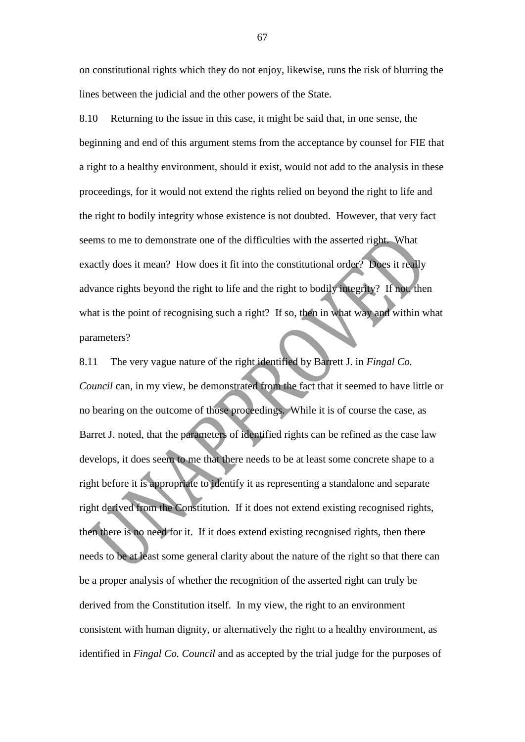on constitutional rights which they do not enjoy, likewise, runs the risk of blurring the lines between the judicial and the other powers of the State.

8.10 Returning to the issue in this case, it might be said that, in one sense, the beginning and end of this argument stems from the acceptance by counsel for FIE that a right to a healthy environment, should it exist, would not add to the analysis in these proceedings, for it would not extend the rights relied on beyond the right to life and the right to bodily integrity whose existence is not doubted. However, that very fact seems to me to demonstrate one of the difficulties with the asserted right. What exactly does it mean? How does it fit into the constitutional order? Does it really advance rights beyond the right to life and the right to bodily integrity? If not, then what is the point of recognising such a right? If so, then in what way and within what parameters?

8.11 The very vague nature of the right identified by Barrett J. in *Fingal Co. Council* can, in my view, be demonstrated from the fact that it seemed to have little or no bearing on the outcome of those proceedings. While it is of course the case, as Barret J. noted, that the parameters of identified rights can be refined as the case law develops, it does seem to me that there needs to be at least some concrete shape to a right before it is appropriate to identify it as representing a standalone and separate right derived from the Constitution. If it does not extend existing recognised rights, then there is no need for it. If it does extend existing recognised rights, then there needs to be at least some general clarity about the nature of the right so that there can be a proper analysis of whether the recognition of the asserted right can truly be derived from the Constitution itself. In my view, the right to an environment consistent with human dignity, or alternatively the right to a healthy environment, as identified in *Fingal Co. Council* and as accepted by the trial judge for the purposes of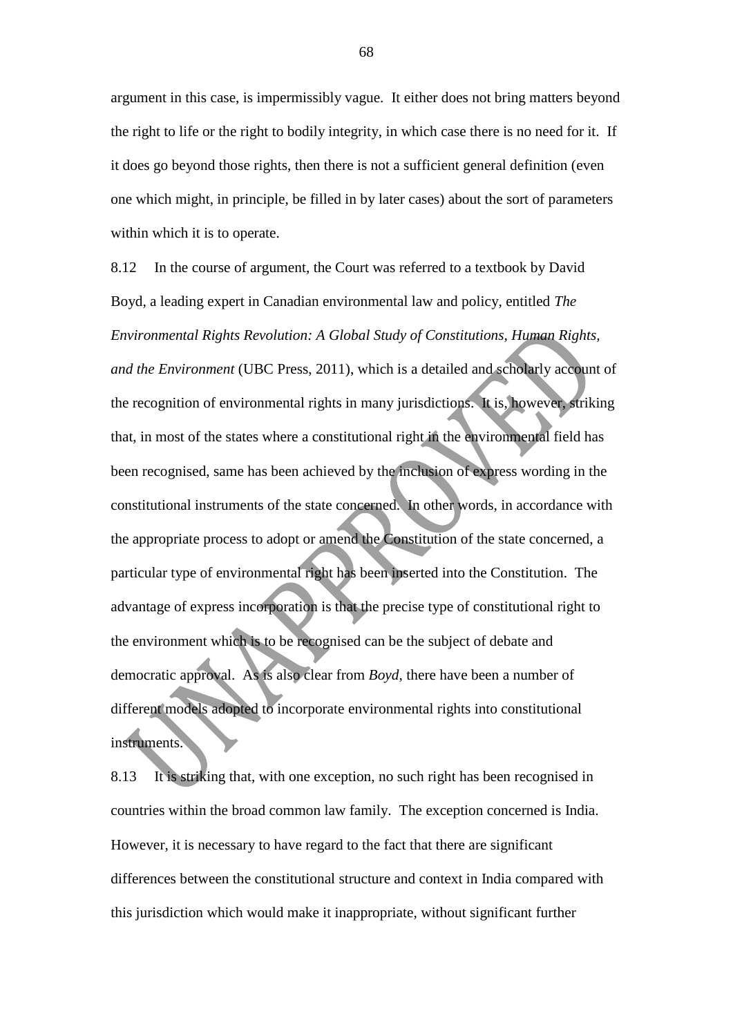argument in this case, is impermissibly vague. It either does not bring matters beyond the right to life or the right to bodily integrity, in which case there is no need for it. If it does go beyond those rights, then there is not a sufficient general definition (even one which might, in principle, be filled in by later cases) about the sort of parameters within which it is to operate.

8.12 In the course of argument, the Court was referred to a textbook by David Boyd, a leading expert in Canadian environmental law and policy, entitled *The Environmental Rights Revolution: A Global Study of Constitutions, Human Rights, and the Environment* (UBC Press, 2011), which is a detailed and scholarly account of the recognition of environmental rights in many jurisdictions. It is, however, striking that, in most of the states where a constitutional right in the environmental field has been recognised, same has been achieved by the inclusion of express wording in the constitutional instruments of the state concerned. In other words, in accordance with the appropriate process to adopt or amend the Constitution of the state concerned, a particular type of environmental right has been inserted into the Constitution. The advantage of express incorporation is that the precise type of constitutional right to the environment which is to be recognised can be the subject of debate and democratic approval. As is also clear from *Boyd*, there have been a number of different models adopted to incorporate environmental rights into constitutional instruments.

8.13 It is striking that, with one exception, no such right has been recognised in countries within the broad common law family. The exception concerned is India. However, it is necessary to have regard to the fact that there are significant differences between the constitutional structure and context in India compared with this jurisdiction which would make it inappropriate, without significant further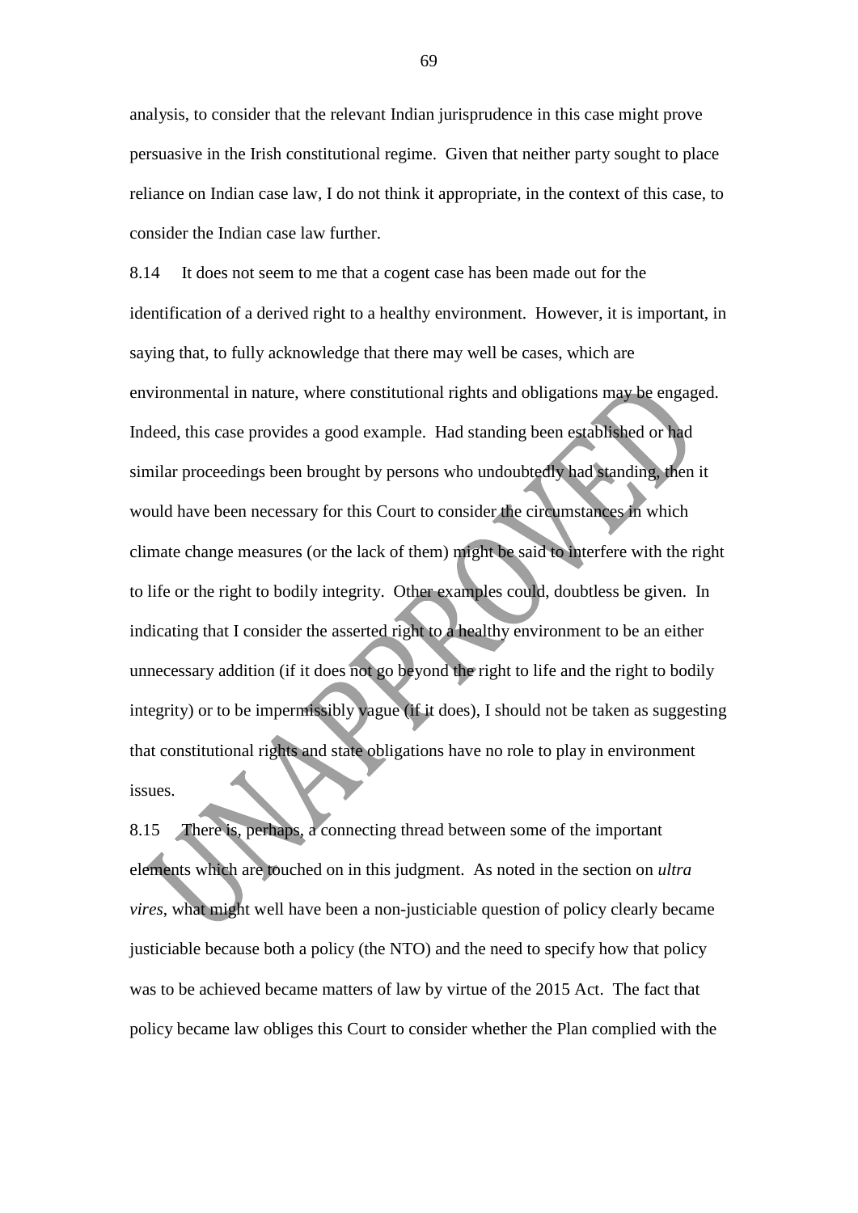analysis, to consider that the relevant Indian jurisprudence in this case might prove persuasive in the Irish constitutional regime. Given that neither party sought to place reliance on Indian case law, I do not think it appropriate, in the context of this case, to consider the Indian case law further.

8.14 It does not seem to me that a cogent case has been made out for the identification of a derived right to a healthy environment. However, it is important, in saying that, to fully acknowledge that there may well be cases, which are environmental in nature, where constitutional rights and obligations may be engaged. Indeed, this case provides a good example. Had standing been established or had similar proceedings been brought by persons who undoubtedly had standing, then it would have been necessary for this Court to consider the circumstances in which climate change measures (or the lack of them) might be said to interfere with the right to life or the right to bodily integrity. Other examples could, doubtless be given. In indicating that I consider the asserted right to a healthy environment to be an either unnecessary addition (if it does not go beyond the right to life and the right to bodily integrity) or to be impermissibly vague (if it does), I should not be taken as suggesting that constitutional rights and state obligations have no role to play in environment issues.

8.15 There is, perhaps, a connecting thread between some of the important elements which are touched on in this judgment. As noted in the section on *ultra vires*, what might well have been a non-justiciable question of policy clearly became justiciable because both a policy (the NTO) and the need to specify how that policy was to be achieved became matters of law by virtue of the 2015 Act. The fact that policy became law obliges this Court to consider whether the Plan complied with the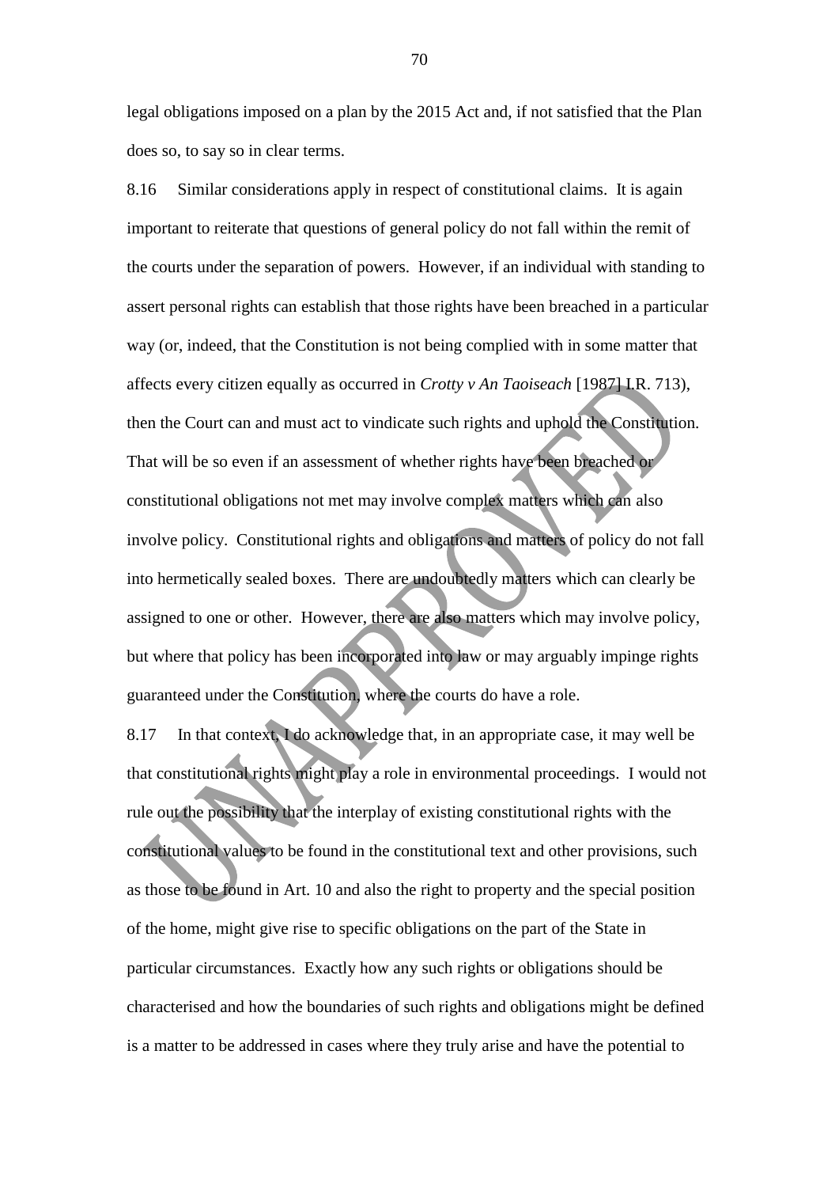legal obligations imposed on a plan by the 2015 Act and, if not satisfied that the Plan does so, to say so in clear terms.

8.16 Similar considerations apply in respect of constitutional claims. It is again important to reiterate that questions of general policy do not fall within the remit of the courts under the separation of powers. However, if an individual with standing to assert personal rights can establish that those rights have been breached in a particular way (or, indeed, that the Constitution is not being complied with in some matter that affects every citizen equally as occurred in *Crotty v An Taoiseach* [1987] I.R. 713), then the Court can and must act to vindicate such rights and uphold the Constitution. That will be so even if an assessment of whether rights have been breached or constitutional obligations not met may involve complex matters which can also involve policy. Constitutional rights and obligations and matters of policy do not fall into hermetically sealed boxes. There are undoubtedly matters which can clearly be assigned to one or other. However, there are also matters which may involve policy, but where that policy has been incorporated into law or may arguably impinge rights guaranteed under the Constitution, where the courts do have a role.

8.17 In that context, I do acknowledge that, in an appropriate case, it may well be that constitutional rights might play a role in environmental proceedings. I would not rule out the possibility that the interplay of existing constitutional rights with the constitutional values to be found in the constitutional text and other provisions, such as those to be found in Art. 10 and also the right to property and the special position of the home, might give rise to specific obligations on the part of the State in particular circumstances. Exactly how any such rights or obligations should be characterised and how the boundaries of such rights and obligations might be defined is a matter to be addressed in cases where they truly arise and have the potential to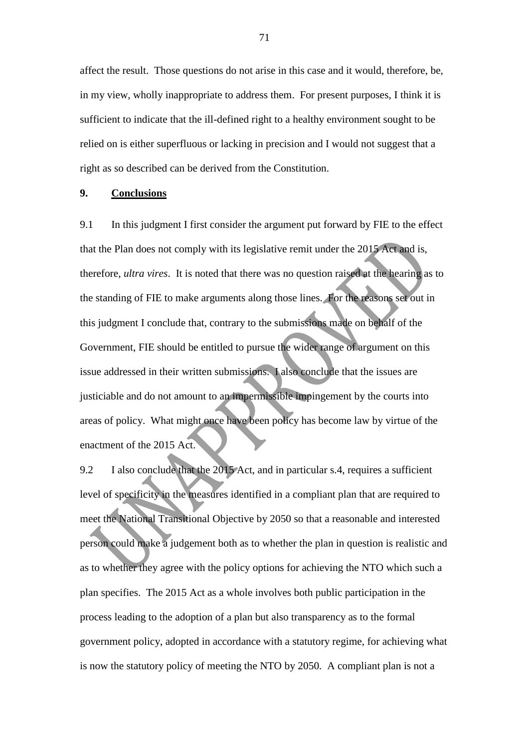affect the result. Those questions do not arise in this case and it would, therefore, be, in my view, wholly inappropriate to address them. For present purposes, I think it is sufficient to indicate that the ill-defined right to a healthy environment sought to be relied on is either superfluous or lacking in precision and I would not suggest that a right as so described can be derived from the Constitution.

## 9. Conclusions

9.1 In this judgment I first consider the argument put forward by FIE to the effect that the Plan does not comply with its legislative remit under the 2015 Act and is, therefore, *ultra vires*. It is noted that there was no question raised at the hearing as to the standing of FIE to make arguments along those lines. For the reasons set out in this judgment I conclude that, contrary to the submissions made on behalf of the Government, FIE should be entitled to pursue the wider range of argument on this issue addressed in their written submissions. I also conclude that the issues are justiciable and do not amount to an impermissible impingement by the courts into areas of policy. What might once have been policy has become law by virtue of the enactment of the 2015 Act.

9.2 I also conclude that the 2015 Act, and in particular s.4, requires a sufficient level of specificity in the measures identified in a compliant plan that are required to meet the National Transitional Objective by 2050 so that a reasonable and interested person could make a judgement both as to whether the plan in question is realistic and as to whether they agree with the policy options for achieving the NTO which such a plan specifies. The 2015 Act as a whole involves both public participation in the process leading to the adoption of a plan but also transparency as to the formal government policy, adopted in accordance with a statutory regime, for achieving what is now the statutory policy of meeting the NTO by 2050. A compliant plan is not a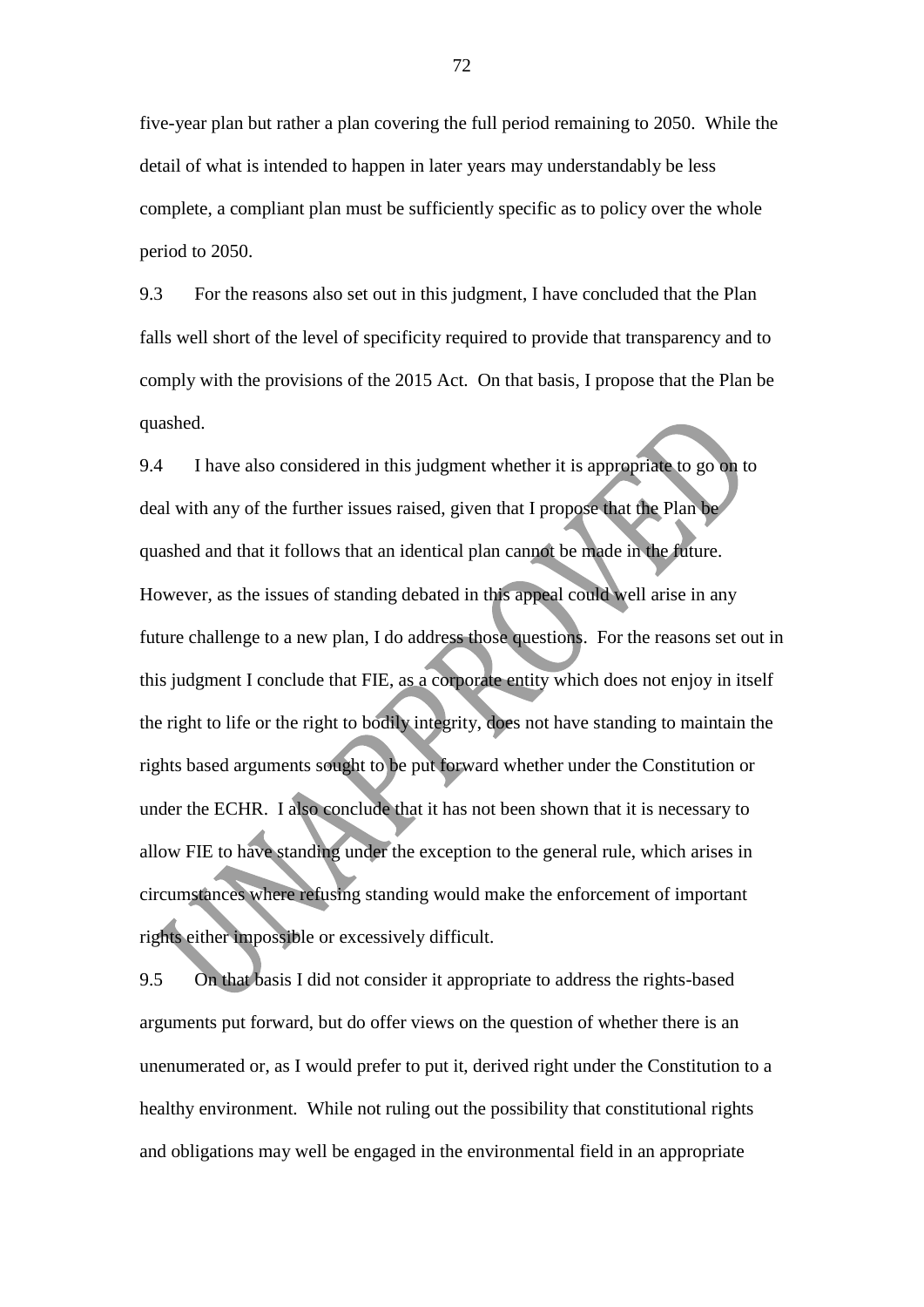five-year plan but rather a plan covering the full period remaining to 2050. While the detail of what is intended to happen in later years may understandably be less complete, a compliant plan must be sufficiently specific as to policy over the whole period to 2050.

9.3 For the reasons also set out in this judgment, I have concluded that the Plan falls well short of the level of specificity required to provide that transparency and to comply with the provisions of the 2015 Act. On that basis, I propose that the Plan be quashed.

9.4 I have also considered in this judgment whether it is appropriate to go on to deal with any of the further issues raised, given that I propose that the Plan be quashed and that it follows that an identical plan cannot be made in the future. However, as the issues of standing debated in this appeal could well arise in any future challenge to a new plan, I do address those questions. For the reasons set out in this judgment I conclude that FIE, as a corporate entity which does not enjoy in itself the right to life or the right to bodily integrity, does not have standing to maintain the rights based arguments sought to be put forward whether under the Constitution or under the ECHR. I also conclude that it has not been shown that it is necessary to allow FIE to have standing under the exception to the general rule, which arises in circumstances where refusing standing would make the enforcement of important rights either impossible or excessively difficult.

9.5 On that basis I did not consider it appropriate to address the rights-based arguments put forward, but do offer views on the question of whether there is an unenumerated or, as I would prefer to put it, derived right under the Constitution to a healthy environment. While not ruling out the possibility that constitutional rights and obligations may well be engaged in the environmental field in an appropriate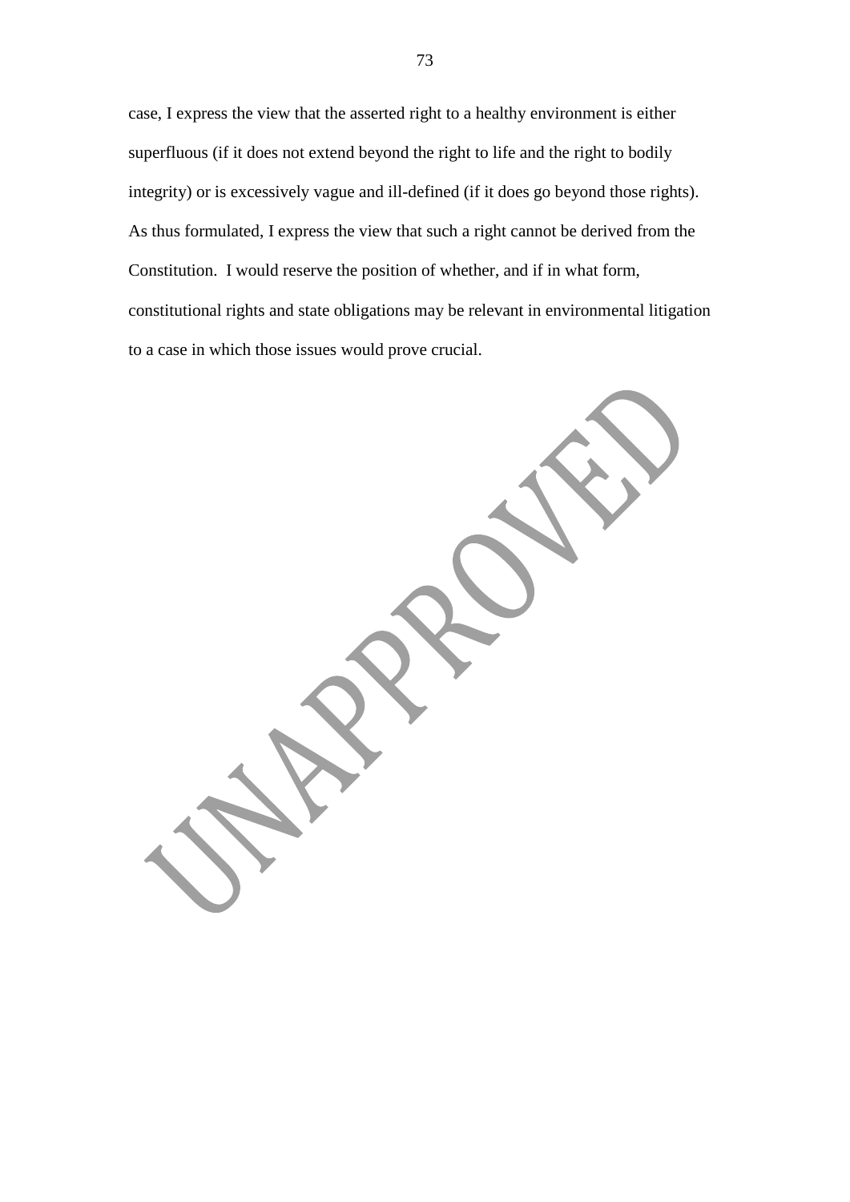case, I express the view that the asserted right to a healthy environment is either superfluous (if it does not extend beyond the right to life and the right to bodily integrity) or is excessively vague and ill-defined (if it does go beyond those rights). As thus formulated, I express the view that such a right cannot be derived from the Constitution. I would reserve the position of whether, and if in what form, constitutional rights and state obligations may be relevant in environmental litigation to a case in which those issues would prove crucial.

UNAPPROVED